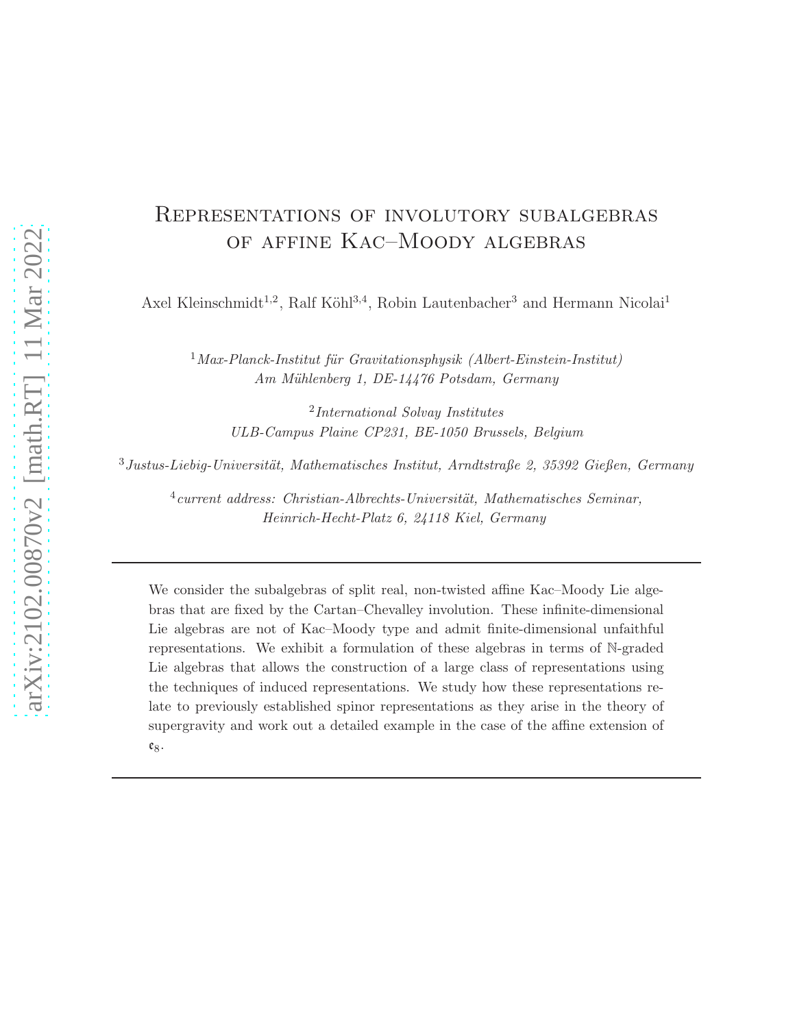# Representations of involutory subalgebras of affine Kac–Moody algebras

Axel Kleinschmidt[1,2], Ralf Köhl[3,4], Robin Lautenbacher[3] and Hermann Nicolai[1]

[1] *Max-Planck-Institut für Gravitationsphysik (Albert-Einstein-Institut) Am Mühlenberg 1, DE-14476 Potsdam, Germany*

[2] *International Solvay Institutes ULB-Campus Plaine CP231, BE-1050 Brussels, Belgium*

[3] *Justus-Liebig-Universität, Mathematisches Institut, Arndtstraße 2, 35392 Gießen, Germany*

[4] *current address: Christian-Albrechts-Universität, Mathematisches Seminar, Heinrich-Hecht-Platz 6, 24118 Kiel, Germany*

---

We consider the subalgebras of split real, non-twisted affine Kac–Moody Lie algebras that are fixed by the Cartan–Chevalley involution. These infinite-dimensional Lie algebras are not of Kac–Moody type and admit finite-dimensional unfaithful representations. We exhibit a formulation of these algebras in terms of $\mathbb{N}$-graded Lie algebras that allows the construction of a large class of representations using the techniques of induced representations. We study how these representations relate to previously established spinor representations as they arise in the theory of supergravity and work out a detailed example in the case of the affine extension of $\mathfrak{e}_8$.

---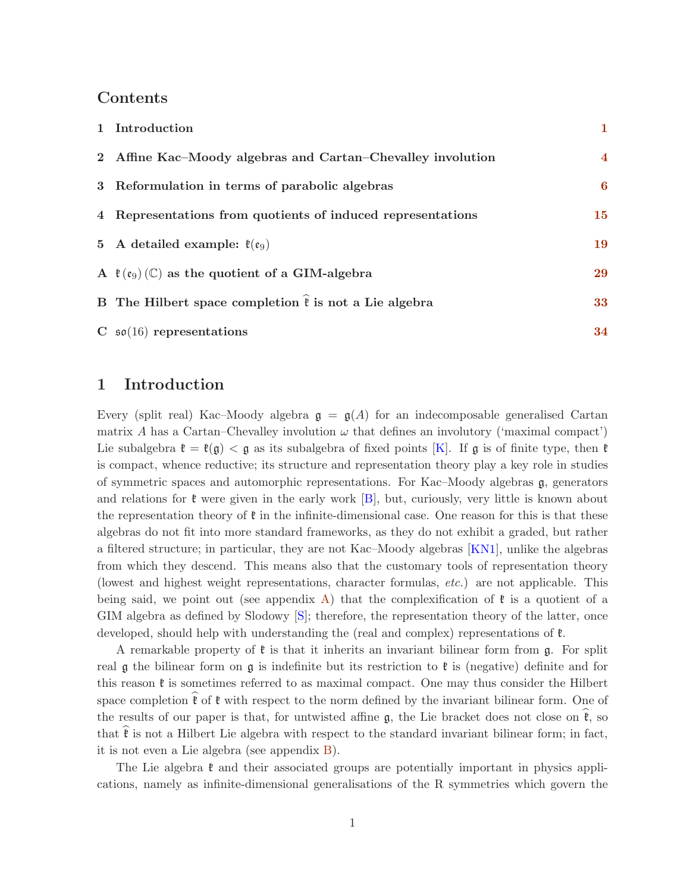## Contents

1 Introduction 1

2 Affine Kac–Moody algebras and Cartan–Chevalley involution 4

3 Reformulation in terms of parabolic algebras 6

4 Representations from quotients of induced representations 15

5 A detailed example: $\mathfrak{k}(\mathfrak{e}_9)$ 19

A $\mathfrak{k}(\mathfrak{e}_9)(\mathbb{C})$ as the quotient of a GIM-algebra 29

B The Hilbert space completion $\widehat{\mathfrak{k}}$ is not a Lie algebra 33

C $\mathfrak{so}(16)$ representations 34

# 1 Introduction

Every (split real) Kac–Moody algebra $\mathfrak{g} = \mathfrak{g}(A)$ for an indecomposable generalised Cartan matrix $A$ has a Cartan–Chevalley involution $\omega$ that defines an involutory ('maximal compact') Lie subalgebra $\mathfrak{k} = \mathfrak{k}(\mathfrak{g}) < \mathfrak{g}$ as its subalgebra of fixed points [K]. If $\mathfrak{g}$ is of finite type, then $\mathfrak{k}$ is compact, whence reductive; its structure and representation theory play a key role in studies of symmetric spaces and automorphic representations. For Kac–Moody algebras $\mathfrak{g}$, generators and relations for $\mathfrak{k}$ were given in the early work [B], but, curiously, very little is known about the representation theory of $\mathfrak{k}$ in the infinite-dimensional case. One reason for this is that these algebras do not fit into more standard frameworks, as they do not exhibit a graded, but rather a filtered structure; in particular, they are not Kac–Moody algebras [KN1], unlike the algebras from which they descend. This means also that the customary tools of representation theory (lowest and highest weight representations, character formulas, *etc.*) are not applicable. This being said, we point out (see appendix A) that the complexification of $\mathfrak{k}$ is a quotient of a GIM algebra as defined by Slodowy [S]; therefore, the representation theory of the latter, once developed, should help with understanding the (real and complex) representations of $\mathfrak{k}$.

A remarkable property of $\mathfrak{k}$ is that it inherits an invariant bilinear form from $\mathfrak{g}$. For split real $\mathfrak{g}$ the bilinear form on $\mathfrak{g}$ is indefinite but its restriction to $\mathfrak{k}$ is (negative) definite and for this reason $\mathfrak{k}$ is sometimes referred to as maximal compact. One may thus consider the Hilbert space completion $\widehat{\mathfrak{k}}$ of $\mathfrak{k}$ with respect to the norm defined by the invariant bilinear form. One of the results of our paper is that, for untwisted affine $\mathfrak{g}$, the Lie bracket does not close on $\widehat{\mathfrak{k}}$, so that $\widehat{\mathfrak{k}}$ is not a Hilbert Lie algebra with respect to the standard invariant bilinear form; in fact, it is not even a Lie algebra (see appendix B).

The Lie algebra $\mathfrak{k}$ and their associated groups are potentially important in physics applications, namely as infinite-dimensional generalisations of the R symmetries which govern the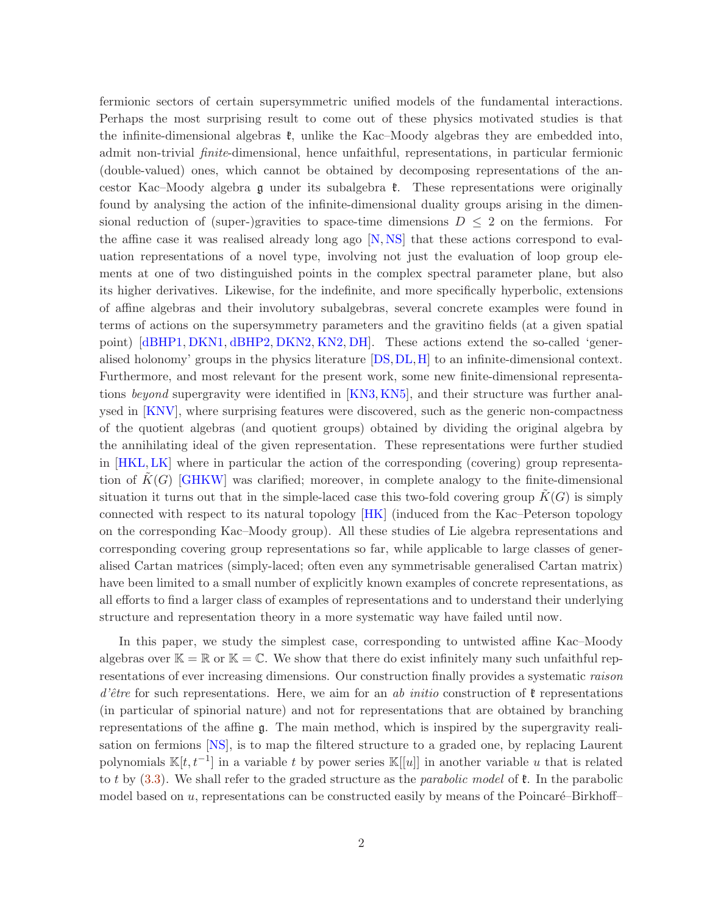fermionic sectors of certain supersymmetric unified models of the fundamental interactions. Perhaps the most surprising result to come out of these physics motivated studies is that the infinite-dimensional algebras $\mathfrak{k}$, unlike the Kac–Moody algebras they are embedded into, admit non-trivial *finite*-dimensional, hence unfaithful, representations, in particular fermionic (double-valued) ones, which cannot be obtained by decomposing representations of the ancestor Kac–Moody algebra $\mathfrak{g}$ under its subalgebra $\mathfrak{k}$. These representations were originally found by analysing the action of the infinite-dimensional duality groups arising in the dimensional reduction of (super-)gravities to space-time dimensions $D \leq 2$ on the fermions. For the affine case it was realised already long ago [N, NS] that these actions correspond to evaluation representations of a novel type, involving not just the evaluation of loop group elements at one of two distinguished points in the complex spectral parameter plane, but also its higher derivatives. Likewise, for the indefinite, and more specifically hyperbolic, extensions of affine algebras and their involutory subalgebras, several concrete examples were found in terms of actions on the supersymmetry parameters and the gravitino fields (at a given spatial point) [dBHP1, DKN1, dBHP2, DKN2, KN2, DH]. These actions extend the so-called 'generalised holonomy' groups in the physics literature [DS, DL, H] to an infinite-dimensional context. Furthermore, and most relevant for the present work, some new finite-dimensional representations *beyond* supergravity were identified in [KN3, KN5], and their structure was further analysed in [KNV], where surprising features were discovered, such as the generic non-compactness of the quotient algebras (and quotient groups) obtained by dividing the original algebra by the annihilating ideal of the given representation. These representations were further studied in [HKL, LK] where in particular the action of the corresponding (covering) group representation of $\tilde{K}(G)$ [GHKW] was clarified; moreover, in complete analogy to the finite-dimensional situation it turns out that in the simple-laced case this two-fold covering group $\tilde{K}(G)$ is simply connected with respect to its natural topology [HK] (induced from the Kac–Peterson topology on the corresponding Kac–Moody group). All these studies of Lie algebra representations and corresponding covering group representations so far, while applicable to large classes of generalised Cartan matrices (simply-laced; often even any symmetrisable generalised Cartan matrix) have been limited to a small number of explicitly known examples of concrete representations, as all efforts to find a larger class of examples of representations and to understand their underlying structure and representation theory in a more systematic way have failed until now.

In this paper, we study the simplest case, corresponding to untwisted affine Kac–Moody algebras over $\mathbb{K} = \mathbb{R}$ or $\mathbb{K} = \mathbb{C}$. We show that there do exist infinitely many such unfaithful representations of ever increasing dimensions. Our construction finally provides a systematic *raison d'être* for such representations. Here, we aim for an *ab initio* construction of $\mathfrak{k}$ representations (in particular of spinorial nature) and not for representations that are obtained by branching representations of the affine $\mathfrak{g}$. The main method, which is inspired by the supergravity realisation on fermions [NS], is to map the filtered structure to a graded one, by replacing Laurent polynomials $\mathbb{K}[t, t^{-1}]$ in a variable $t$ by power series $\mathbb{K}[[u]]$ in another variable $u$ that is related to $t$ by (3.3). We shall refer to the graded structure as the *parabolic model* of $\mathfrak{k}$. In the parabolic model based on $u$, representations can be constructed easily by means of the Poincaré–Birkhoff–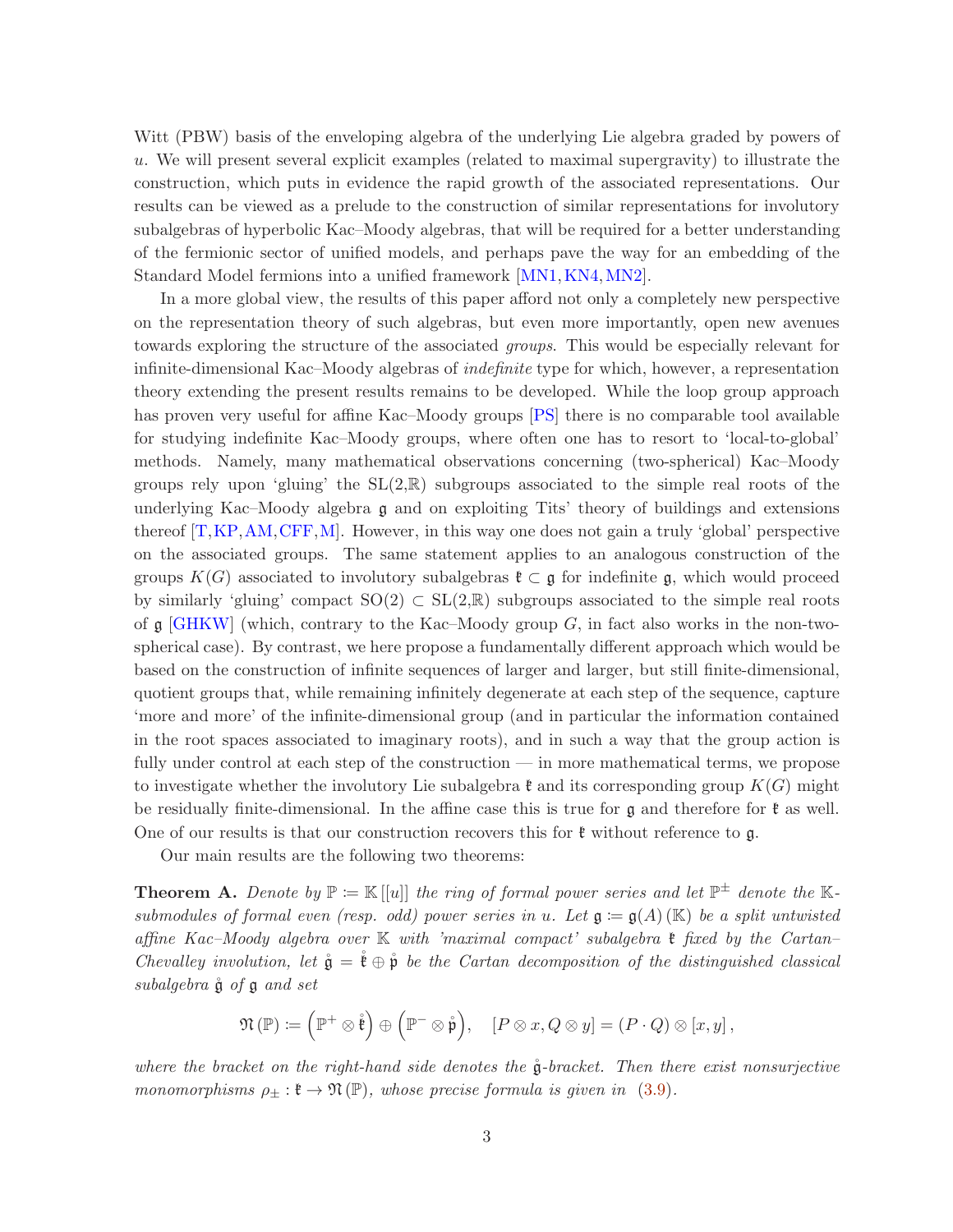Witt (PBW) basis of the enveloping algebra of the underlying Lie algebra graded by powers of $u$. We will present several explicit examples (related to maximal supergravity) to illustrate the construction, which puts in evidence the rapid growth of the associated representations. Our results can be viewed as a prelude to the construction of similar representations for involutory subalgebras of hyperbolic Kac–Moody algebras, that will be required for a better understanding of the fermionic sector of unified models, and perhaps pave the way for an embedding of the Standard Model fermions into a unified framework [MN1, KN4, MN2].

In a more global view, the results of this paper afford not only a completely new perspective on the representation theory of such algebras, but even more importantly, open new avenues towards exploring the structure of the associated *groups*. This would be especially relevant for infinite-dimensional Kac–Moody algebras of *indefinite* type for which, however, a representation theory extending the present results remains to be developed. While the loop group approach has proven very useful for affine Kac–Moody groups [PS] there is no comparable tool available for studying indefinite Kac–Moody groups, where often one has to resort to 'local-to-global' methods. Namely, many mathematical observations concerning (two-spherical) Kac–Moody groups rely upon 'gluing' the SL(2,ℝ) subgroups associated to the simple real roots of the underlying Kac–Moody algebra $\mathfrak{g}$ and on exploiting Tits' theory of buildings and extensions thereof [T, KP, AM, CFF, M]. However, in this way one does not gain a truly 'global' perspective on the associated groups. The same statement applies to an analogous construction of the groups $K(G)$ associated to involutory subalgebras $\mathfrak{k} \subset \mathfrak{g}$ for indefinite $\mathfrak{g}$, which would proceed by similarly 'gluing' compact $\mathrm{SO}(2) \subset \mathrm{SL}(2,\mathbb{R})$ subgroups associated to the simple real roots of $\mathfrak{g}$ [GHKW] (which, contrary to the Kac–Moody group $G$, in fact also works in the non-two-spherical case). By contrast, we here propose a fundamentally different approach which would be based on the construction of infinite sequences of larger and larger, but still finite-dimensional, quotient groups that, while remaining infinitely degenerate at each step of the sequence, capture 'more and more' of the infinite-dimensional group (and in particular the information contained in the root spaces associated to imaginary roots), and in such a way that the group action is fully under control at each step of the construction — in more mathematical terms, we propose to investigate whether the involutory Lie subalgebra $\mathfrak{k}$ and its corresponding group $K(G)$ might be residually finite-dimensional. In the affine case this is true for $\mathfrak{g}$ and therefore for $\mathfrak{k}$ as well. One of our results is that our construction recovers this for $\mathfrak{k}$ without reference to $\mathfrak{g}$.

Our main results are the following two theorems:

**Theorem A.** *Denote by $\mathbb{P} \coloneqq \mathbb{K}[[u]]$ the ring of formal power series and let $\mathbb{P}^{\pm}$ denote the $\mathbb{K}$-submodules of formal even (resp. odd) power series in $u$. Let $\mathfrak{g} \coloneqq \mathfrak{g}(A)(\mathbb{K})$ be a split untwisted affine Kac–Moody algebra over $\mathbb{K}$ with 'maximal compact' subalgebra $\mathfrak{k}$ fixed by the Cartan–Chevalley involution, let $\mathring{\mathfrak{g}} = \mathring{\mathfrak{k}} \oplus \mathring{\mathfrak{p}}$ be the Cartan decomposition of the distinguished classical subalgebra $\mathring{\mathfrak{g}}$ of $\mathfrak{g}$ and set*

$$\mathfrak{N}(\mathbb{P}) \coloneqq \left(\mathbb{P}^{+} \otimes \mathring{\mathfrak{k}}\right) \oplus \left(\mathbb{P}^{-} \otimes \mathring{\mathfrak{p}}\right), \quad [P \otimes x, Q \otimes y] = (P \cdot Q) \otimes [x, y]\,,$$

*where the bracket on the right-hand side denotes the $\mathring{\mathfrak{g}}$-bracket. Then there exist nonsurjective monomorphisms $\rho_{\pm} : \mathfrak{k} \to \mathfrak{N}(\mathbb{P})$, whose precise formula is given in (3.9).*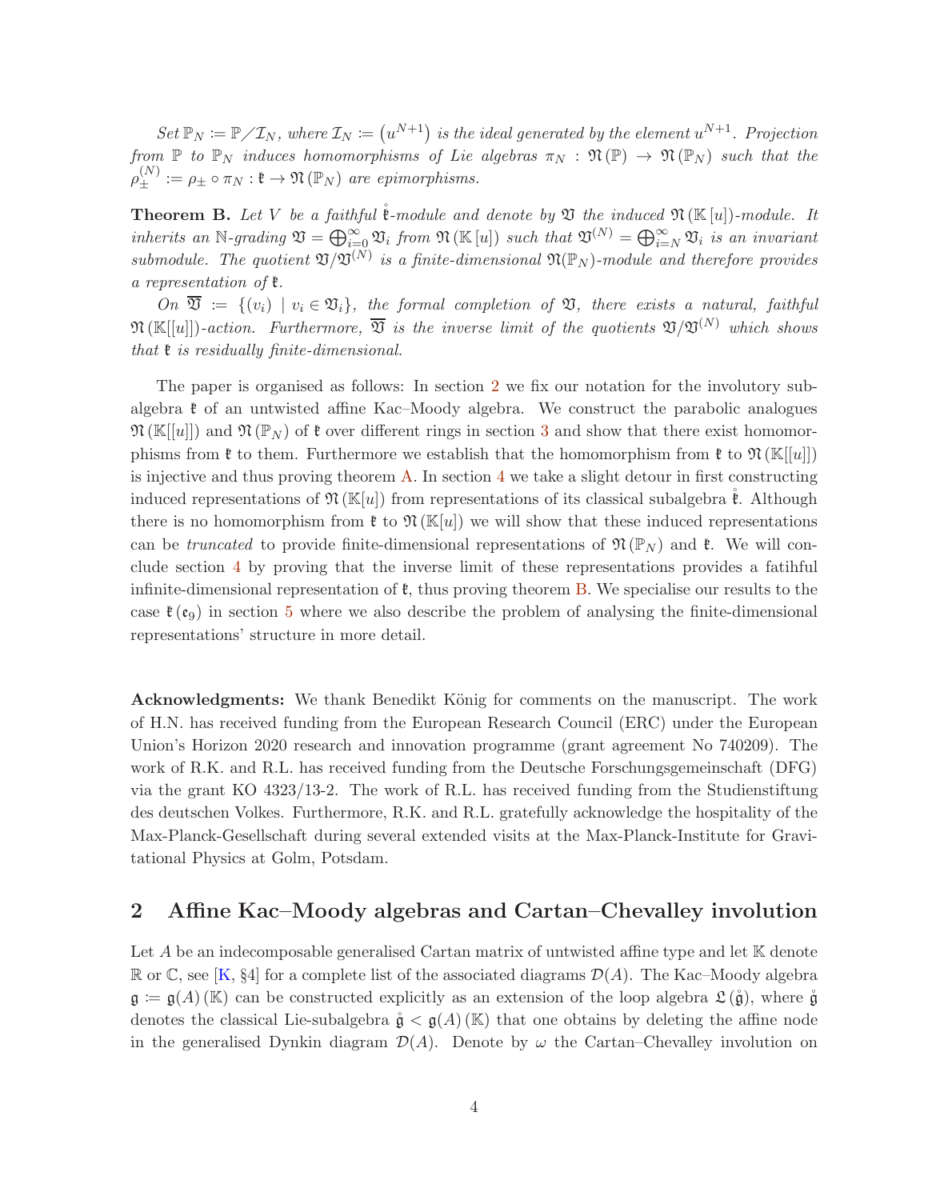*Set* $\mathbb{P}_N := \mathbb{P}/\mathcal{I}_N$*, where* $\mathcal{I}_N := \left(u^{N+1}\right)$ *is the ideal generated by the element* $u^{N+1}$*. Projection from* $\mathbb{P}$ *to* $\mathbb{P}_N$ *induces homomorphisms of Lie algebras* $\pi_N : \mathfrak{N}(\mathbb{P}) \to \mathfrak{N}(\mathbb{P}_N)$ *such that the* $\rho_{\pm}^{(N)} := \rho_{\pm} \circ \pi_N : \mathfrak{k} \to \mathfrak{N}(\mathbb{P}_N)$ *are epimorphisms.*

**Theorem B.** *Let* $V$ *be a faithful* $\mathring{\mathfrak{k}}$*-module and denote by* $\mathfrak{V}$ *the induced* $\mathfrak{N}(\mathbb{K}[u])$*-module. It inherits an* $\mathbb{N}$*-grading* $\mathfrak{V} = \bigoplus_{i=0}^{\infty} \mathfrak{V}_i$ *from* $\mathfrak{N}(\mathbb{K}[u])$ *such that* $\mathfrak{V}^{(N)} = \bigoplus_{i=N}^{\infty} \mathfrak{V}_i$ *is an invariant submodule. The quotient* $\mathfrak{V}/\mathfrak{V}^{(N)}$ *is a finite-dimensional* $\mathfrak{N}(\mathbb{P}_N)$*-module and therefore provides a representation of* $\mathfrak{k}$*.*

*On* $\overline{\mathfrak{V}} := \{(v_i) \mid v_i \in \mathfrak{V}_i\}$*, the formal completion of* $\mathfrak{V}$*, there exists a natural, faithful* $\mathfrak{N}(\mathbb{K}[[u]])$*-action. Furthermore,* $\overline{\mathfrak{V}}$ *is the inverse limit of the quotients* $\mathfrak{V}/\mathfrak{V}^{(N)}$ *which shows that* $\mathfrak{k}$ *is residually finite-dimensional.*

The paper is organised as follows: In section 2 we fix our notation for the involutory subalgebra $\mathfrak{k}$ of an untwisted affine Kac–Moody algebra. We construct the parabolic analogues $\mathfrak{N}(\mathbb{K}[[u]])$ and $\mathfrak{N}(\mathbb{P}_N)$ of $\mathfrak{k}$ over different rings in section 3 and show that there exist homomorphisms from $\mathfrak{k}$ to them. Furthermore we establish that the homomorphism from $\mathfrak{k}$ to $\mathfrak{N}(\mathbb{K}[[u]])$ is injective and thus proving theorem A. In section 4 we take a slight detour in first constructing induced representations of $\mathfrak{N}(\mathbb{K}[u])$ from representations of its classical subalgebra $\mathring{\mathfrak{k}}$. Although there is no homomorphism from $\mathfrak{k}$ to $\mathfrak{N}(\mathbb{K}[u])$ we will show that these induced representations can be *truncated* to provide finite-dimensional representations of $\mathfrak{N}(\mathbb{P}_N)$ and $\mathfrak{k}$. We will conclude section 4 by proving that the inverse limit of these representations provides a fatihful infinite-dimensional representation of $\mathfrak{k}$, thus proving theorem B. We specialise our results to the case $\mathfrak{k}(\mathfrak{e}_9)$ in section 5 where we also describe the problem of analysing the finite-dimensional representations' structure in more detail.

**Acknowledgments:** We thank Benedikt König for comments on the manuscript. The work of H.N. has received funding from the European Research Council (ERC) under the European Union's Horizon 2020 research and innovation programme (grant agreement No 740209). The work of R.K. and R.L. has received funding from the Deutsche Forschungsgemeinschaft (DFG) via the grant KO 4323/13-2. The work of R.L. has received funding from the Studienstiftung des deutschen Volkes. Furthermore, R.K. and R.L. gratefully acknowledge the hospitality of the Max-Planck-Gesellschaft during several extended visits at the Max-Planck-Institute for Gravitational Physics at Golm, Potsdam.

## 2 Affine Kac–Moody algebras and Cartan–Chevalley involution

Let $A$ be an indecomposable generalised Cartan matrix of untwisted affine type and let $\mathbb{K}$ denote $\mathbb{R}$ or $\mathbb{C}$, see [K, §4] for a complete list of the associated diagrams $\mathcal{D}(A)$. The Kac–Moody algebra $\mathfrak{g} := \mathfrak{g}(A)(\mathbb{K})$ can be constructed explicitly as an extension of the loop algebra $\mathfrak{L}(\mathring{\mathfrak{g}})$, where $\mathring{\mathfrak{g}}$ denotes the classical Lie-subalgebra $\mathring{\mathfrak{g}} < \mathfrak{g}(A)(\mathbb{K})$ that one obtains by deleting the affine node in the generalised Dynkin diagram $\mathcal{D}(A)$. Denote by $\omega$ the Cartan–Chevalley involution on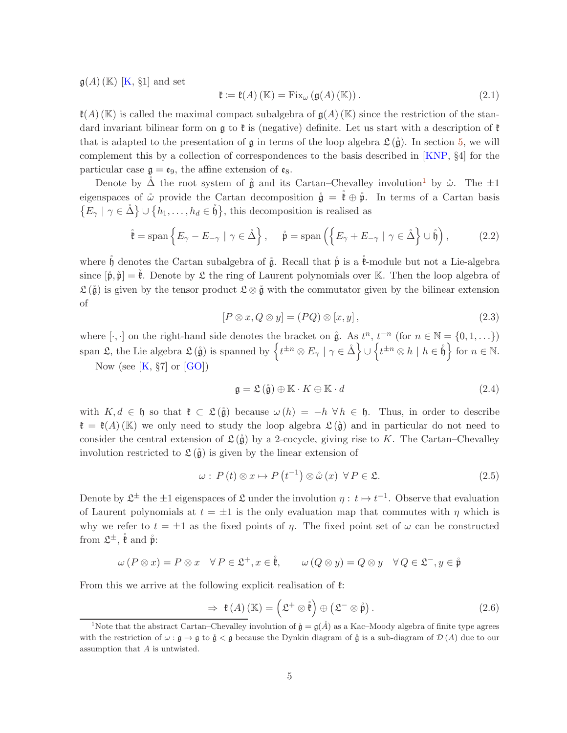$\mathfrak{g}(A)(\mathbb{K})$ [K, §1] and set

$$\mathfrak{k} := \mathfrak{k}(A)(\mathbb{K}) = \mathrm{Fix}_{\omega}\left(\mathfrak{g}(A)(\mathbb{K})\right). \tag{2.1}$$

$\mathfrak{k}(A)(\mathbb{K})$ is called the maximal compact subalgebra of $\mathfrak{g}(A)(\mathbb{K})$ since the restriction of the standard invariant bilinear form on $\mathfrak{g}$ to $\mathfrak{k}$ is (negative) definite. Let us start with a description of $\mathfrak{k}$ that is adapted to the presentation of $\mathfrak{g}$ in terms of the loop algebra $\mathfrak{L}(\mathring{\mathfrak{g}})$. In section 5, we will complement this by a collection of correspondences to the basis described in [KNP, §4] for the particular case $\mathfrak{g} = \mathfrak{e}_9$, the affine extension of $\mathfrak{e}_8$.

Denote by $\mathring{\Delta}$ the root system of $\mathring{\mathfrak{g}}$ and its Cartan–Chevalley involution[1] by $\mathring{\omega}$. The $\pm 1$ eigenspaces of $\mathring{\omega}$ provide the Cartan decomposition $\mathring{\mathfrak{g}} = \mathring{\mathfrak{k}} \oplus \mathring{\mathfrak{p}}$. In terms of a Cartan basis $\left\{E_\gamma \mid \gamma \in \mathring{\Delta}\right\} \cup \left\{h_1, \ldots, h_d \in \mathring{\mathfrak{h}}\right\}$, this decomposition is realised as

$$\mathring{\mathfrak{k}} = \mathrm{span}\left\{E_\gamma - E_{-\gamma} \mid \gamma \in \mathring{\Delta}\right\}, \qquad \mathring{\mathfrak{p}} = \mathrm{span}\left(\left\{E_\gamma + E_{-\gamma} \mid \gamma \in \mathring{\Delta}\right\} \cup \mathring{\mathfrak{h}}\right), \tag{2.2}$$

where $\mathring{\mathfrak{h}}$ denotes the Cartan subalgebra of $\mathring{\mathfrak{g}}$. Recall that $\mathring{\mathfrak{p}}$ is a $\mathring{\mathfrak{k}}$-module but not a Lie-algebra since $[\mathring{\mathfrak{p}}, \mathring{\mathfrak{p}}] = \mathring{\mathfrak{k}}$. Denote by $\mathfrak{L}$ the ring of Laurent polynomials over $\mathbb{K}$. Then the loop algebra of $\mathfrak{L}(\mathring{\mathfrak{g}})$ is given by the tensor product $\mathfrak{L} \otimes \mathring{\mathfrak{g}}$ with the commutator given by the bilinear extension of

$$[P \otimes x, Q \otimes y] = (PQ) \otimes [x, y], \tag{2.3}$$

where $[\cdot,\cdot]$ on the right-hand side denotes the bracket on $\mathring{\mathfrak{g}}$. As $t^n$, $t^{-n}$ (for $n \in \mathbb{N} = \{0, 1, \ldots\}$) span $\mathfrak{L}$, the Lie algebra $\mathfrak{L}(\mathring{\mathfrak{g}})$ is spanned by $\left\{t^{\pm n} \otimes E_\gamma \mid \gamma \in \mathring{\Delta}\right\} \cup \left\{t^{\pm n} \otimes h \mid h \in \mathring{\mathfrak{h}}\right\}$ for $n \in \mathbb{N}$.

Now (see [K, §7] or [GO])

$$\mathfrak{g} = \mathfrak{L}(\mathring{\mathfrak{g}}) \oplus \mathbb{K} \cdot K \oplus \mathbb{K} \cdot d \tag{2.4}$$

with $K, d \in \mathfrak{h}$ so that $\mathfrak{k} \subset \mathfrak{L}(\mathring{\mathfrak{g}})$ because $\omega(h) = -h \;\forall h \in \mathfrak{h}$. Thus, in order to describe $\mathfrak{k} = \mathfrak{k}(A)(\mathbb{K})$ we only need to study the loop algebra $\mathfrak{L}(\mathring{\mathfrak{g}})$ and in particular do not need to consider the central extension of $\mathfrak{L}(\mathring{\mathfrak{g}})$ by a 2-cocycle, giving rise to $K$. The Cartan–Chevalley involution restricted to $\mathfrak{L}(\mathring{\mathfrak{g}})$ is given by the linear extension of

$$\omega : \; P(t) \otimes x \mapsto P\left(t^{-1}\right) \otimes \mathring{\omega}(x) \;\; \forall P \in \mathfrak{L}. \tag{2.5}$$

Denote by $\mathfrak{L}^{\pm}$ the $\pm 1$ eigenspaces of $\mathfrak{L}$ under the involution $\eta : \; t \mapsto t^{-1}$. Observe that evaluation of Laurent polynomials at $t = \pm 1$ is the only evaluation map that commutes with $\eta$ which is why we refer to $t = \pm 1$ as the fixed points of $\eta$. The fixed point set of $\omega$ can be constructed from $\mathfrak{L}^{\pm}$, $\mathring{\mathfrak{k}}$ and $\mathring{\mathfrak{p}}$:

$$\omega(P \otimes x) = P \otimes x \quad \forall P \in \mathfrak{L}^{+}, x \in \mathring{\mathfrak{k}}, \qquad \omega(Q \otimes y) = Q \otimes y \quad \forall Q \in \mathfrak{L}^{-}, y \in \mathring{\mathfrak{p}}$$

From this we arrive at the following explicit realisation of $\mathfrak{k}$:

$$\Rightarrow \; \mathfrak{k}(A)(\mathbb{K}) = \left(\mathfrak{L}^{+} \otimes \mathring{\mathfrak{k}}\right) \oplus \left(\mathfrak{L}^{-} \otimes \mathring{\mathfrak{p}}\right). \tag{2.6}$$

[1] Note that the abstract Cartan–Chevalley involution of $\mathring{\mathfrak{g}} = \mathfrak{g}(\mathring{A})$ as a Kac–Moody algebra of finite type agrees with the restriction of $\omega : \mathfrak{g} \to \mathfrak{g}$ to $\mathring{\mathfrak{g}} < \mathfrak{g}$ because the Dynkin diagram of $\mathring{\mathfrak{g}}$ is a sub-diagram of $\mathcal{D}(A)$ due to our assumption that $A$ is untwisted.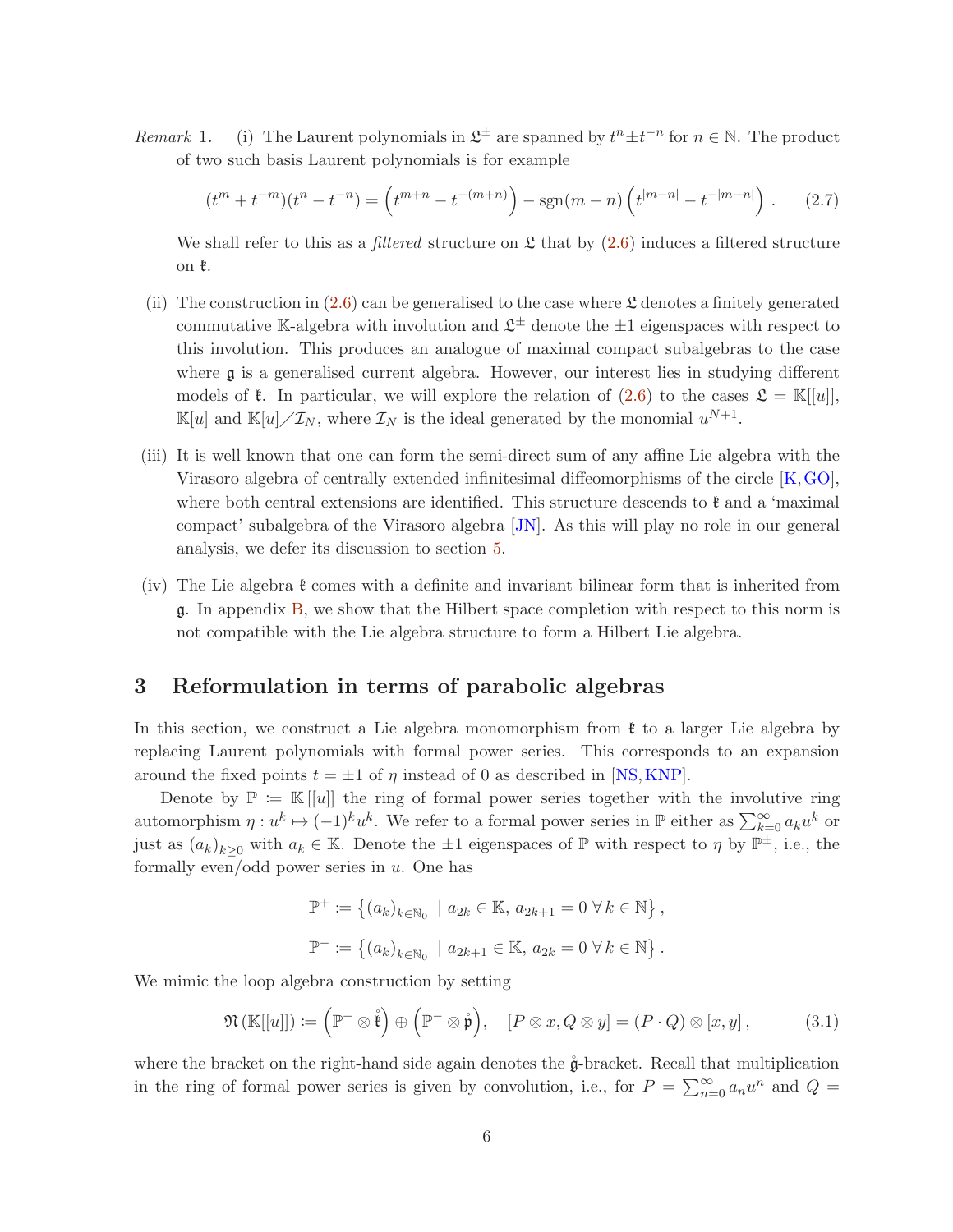*Remark* 1. (i) The Laurent polynomials in $\mathfrak{L}^{\pm}$ are spanned by $t^n \pm t^{-n}$ for $n \in \mathbb{N}$. The product of two such basis Laurent polynomials is for example

$$(t^m + t^{-m})(t^n - t^{-n}) = \left(t^{m+n} - t^{-(m+n)}\right) - \operatorname{sgn}(m-n)\left(t^{|m-n|} - t^{-|m-n|}\right) . \tag{2.7}$$

We shall refer to this as a *filtered* structure on $\mathfrak{L}$ that by (2.6) induces a filtered structure on $\mathfrak{k}$.

(ii) The construction in (2.6) can be generalised to the case where $\mathfrak{L}$ denotes a finitely generated commutative $\mathbb{K}$-algebra with involution and $\mathfrak{L}^{\pm}$ denote the $\pm 1$ eigenspaces with respect to this involution. This produces an analogue of maximal compact subalgebras to the case where $\mathfrak{g}$ is a generalised current algebra. However, our interest lies in studying different models of $\mathfrak{k}$. In particular, we will explore the relation of (2.6) to the cases $\mathfrak{L} = \mathbb{K}[[u]]$, $\mathbb{K}[u]$ and $\mathbb{K}[u]/\mathcal{I}_N$, where $\mathcal{I}_N$ is the ideal generated by the monomial $u^{N+1}$.

(iii) It is well known that one can form the semi-direct sum of any affine Lie algebra with the Virasoro algebra of centrally extended infinitesimal diffeomorphisms of the circle [K, GO], where both central extensions are identified. This structure descends to $\mathfrak{k}$ and a 'maximal compact' subalgebra of the Virasoro algebra [JN]. As this will play no role in our general analysis, we defer its discussion to section 5.

(iv) The Lie algebra $\mathfrak{k}$ comes with a definite and invariant bilinear form that is inherited from $\mathfrak{g}$. In appendix B, we show that the Hilbert space completion with respect to this norm is not compatible with the Lie algebra structure to form a Hilbert Lie algebra.

## 3 Reformulation in terms of parabolic algebras

In this section, we construct a Lie algebra monomorphism from $\mathfrak{k}$ to a larger Lie algebra by replacing Laurent polynomials with formal power series. This corresponds to an expansion around the fixed points $t = \pm 1$ of $\eta$ instead of 0 as described in [NS, KNP].

Denote by $\mathbb{P} := \mathbb{K}[[u]]$ the ring of formal power series together with the involutive ring automorphism $\eta : u^k \mapsto (-1)^k u^k$. We refer to a formal power series in $\mathbb{P}$ either as $\sum_{k=0}^{\infty} a_k u^k$ or just as $(a_k)_{k\geq 0}$ with $a_k \in \mathbb{K}$. Denote the $\pm 1$ eigenspaces of $\mathbb{P}$ with respect to $\eta$ by $\mathbb{P}^{\pm}$, i.e., the formally even/odd power series in $u$. One has

$$\mathbb{P}^{+} := \left\{ (a_k)_{k\in\mathbb{N}_0} \mid a_{2k} \in \mathbb{K},\, a_{2k+1} = 0 \;\forall\, k \in \mathbb{N} \right\},$$

$$\mathbb{P}^{-} := \left\{ (a_k)_{k\in\mathbb{N}_0} \mid a_{2k+1} \in \mathbb{K},\, a_{2k} = 0 \;\forall\, k \in \mathbb{N} \right\}.$$

We mimic the loop algebra construction by setting

$$\mathfrak{N}\left(\mathbb{K}[[u]]\right) := \left(\mathbb{P}^{+} \otimes \mathring{\mathfrak{k}}\right) \oplus \left(\mathbb{P}^{-} \otimes \mathring{\mathfrak{p}}\right), \quad [P \otimes x, Q \otimes y] = (P \cdot Q) \otimes [x, y]\,, \tag{3.1}$$

where the bracket on the right-hand side again denotes the $\mathring{\mathfrak{g}}$-bracket. Recall that multiplication in the ring of formal power series is given by convolution, i.e., for $P = \sum_{n=0}^{\infty} a_n u^n$ and $Q =$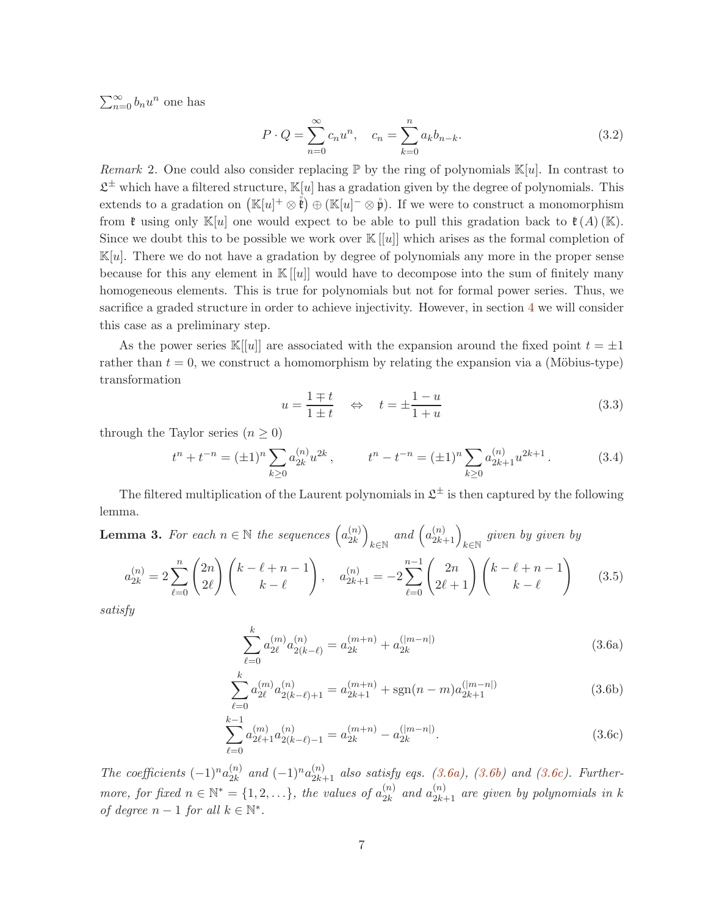$\sum_{n=0}^{\infty} b_n u^n$ one has

$$P \cdot Q = \sum_{n=0}^{\infty} c_n u^n, \quad c_n = \sum_{k=0}^{n} a_k b_{n-k}. \tag{3.2}$$

*Remark* 2. One could also consider replacing $\mathbb{P}$ by the ring of polynomials $\mathbb{K}[u]$. In contrast to $\mathfrak{L}^{\pm}$ which have a filtered structure, $\mathbb{K}[u]$ has a gradation given by the degree of polynomials. This extends to a gradation on $\left(\mathbb{K}[u]^{+} \otimes \mathring{\mathfrak{k}}\right) \oplus \left(\mathbb{K}[u]^{-} \otimes \mathring{\mathfrak{p}}\right)$. If we were to construct a monomorphism from $\mathfrak{k}$ using only $\mathbb{K}[u]$ one would expect to be able to pull this gradation back to $\mathfrak{k}(A)(\mathbb{K})$. Since we doubt this to be possible we work over $\mathbb{K}[[u]]$ which arises as the formal completion of $\mathbb{K}[u]$. There we do not have a gradation by degree of polynomials any more in the proper sense because for this any element in $\mathbb{K}[[u]]$ would have to decompose into the sum of finitely many homogeneous elements. This is true for polynomials but not for formal power series. Thus, we sacrifice a graded structure in order to achieve injectivity. However, in section 4 we will consider this case as a preliminary step.

As the power series $\mathbb{K}[[u]]$ are associated with the expansion around the fixed point $t = \pm 1$ rather than $t = 0$, we construct a homomorphism by relating the expansion via a (Möbius-type) transformation

$$u = \frac{1 \mp t}{1 \pm t} \quad \Leftrightarrow \quad t = \pm \frac{1-u}{1+u} \tag{3.3}$$

through the Taylor series ($n \geq 0$)

$$t^n + t^{-n} = (\pm 1)^n \sum_{k \geq 0} a_{2k}^{(n)} u^{2k}, \qquad t^n - t^{-n} = (\pm 1)^n \sum_{k \geq 0} a_{2k+1}^{(n)} u^{2k+1}. \tag{3.4}$$

The filtered multiplication of the Laurent polynomials in $\mathfrak{L}^{\pm}$ is then captured by the following lemma.

**Lemma 3.** *For each $n \in \mathbb{N}$ the sequences $\left(a_{2k}^{(n)}\right)_{k \in \mathbb{N}}$ and $\left(a_{2k+1}^{(n)}\right)_{k \in \mathbb{N}}$ given by given by*

$$a_{2k}^{(n)} = 2 \sum_{\ell=0}^{n} \binom{2n}{2\ell} \binom{k-\ell+n-1}{k-\ell}, \quad a_{2k+1}^{(n)} = -2 \sum_{\ell=0}^{n-1} \binom{2n}{2\ell+1} \binom{k-\ell+n-1}{k-\ell} \tag{3.5}$$

*satisfy*

$$\sum_{\ell=0}^{k} a_{2\ell}^{(m)} a_{2(k-\ell)}^{(n)} = a_{2k}^{(m+n)} + a_{2k}^{(|m-n|)} \tag{3.6a}$$

$$\sum_{\ell=0}^{k} a_{2\ell}^{(m)} a_{2(k-\ell)+1}^{(n)} = a_{2k+1}^{(m+n)} + \operatorname{sgn}(n-m) a_{2k+1}^{(|m-n|)} \tag{3.6b}$$

$$\sum_{\ell=0}^{k-1} a_{2\ell+1}^{(m)} a_{2(k-\ell)-1}^{(n)} = a_{2k}^{(m+n)} - a_{2k}^{(|m-n|)}. \tag{3.6c}$$

*The coefficients $(-1)^n a_{2k}^{(n)}$ and $(-1)^n a_{2k+1}^{(n)}$ also satisfy eqs. (3.6a), (3.6b) and (3.6c). Furthermore, for fixed $n \in \mathbb{N}^* = \{1, 2, \ldots\}$, the values of $a_{2k}^{(n)}$ and $a_{2k+1}^{(n)}$ are given by polynomials in $k$ of degree $n-1$ for all $k \in \mathbb{N}^*$.*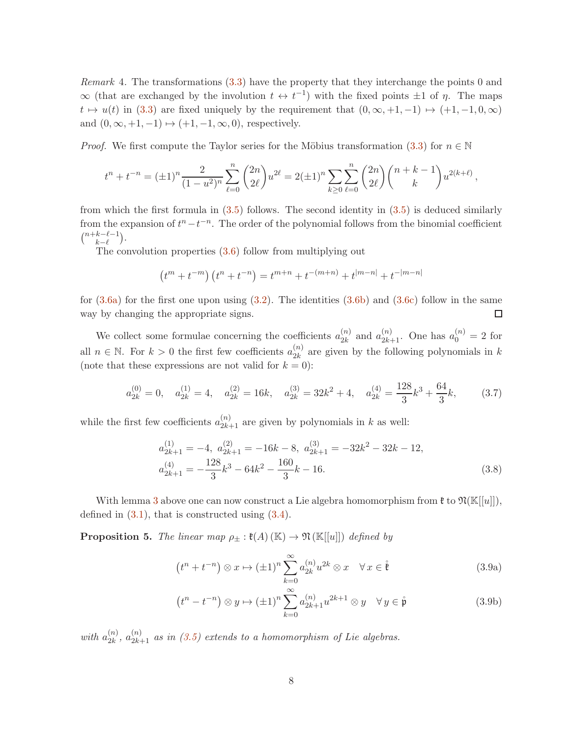*Remark* 4. The transformations (3.3) have the property that they interchange the points 0 and $\infty$ (that are exchanged by the involution $t \leftrightarrow t^{-1}$) with the fixed points $\pm 1$ of $\eta$. The maps $t \mapsto u(t)$ in (3.3) are fixed uniquely by the requirement that $(0, \infty, +1, -1) \mapsto (+1, -1, 0, \infty)$ and $(0, \infty, +1, -1) \mapsto (+1, -1, \infty, 0)$, respectively.

*Proof.* We first compute the Taylor series for the Möbius transformation (3.3) for $n \in \mathbb{N}$

$$t^n + t^{-n} = (\pm 1)^n \frac{2}{(1-u^2)^n} \sum_{\ell=0}^{n} \binom{2n}{2\ell} u^{2\ell} = 2(\pm 1)^n \sum_{k \geq 0} \sum_{\ell=0}^{n} \binom{2n}{2\ell} \binom{n+k-1}{k} u^{2(k+\ell)} ,$$

from which the first formula in (3.5) follows. The second identity in (3.5) is deduced similarly from the expansion of $t^n - t^{-n}$. The order of the polynomial follows from the binomial coefficient $\binom{n+k-\ell-1}{k-\ell}$.

The convolution properties (3.6) follow from multiplying out

$$\left(t^m + t^{-m}\right)\left(t^n + t^{-n}\right) = t^{m+n} + t^{-(m+n)} + t^{|m-n|} + t^{-|m-n|}$$

for (3.6a) for the first one upon using (3.2). The identities (3.6b) and (3.6c) follow in the same way by changing the appropriate signs. $\square$

We collect some formulae concerning the coefficients $a_{2k}^{(n)}$ and $a_{2k+1}^{(n)}$. One has $a_0^{(n)} = 2$ for all $n \in \mathbb{N}$. For $k > 0$ the first few coefficients $a_{2k}^{(n)}$ are given by the following polynomials in $k$ (note that these expressions are not valid for $k = 0$):

$$a_{2k}^{(0)} = 0, \quad a_{2k}^{(1)} = 4, \quad a_{2k}^{(2)} = 16k, \quad a_{2k}^{(3)} = 32k^2 + 4, \quad a_{2k}^{(4)} = \frac{128}{3}k^3 + \frac{64}{3}k, \tag{3.7}$$

while the first few coefficients $a_{2k+1}^{(n)}$ are given by polynomials in $k$ as well:

$$\begin{aligned} &a_{2k+1}^{(1)} = -4,\ a_{2k+1}^{(2)} = -16k - 8,\ a_{2k+1}^{(3)} = -32k^2 - 32k - 12, \\ &a_{2k+1}^{(4)} = -\frac{128}{3}k^3 - 64k^2 - \frac{160}{3}k - 16. \end{aligned} \tag{3.8}$$

With lemma 3 above one can now construct a Lie algebra homomorphism from $\mathfrak{k}$ to $\mathfrak{N}(\mathbb{K}[[u]])$, defined in (3.1), that is constructed using (3.4).

**Proposition 5.** *The linear map $\rho_\pm : \mathfrak{k}(A)(\mathbb{K}) \to \mathfrak{N}(\mathbb{K}[[u]])$ defined by*

$$\left(t^n + t^{-n}\right) \otimes x \mapsto (\pm 1)^n \sum_{k=0}^{\infty} a_{2k}^{(n)} u^{2k} \otimes x \quad \forall\, x \in \mathring{\mathfrak{k}} \tag{3.9a}$$

$$\left(t^n - t^{-n}\right) \otimes y \mapsto (\pm 1)^n \sum_{k=0}^{\infty} a_{2k+1}^{(n)} u^{2k+1} \otimes y \quad \forall\, y \in \mathring{\mathfrak{p}} \tag{3.9b}$$

*with $a_{2k}^{(n)}$, $a_{2k+1}^{(n)}$ as in (3.5) extends to a homomorphism of Lie algebras.*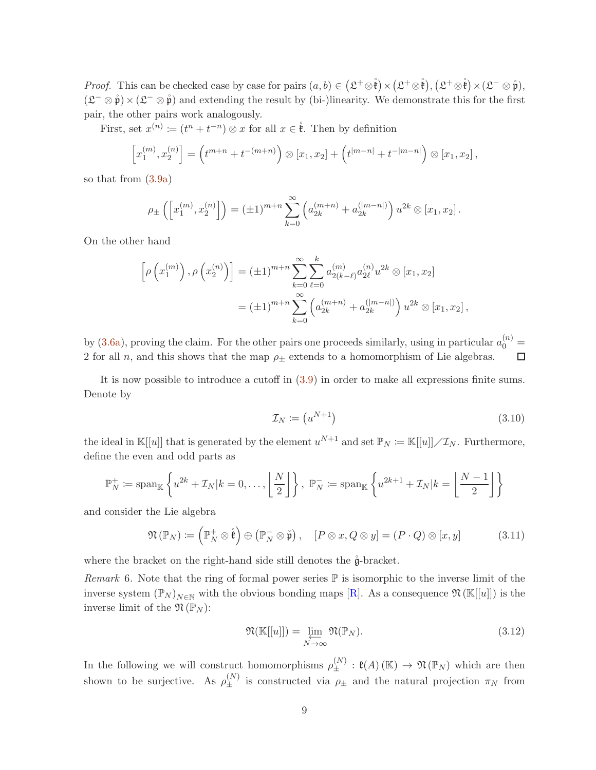*Proof.* This can be checked case by case for pairs $(a,b) \in \left(\mathfrak{L}^+ \otimes \mathring{\mathfrak{k}}\right) \times \left(\mathfrak{L}^+ \otimes \mathring{\mathfrak{k}}\right), \left(\mathfrak{L}^+ \otimes \mathring{\mathfrak{k}}\right) \times \left(\mathfrak{L}^- \otimes \mathring{\mathfrak{p}}\right)$, $\left(\mathfrak{L}^- \otimes \mathring{\mathfrak{p}}\right) \times \left(\mathfrak{L}^- \otimes \mathring{\mathfrak{p}}\right)$ and extending the result by (bi-)linearity. We demonstrate this for the first pair, the other pairs work analogously.

First, set $x^{(n)} := (t^n + t^{-n}) \otimes x$ for all $x \in \mathring{\mathfrak{k}}$. Then by definition

$$\left[x_1^{(m)}, x_2^{(n)}\right] = \left(t^{m+n} + t^{-(m+n)}\right) \otimes [x_1, x_2] + \left(t^{|m-n|} + t^{-|m-n|}\right) \otimes [x_1, x_2],$$

so that from (3.9a)

$$\rho_\pm\left(\left[x_1^{(m)}, x_2^{(n)}\right]\right) = (\pm 1)^{m+n} \sum_{k=0}^{\infty} \left(a_{2k}^{(m+n)} + a_{2k}^{(|m-n|)}\right) u^{2k} \otimes [x_1, x_2].$$

On the other hand

$$\begin{aligned}
\left[\rho\left(x_1^{(m)}\right), \rho\left(x_2^{(n)}\right)\right] &= (\pm 1)^{m+n} \sum_{k=0}^{\infty} \sum_{\ell=0}^{k} a_{2(k-\ell)}^{(m)} a_{2\ell}^{(n)} u^{2k} \otimes [x_1, x_2] \\
&= (\pm 1)^{m+n} \sum_{k=0}^{\infty} \left(a_{2k}^{(m+n)} + a_{2k}^{(|m-n|)}\right) u^{2k} \otimes [x_1, x_2],
\end{aligned}$$

by (3.6a), proving the claim. For the other pairs one proceeds similarly, using in particular $a_0^{(n)} = 2$ for all $n$, and this shows that the map $\rho_\pm$ extends to a homomorphism of Lie algebras. $\square$

It is now possible to introduce a cutoff in (3.9) in order to make all expressions finite sums. Denote by

$$\mathcal{I}_N := \left(u^{N+1}\right) \tag{3.10}$$

the ideal in $\mathbb{K}[[u]]$ that is generated by the element $u^{N+1}$ and set $\mathbb{P}_N := \mathbb{K}[[u]] \diagup \mathcal{I}_N$. Furthermore, define the even and odd parts as

$$\mathbb{P}_N^+ := \operatorname{span}_{\mathbb{K}} \left\{ u^{2k} + \mathcal{I}_N | k = 0, \ldots, \left\lfloor \frac{N}{2} \right\rfloor \right\},\ \mathbb{P}_N^- := \operatorname{span}_{\mathbb{K}} \left\{ u^{2k+1} + \mathcal{I}_N | k = \left\lfloor \frac{N-1}{2} \right\rfloor \right\}$$

and consider the Lie algebra

$$\mathfrak{N}\left(\mathbb{P}_N\right) := \left(\mathbb{P}_N^+ \otimes \mathring{\mathfrak{k}}\right) \oplus \left(\mathbb{P}_N^- \otimes \mathring{\mathfrak{p}}\right), \quad [P \otimes x, Q \otimes y] = (P \cdot Q) \otimes [x, y] \tag{3.11}$$

where the bracket on the right-hand side still denotes the $\mathring{\mathfrak{g}}$-bracket.

*Remark* 6. Note that the ring of formal power series $\mathbb{P}$ is isomorphic to the inverse limit of the inverse system $(\mathbb{P}_N)_{N \in \mathbb{N}}$ with the obvious bonding maps [R]. As a consequence $\mathfrak{N}(\mathbb{K}[[u]])$ is the inverse limit of the $\mathfrak{N}(\mathbb{P}_N)$:

$$\mathfrak{N}(\mathbb{K}[[u]]) = \varprojlim_{N \to \infty} \mathfrak{N}(\mathbb{P}_N). \tag{3.12}$$

In the following we will construct homomorphisms $\rho_\pm^{(N)} : \mathfrak{k}(A)(\mathbb{K}) \to \mathfrak{N}(\mathbb{P}_N)$ which are then shown to be surjective. As $\rho_\pm^{(N)}$ is constructed via $\rho_\pm$ and the natural projection $\pi_N$ from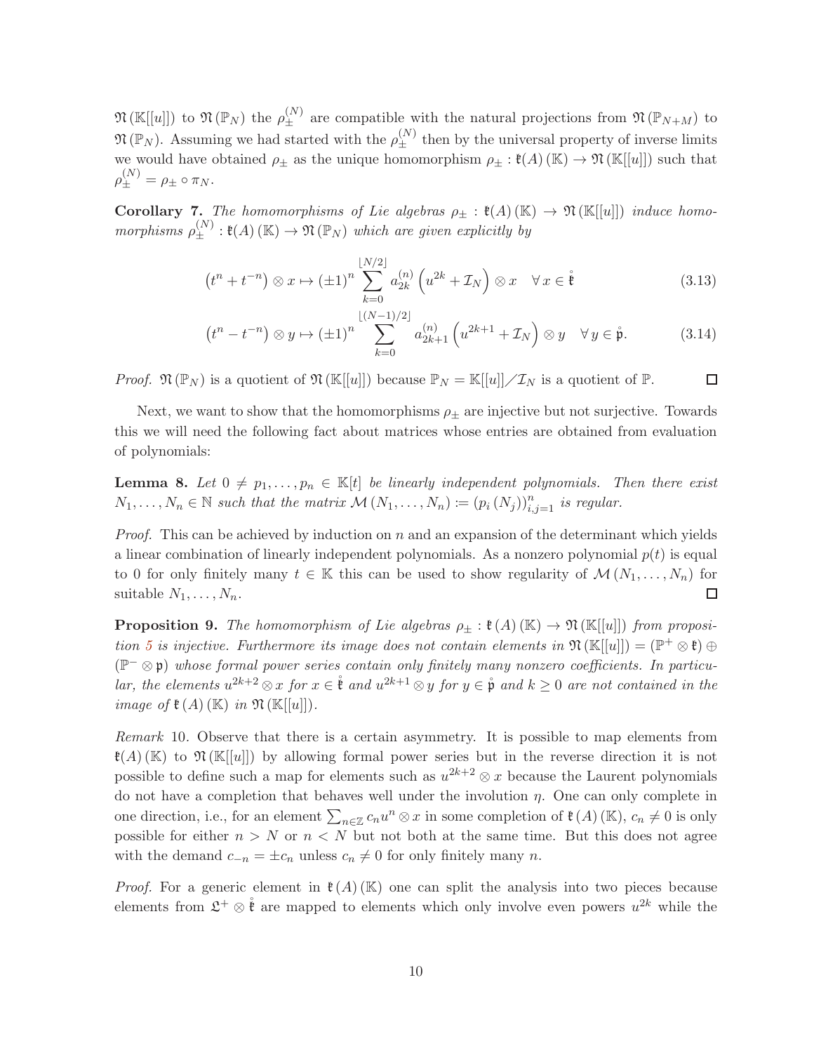$\mathfrak{N}(\mathbb{K}[[u]])$ to $\mathfrak{N}(\mathbb{P}_N)$ the $\rho_\pm^{(N)}$ are compatible with the natural projections from $\mathfrak{N}(\mathbb{P}_{N+M})$ to $\mathfrak{N}(\mathbb{P}_N)$. Assuming we had started with the $\rho_\pm^{(N)}$ then by the universal property of inverse limits we would have obtained $\rho_\pm$ as the unique homomorphism $\rho_\pm : \mathfrak{k}(A)(\mathbb{K}) \to \mathfrak{N}(\mathbb{K}[[u]])$ such that $\rho_\pm^{(N)} = \rho_\pm \circ \pi_N$.

**Corollary 7.** *The homomorphisms of Lie algebras $\rho_\pm : \mathfrak{k}(A)(\mathbb{K}) \to \mathfrak{N}(\mathbb{K}[[u]])$ induce homomorphisms $\rho_\pm^{(N)} : \mathfrak{k}(A)(\mathbb{K}) \to \mathfrak{N}(\mathbb{P}_N)$ which are given explicitly by*

$$\left(t^n + t^{-n}\right) \otimes x \mapsto (\pm 1)^n \sum_{k=0}^{\lfloor N/2 \rfloor} a_{2k}^{(n)} \left(u^{2k} + \mathcal{I}_N\right) \otimes x \quad \forall x \in \mathring{\mathfrak{k}} \tag{3.13}$$

$$\left(t^n - t^{-n}\right) \otimes y \mapsto (\pm 1)^n \sum_{k=0}^{\lfloor (N-1)/2 \rfloor} a_{2k+1}^{(n)} \left(u^{2k+1} + \mathcal{I}_N\right) \otimes y \quad \forall y \in \mathring{\mathfrak{p}}. \tag{3.14}$$

*Proof.* $\mathfrak{N}(\mathbb{P}_N)$ is a quotient of $\mathfrak{N}(\mathbb{K}[[u]])$ because $\mathbb{P}_N = \mathbb{K}[[u]] \big/ \mathcal{I}_N$ is a quotient of $\mathbb{P}$. $\square$

Next, we want to show that the homomorphisms $\rho_\pm$ are injective but not surjective. Towards this we will need the following fact about matrices whose entries are obtained from evaluation of polynomials:

**Lemma 8.** *Let $0 \neq p_1, \ldots, p_n \in \mathbb{K}[t]$ be linearly independent polynomials. Then there exist $N_1, \ldots, N_n \in \mathbb{N}$ such that the matrix $\mathcal{M}(N_1, \ldots, N_n) := (p_i(N_j))_{i,j=1}^n$ is regular.*

*Proof.* This can be achieved by induction on $n$ and an expansion of the determinant which yields a linear combination of linearly independent polynomials. As a nonzero polynomial $p(t)$ is equal to 0 for only finitely many $t \in \mathbb{K}$ this can be used to show regularity of $\mathcal{M}(N_1, \ldots, N_n)$ for suitable $N_1, \ldots, N_n$. $\square$

**Proposition 9.** *The homomorphism of Lie algebras $\rho_\pm : \mathfrak{k}(A)(\mathbb{K}) \to \mathfrak{N}(\mathbb{K}[[u]])$ from proposition 5 is injective. Furthermore its image does not contain elements in $\mathfrak{N}(\mathbb{K}[[u]]) = (\mathbb{P}^+ \otimes \mathfrak{k}) \oplus (\mathbb{P}^- \otimes \mathfrak{p})$ whose formal power series contain only finitely many nonzero coefficients. In particular, the elements $u^{2k+2} \otimes x$ for $x \in \mathring{\mathfrak{k}}$ and $u^{2k+1} \otimes y$ for $y \in \mathring{\mathfrak{p}}$ and $k \geq 0$ are not contained in the image of $\mathfrak{k}(A)(\mathbb{K})$ in $\mathfrak{N}(\mathbb{K}[[u]])$.*

*Remark* 10. Observe that there is a certain asymmetry. It is possible to map elements from $\mathfrak{k}(A)(\mathbb{K})$ to $\mathfrak{N}(\mathbb{K}[[u]])$ by allowing formal power series but in the reverse direction it is not possible to define such a map for elements such as $u^{2k+2} \otimes x$ because the Laurent polynomials do not have a completion that behaves well under the involution $\eta$. One can only complete in one direction, i.e., for an element $\sum_{n\in\mathbb{Z}} c_n u^n \otimes x$ in some completion of $\mathfrak{k}(A)(\mathbb{K})$, $c_n \neq 0$ is only possible for either $n > N$ or $n < N$ but not both at the same time. But this does not agree with the demand $c_{-n} = \pm c_n$ unless $c_n \neq 0$ for only finitely many $n$.

*Proof.* For a generic element in $\mathfrak{k}(A)(\mathbb{K})$ one can split the analysis into two pieces because elements from $\mathfrak{L}^+ \otimes \mathring{\mathfrak{k}}$ are mapped to elements which only involve even powers $u^{2k}$ while the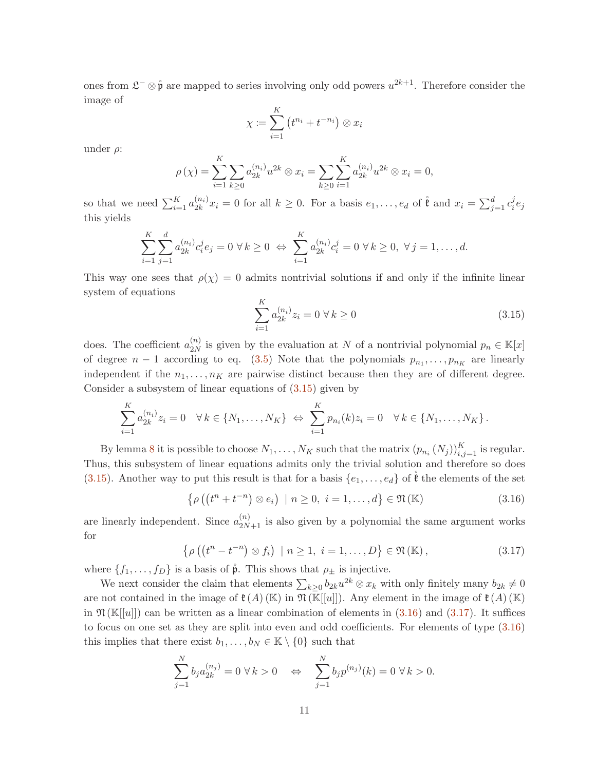ones from $\mathfrak{L}^- \otimes \mathring{\mathfrak{p}}$ are mapped to series involving only odd powers $u^{2k+1}$. Therefore consider the image of

$$\chi := \sum_{i=1}^{K} \left(t^{n_i} + t^{-n_i}\right) \otimes x_i$$

under $\rho$:

$$\rho(\chi) = \sum_{i=1}^{K} \sum_{k \geq 0} a_{2k}^{(n_i)} u^{2k} \otimes x_i = \sum_{k \geq 0} \sum_{i=1}^{K} a_{2k}^{(n_i)} u^{2k} \otimes x_i = 0,$$

so that we need $\sum_{i=1}^{K} a_{2k}^{(n_i)} x_i = 0$ for all $k \geq 0$. For a basis $e_1, \ldots, e_d$ of $\mathring{\mathfrak{k}}$ and $x_i = \sum_{j=1}^{d} c_i^j e_j$ this yields

$$\sum_{i=1}^{K} \sum_{j=1}^{d} a_{2k}^{(n_i)} c_i^j e_j = 0 \;\forall\, k \geq 0 \;\Leftrightarrow\; \sum_{i=1}^{K} a_{2k}^{(n_i)} c_i^j = 0 \;\forall\, k \geq 0,\; \forall\, j = 1, \ldots, d.$$

This way one sees that $\rho(\chi) = 0$ admits nontrivial solutions if and only if the infinite linear system of equations

$$\sum_{i=1}^{K} a_{2k}^{(n_i)} z_i = 0 \;\forall\, k \geq 0 \tag{3.15}$$

does. The coefficient $a_{2N}^{(n)}$ is given by the evaluation at $N$ of a nontrivial polynomial $p_n \in \mathbb{K}[x]$ of degree $n-1$ according to eq. (3.5) Note that the polynomials $p_{n_1}, \ldots, p_{n_K}$ are linearly independent if the $n_1, \ldots, n_K$ are pairwise distinct because then they are of different degree. Consider a subsystem of linear equations of (3.15) given by

$$\sum_{i=1}^{K} a_{2k}^{(n_i)} z_i = 0 \quad \forall\, k \in \{N_1, \ldots, N_K\} \;\Leftrightarrow\; \sum_{i=1}^{K} p_{n_i}(k) z_i = 0 \quad \forall\, k \in \{N_1, \ldots, N_K\}.$$

By lemma 8 it is possible to choose $N_1, \ldots, N_K$ such that the matrix $\left(p_{n_i}(N_j)\right)_{i,j=1}^{K}$ is regular. Thus, this subsystem of linear equations admits only the trivial solution and therefore so does (3.15). Another way to put this result is that for a basis $\{e_1, \ldots, e_d\}$ of $\mathring{\mathfrak{k}}$ the elements of the set

$$\left\{\rho\left(\left(t^n + t^{-n}\right) \otimes e_i\right) \;|\; n \geq 0,\; i = 1, \ldots, d\right\} \in \mathfrak{N}(\mathbb{K}) \tag{3.16}$$

are linearly independent. Since $a_{2N+1}^{(n)}$ is also given by a polynomial the same argument works for

$$\left\{\rho\left(\left(t^n - t^{-n}\right) \otimes f_i\right) \;|\; n \geq 1,\; i = 1, \ldots, D\right\} \in \mathfrak{N}(\mathbb{K}), \tag{3.17}$$

where $\{f_1, \ldots, f_D\}$ is a basis of $\mathring{\mathfrak{p}}$. This shows that $\rho_\pm$ is injective.

We next consider the claim that elements $\sum_{k \geq 0} b_{2k} u^{2k} \otimes x_k$ with only finitely many $b_{2k} \neq 0$ are not contained in the image of $\mathfrak{k}(A)(\mathbb{K})$ in $\mathfrak{N}(\mathbb{K}[[u]])$. Any element in the image of $\mathfrak{k}(A)(\mathbb{K})$ in $\mathfrak{N}(\mathbb{K}[[u]])$ can be written as a linear combination of elements in (3.16) and (3.17). It suffices to focus on one set as they are split into even and odd coefficients. For elements of type (3.16) this implies that there exist $b_1, \ldots, b_N \in \mathbb{K} \setminus \{0\}$ such that

$$\sum_{j=1}^{N} b_j a_{2k}^{(n_j)} = 0 \;\forall\, k > 0 \quad \Leftrightarrow \quad \sum_{j=1}^{N} b_j p^{(n_j)}(k) = 0 \;\forall\, k > 0.$$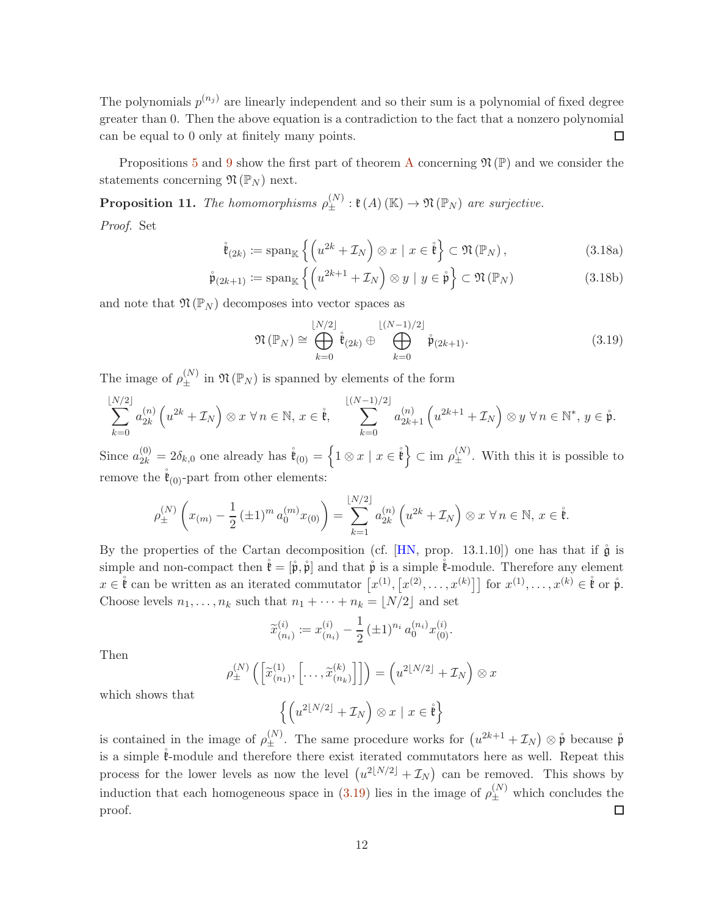The polynomials $p^{(n_j)}$ are linearly independent and so their sum is a polynomial of fixed degree greater than 0. Then the above equation is a contradiction to the fact that a nonzero polynomial can be equal to 0 only at finitely many points. □

Propositions 5 and 9 show the first part of theorem A concerning $\mathfrak{N}(\mathbb{P})$ and we consider the statements concerning $\mathfrak{N}(\mathbb{P}_N)$ next.

**Proposition 11.** *The homomorphisms $\rho_{\pm}^{(N)} : \mathfrak{k}(A)(\mathbb{K}) \to \mathfrak{N}(\mathbb{P}_N)$ are surjective.*

*Proof.* Set

$$\mathring{\mathfrak{k}}_{(2k)} := \operatorname{span}_{\mathbb{K}} \left\{ \left(u^{2k} + \mathcal{I}_N\right) \otimes x \mid x \in \mathring{\mathfrak{k}} \right\} \subset \mathfrak{N}(\mathbb{P}_N), \tag{3.18a}$$

$$\mathring{\mathfrak{p}}_{(2k+1)} := \operatorname{span}_{\mathbb{K}} \left\{ \left(u^{2k+1} + \mathcal{I}_N\right) \otimes y \mid y \in \mathring{\mathfrak{p}} \right\} \subset \mathfrak{N}(\mathbb{P}_N) \tag{3.18b}$$

and note that $\mathfrak{N}(\mathbb{P}_N)$ decomposes into vector spaces as

$$\mathfrak{N}(\mathbb{P}_N) \cong \bigoplus_{k=0}^{\lfloor N/2 \rfloor} \mathring{\mathfrak{k}}_{(2k)} \oplus \bigoplus_{k=0}^{\lfloor (N-1)/2 \rfloor} \mathring{\mathfrak{p}}_{(2k+1)}. \tag{3.19}$$

The image of $\rho_{\pm}^{(N)}$ in $\mathfrak{N}(\mathbb{P}_N)$ is spanned by elements of the form

$$\sum_{k=0}^{\lfloor N/2 \rfloor} a_{2k}^{(n)} \left(u^{2k} + \mathcal{I}_N\right) \otimes x \;\forall n \in \mathbb{N},\, x \in \mathring{\mathfrak{k}}, \qquad \sum_{k=0}^{\lfloor (N-1)/2 \rfloor} a_{2k+1}^{(n)} \left(u^{2k+1} + \mathcal{I}_N\right) \otimes y \;\forall n \in \mathbb{N}^*,\, y \in \mathring{\mathfrak{p}}.$$

Since $a_{2k}^{(0)} = 2\delta_{k,0}$ one already has $\mathring{\mathfrak{k}}_{(0)} = \left\{ 1 \otimes x \mid x \in \mathring{\mathfrak{k}} \right\} \subset \operatorname{im} \rho_{\pm}^{(N)}$. With this it is possible to remove the $\mathring{\mathfrak{k}}_{(0)}$-part from other elements:

$$\rho_{\pm}^{(N)} \left( x_{(m)} - \frac{1}{2} (\pm 1)^m a_0^{(m)} x_{(0)} \right) = \sum_{k=1}^{\lfloor N/2 \rfloor} a_{2k}^{(n)} \left(u^{2k} + \mathcal{I}_N\right) \otimes x \;\forall n \in \mathbb{N},\, x \in \mathring{\mathfrak{k}}.$$

By the properties of the Cartan decomposition (cf. [HN, prop. 13.1.10]) one has that if $\mathring{\mathfrak{g}}$ is simple and non-compact then $\mathring{\mathfrak{k}} = [\mathring{\mathfrak{p}}, \mathring{\mathfrak{p}}]$ and that $\mathring{\mathfrak{p}}$ is a simple $\mathring{\mathfrak{k}}$-module. Therefore any element $x \in \mathring{\mathfrak{k}}$ can be written as an iterated commutator $\left[x^{(1)}, \left[x^{(2)}, \ldots, x^{(k)}\right]\right]$ for $x^{(1)}, \ldots, x^{(k)} \in \mathring{\mathfrak{k}}$ or $\mathring{\mathfrak{p}}$. Choose levels $n_1, \ldots, n_k$ such that $n_1 + \cdots + n_k = \lfloor N/2 \rfloor$ and set

$$\widetilde{x}_{(n_i)}^{(i)} := x_{(n_i)}^{(i)} - \frac{1}{2} (\pm 1)^{n_i} a_0^{(n_i)} x_{(0)}^{(i)}.$$

Then

$$\rho_{\pm}^{(N)} \left( \left[ \widetilde{x}_{(n_1)}^{(1)}, \left[ \ldots, \widetilde{x}_{(n_k)}^{(k)} \right] \right] \right) = \left(u^{2\lfloor N/2 \rfloor} + \mathcal{I}_N\right) \otimes x$$

which shows that

$$\left\{ \left(u^{2\lfloor N/2 \rfloor} + \mathcal{I}_N\right) \otimes x \mid x \in \mathring{\mathfrak{k}} \right\}$$

is contained in the image of $\rho_{\pm}^{(N)}$. The same procedure works for $\left(u^{2k+1} + \mathcal{I}_N\right) \otimes \mathring{\mathfrak{p}}$ because $\mathring{\mathfrak{p}}$ is a simple $\mathring{\mathfrak{k}}$-module and therefore there exist iterated commutators here as well. Repeat this process for the lower levels as now the level $\left(u^{2\lfloor N/2 \rfloor} + \mathcal{I}_N\right)$ can be removed. This shows by induction that each homogeneous space in (3.19) lies in the image of $\rho_{\pm}^{(N)}$ which concludes the proof. □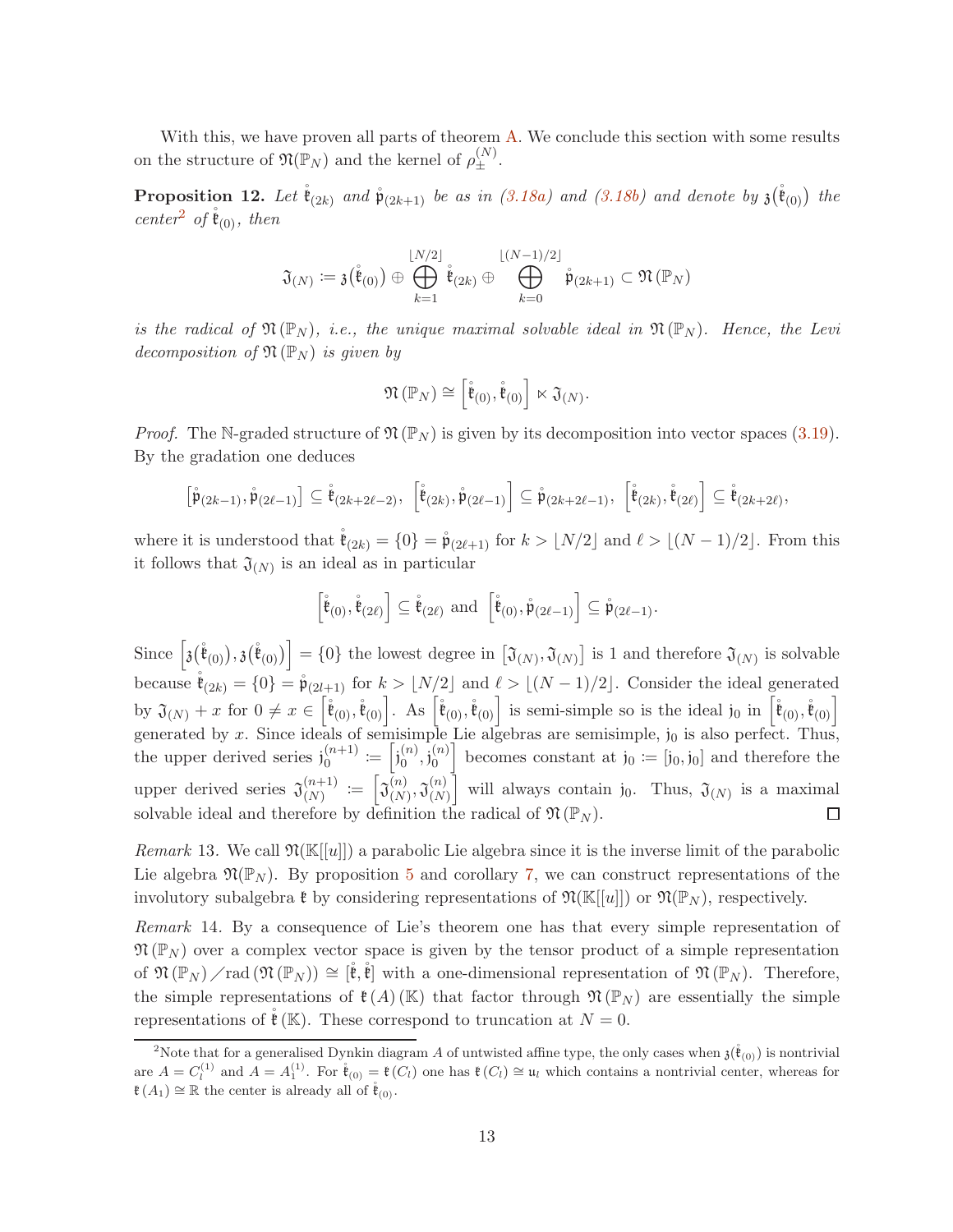With this, we have proven all parts of theorem A. We conclude this section with some results on the structure of $\mathfrak{N}(\mathbb{P}_N)$ and the kernel of $\rho_\pm^{(N)}$.

**Proposition 12.** *Let $\mathring{\mathfrak{k}}_{(2k)}$ and $\mathring{\mathfrak{p}}_{(2k+1)}$ be as in (3.18a) and (3.18b) and denote by $\mathfrak{z}(\mathring{\mathfrak{k}}_{(0)})$ the center*[2] *of $\mathring{\mathfrak{k}}_{(0)}$, then*

$$\mathfrak{J}_{(N)} := \mathfrak{z}\big(\mathring{\mathfrak{k}}_{(0)}\big) \oplus \bigoplus_{k=1}^{\lfloor N/2 \rfloor} \mathring{\mathfrak{k}}_{(2k)} \oplus \bigoplus_{k=0}^{\lfloor (N-1)/2 \rfloor} \mathring{\mathfrak{p}}_{(2k+1)} \subset \mathfrak{N}(\mathbb{P}_N)$$

*is the radical of $\mathfrak{N}(\mathbb{P}_N)$, i.e., the unique maximal solvable ideal in $\mathfrak{N}(\mathbb{P}_N)$. Hence, the Levi decomposition of $\mathfrak{N}(\mathbb{P}_N)$ is given by*

$$\mathfrak{N}(\mathbb{P}_N) \cong \left[\mathring{\mathfrak{k}}_{(0)}, \mathring{\mathfrak{k}}_{(0)}\right] \ltimes \mathfrak{J}_{(N)}.$$

*Proof.* The $\mathbb{N}$-graded structure of $\mathfrak{N}(\mathbb{P}_N)$ is given by its decomposition into vector spaces (3.19). By the gradation one deduces

$$\left[\mathring{\mathfrak{p}}_{(2k-1)}, \mathring{\mathfrak{p}}_{(2\ell-1)}\right] \subseteq \mathring{\mathfrak{k}}_{(2k+2\ell-2)},\ \left[\mathring{\mathfrak{k}}_{(2k)}, \mathring{\mathfrak{p}}_{(2\ell-1)}\right] \subseteq \mathring{\mathfrak{p}}_{(2k+2\ell-1)},\ \left[\mathring{\mathfrak{k}}_{(2k)}, \mathring{\mathfrak{k}}_{(2\ell)}\right] \subseteq \mathring{\mathfrak{k}}_{(2k+2\ell)},$$

where it is understood that $\mathring{\mathfrak{k}}_{(2k)} = \{0\} = \mathring{\mathfrak{p}}_{(2\ell+1)}$ for $k > \lfloor N/2 \rfloor$ and $\ell > \lfloor (N-1)/2 \rfloor$. From this it follows that $\mathfrak{J}_{(N)}$ is an ideal as in particular

$$\left[\mathring{\mathfrak{k}}_{(0)}, \mathring{\mathfrak{k}}_{(2\ell)}\right] \subseteq \mathring{\mathfrak{k}}_{(2\ell)} \text{ and } \left[\mathring{\mathfrak{k}}_{(0)}, \mathring{\mathfrak{p}}_{(2\ell-1)}\right] \subseteq \mathring{\mathfrak{p}}_{(2\ell-1)}.$$

Since $\left[\mathfrak{z}(\mathring{\mathfrak{k}}_{(0)}), \mathfrak{z}(\mathring{\mathfrak{k}}_{(0)})\right] = \{0\}$ the lowest degree in $\left[\mathfrak{J}_{(N)}, \mathfrak{J}_{(N)}\right]$ is 1 and therefore $\mathfrak{J}_{(N)}$ is solvable because $\mathring{\mathfrak{k}}_{(2k)} = \{0\} = \mathring{\mathfrak{p}}_{(2\ell+1)}$ for $k > \lfloor N/2 \rfloor$ and $\ell > \lfloor (N-1)/2 \rfloor$. Consider the ideal generated by $\mathfrak{J}_{(N)} + x$ for $0 \neq x \in \left[\mathring{\mathfrak{k}}_{(0)}, \mathring{\mathfrak{k}}_{(0)}\right]$. As $\left[\mathring{\mathfrak{k}}_{(0)}, \mathring{\mathfrak{k}}_{(0)}\right]$ is semi-simple so is the ideal $\mathfrak{j}_0$ in $\left[\mathring{\mathfrak{k}}_{(0)}, \mathring{\mathfrak{k}}_{(0)}\right]$ generated by $x$. Since ideals of semisimple Lie algebras are semisimple, $\mathfrak{j}_0$ is also perfect. Thus, the upper derived series $\mathfrak{j}_0^{(n+1)} := \left[\mathfrak{j}_0^{(n)}, \mathfrak{j}_0^{(n)}\right]$ becomes constant at $\mathfrak{j}_0 := [\mathfrak{j}_0, \mathfrak{j}_0]$ and therefore the upper derived series $\mathfrak{J}_{(N)}^{(n+1)} := \left[\mathfrak{J}_{(N)}^{(n)}, \mathfrak{J}_{(N)}^{(n)}\right]$ will always contain $\mathfrak{j}_0$. Thus, $\mathfrak{J}_{(N)}$ is a maximal solvable ideal and therefore by definition the radical of $\mathfrak{N}(\mathbb{P}_N)$. ∎

*Remark* 13. We call $\mathfrak{N}(\mathbb{K}[[u]])$ a parabolic Lie algebra since it is the inverse limit of the parabolic Lie algebra $\mathfrak{N}(\mathbb{P}_N)$. By proposition 5 and corollary 7, we can construct representations of the involutory subalgebra $\mathfrak{k}$ by considering representations of $\mathfrak{N}(\mathbb{K}[[u]])$ or $\mathfrak{N}(\mathbb{P}_N)$, respectively.

*Remark* 14. By a consequence of Lie's theorem one has that every simple representation of $\mathfrak{N}(\mathbb{P}_N)$ over a complex vector space is given by the tensor product of a simple representation of $\mathfrak{N}(\mathbb{P}_N) \big/ \mathrm{rad}\left(\mathfrak{N}(\mathbb{P}_N)\right) \cong [\mathring{\mathfrak{k}}, \mathring{\mathfrak{k}}]$ with a one-dimensional representation of $\mathfrak{N}(\mathbb{P}_N)$. Therefore, the simple representations of $\mathfrak{k}(A)(\mathbb{K})$ that factor through $\mathfrak{N}(\mathbb{P}_N)$ are essentially the simple representations of $\mathring{\mathfrak{k}}(\mathbb{K})$. These correspond to truncation at $N = 0$.

[2] Note that for a generalised Dynkin diagram $A$ of untwisted affine type, the only cases when $\mathfrak{z}(\mathring{\mathfrak{k}}_{(0)})$ is nontrivial are $A = C_l^{(1)}$ and $A = A_1^{(1)}$. For $\mathring{\mathfrak{k}}_{(0)} = \mathfrak{k}(C_l)$ one has $\mathfrak{k}(C_l) \cong \mathfrak{u}_l$ which contains a nontrivial center, whereas for $\mathfrak{k}(A_1) \cong \mathbb{R}$ the center is already all of $\mathring{\mathfrak{k}}_{(0)}$.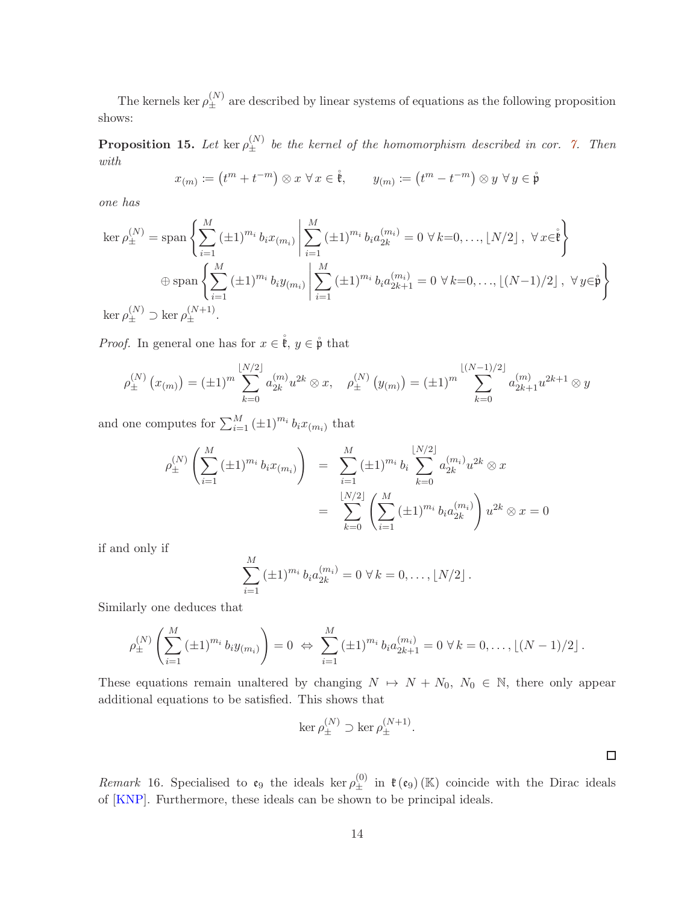The kernels $\ker \rho_\pm^{(N)}$ are described by linear systems of equations as the following proposition shows:

**Proposition 15.** *Let $\ker \rho_\pm^{(N)}$ be the kernel of the homomorphism described in cor. 7. Then with*

$$x_{(m)} := \left(t^m + t^{-m}\right) \otimes x \;\forall\, x \in \mathring{\mathfrak{k}}, \qquad y_{(m)} := \left(t^m - t^{-m}\right) \otimes y \;\forall\, y \in \mathring{\mathfrak{p}}$$

*one has*

$$\ker \rho_\pm^{(N)} = \operatorname{span}\left\{ \sum_{i=1}^{M} (\pm 1)^{m_i} b_i x_{(m_i)} \;\middle|\; \sum_{i=1}^{M} (\pm 1)^{m_i} b_i a_{2k}^{(m_i)} = 0 \;\forall\, k{=}0,\ldots,\lfloor N/2 \rfloor,\; \forall x{\in}\mathring{\mathfrak{k}} \right\}$$
$$\oplus \operatorname{span}\left\{ \sum_{i=1}^{M} (\pm 1)^{m_i} b_i y_{(m_i)} \;\middle|\; \sum_{i=1}^{M} (\pm 1)^{m_i} b_i a_{2k+1}^{(m_i)} = 0 \;\forall\, k{=}0,\ldots,\lfloor (N{-}1)/2 \rfloor,\; \forall y{\in}\mathring{\mathfrak{p}} \right\}$$

$\ker \rho_\pm^{(N)} \supset \ker \rho_\pm^{(N+1)}$.

*Proof.* In general one has for $x \in \mathring{\mathfrak{k}}$, $y \in \mathring{\mathfrak{p}}$ that

$$\rho_\pm^{(N)}\left(x_{(m)}\right) = (\pm 1)^m \sum_{k=0}^{\lfloor N/2 \rfloor} a_{2k}^{(m)} u^{2k} \otimes x, \quad \rho_\pm^{(N)}\left(y_{(m)}\right) = (\pm 1)^m \sum_{k=0}^{\lfloor (N-1)/2 \rfloor} a_{2k+1}^{(m)} u^{2k+1} \otimes y$$

and one computes for $\sum_{i=1}^{M} (\pm 1)^{m_i} b_i x_{(m_i)}$ that

$$\begin{aligned}
\rho_\pm^{(N)}\left( \sum_{i=1}^{M} (\pm 1)^{m_i} b_i x_{(m_i)} \right) &= \sum_{i=1}^{M} (\pm 1)^{m_i} b_i \sum_{k=0}^{\lfloor N/2 \rfloor} a_{2k}^{(m_i)} u^{2k} \otimes x \\
&= \sum_{k=0}^{\lfloor N/2 \rfloor} \left( \sum_{i=1}^{M} (\pm 1)^{m_i} b_i a_{2k}^{(m_i)} \right) u^{2k} \otimes x = 0
\end{aligned}$$

if and only if

$$\sum_{i=1}^{M} (\pm 1)^{m_i} b_i a_{2k}^{(m_i)} = 0 \;\forall\, k = 0, \ldots, \lfloor N/2 \rfloor .$$

Similarly one deduces that

$$\rho_\pm^{(N)}\left( \sum_{i=1}^{M} (\pm 1)^{m_i} b_i y_{(m_i)} \right) = 0 \;\Leftrightarrow\; \sum_{i=1}^{M} (\pm 1)^{m_i} b_i a_{2k+1}^{(m_i)} = 0 \;\forall\, k = 0, \ldots, \lfloor (N-1)/2 \rfloor .$$

These equations remain unaltered by changing $N \mapsto N + N_0$, $N_0 \in \mathbb{N}$, there only appear additional equations to be satisfied. This shows that

$$\ker \rho_\pm^{(N)} \supset \ker \rho_\pm^{(N+1)}.$$

□

*Remark* 16. Specialised to $\mathfrak{e}_9$ the ideals $\ker \rho_\pm^{(0)}$ in $\mathfrak{k}\left(\mathfrak{e}_9\right)(\mathbb{K})$ coincide with the Dirac ideals of [KNP]. Furthermore, these ideals can be shown to be principal ideals.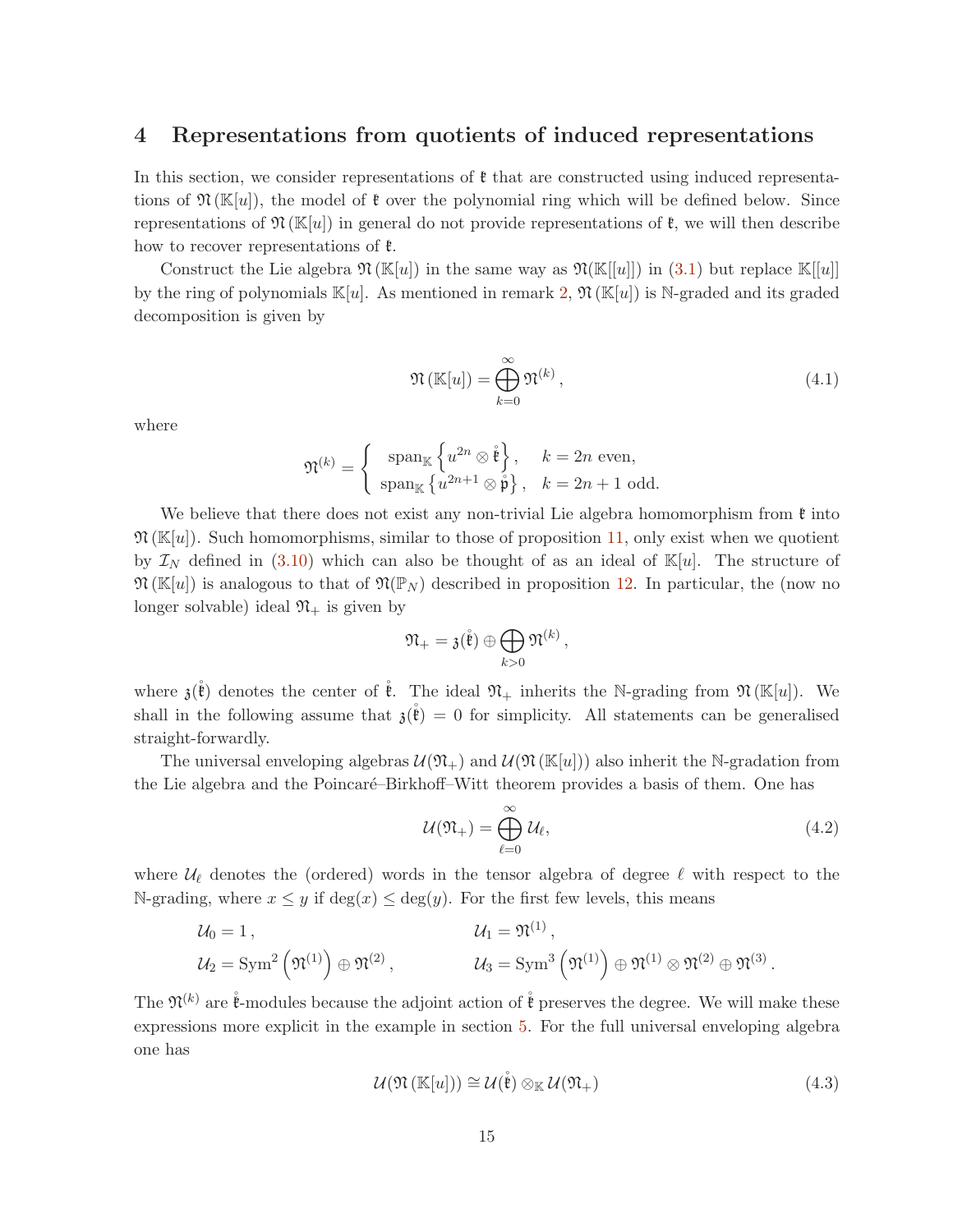## 4 Representations from quotients of induced representations

In this section, we consider representations of $\mathfrak{k}$ that are constructed using induced representations of $\mathfrak{N}(\mathbb{K}[u])$, the model of $\mathfrak{k}$ over the polynomial ring which will be defined below. Since representations of $\mathfrak{N}(\mathbb{K}[u])$ in general do not provide representations of $\mathfrak{k}$, we will then describe how to recover representations of $\mathfrak{k}$.

Construct the Lie algebra $\mathfrak{N}(\mathbb{K}[u])$ in the same way as $\mathfrak{N}(\mathbb{K}[[u]])$ in (3.1) but replace $\mathbb{K}[[u]]$ by the ring of polynomials $\mathbb{K}[u]$. As mentioned in remark 2, $\mathfrak{N}(\mathbb{K}[u])$ is $\mathbb{N}$-graded and its graded decomposition is given by

$$\mathfrak{N}(\mathbb{K}[u]) = \bigoplus_{k=0}^{\infty} \mathfrak{N}^{(k)}\,, \tag{4.1}$$

where

$$\mathfrak{N}^{(k)} = \begin{cases} \operatorname{span}_{\mathbb{K}}\left\{u^{2n} \otimes \mathring{\mathfrak{k}}\right\}, & k = 2n \text{ even}, \\ \operatorname{span}_{\mathbb{K}}\left\{u^{2n+1} \otimes \mathring{\mathfrak{p}}\right\}, & k = 2n+1 \text{ odd}. \end{cases}$$

We believe that there does not exist any non-trivial Lie algebra homomorphism from $\mathfrak{k}$ into $\mathfrak{N}(\mathbb{K}[u])$. Such homomorphisms, similar to those of proposition 11, only exist when we quotient by $\mathcal{I}_N$ defined in (3.10) which can also be thought of as an ideal of $\mathbb{K}[u]$. The structure of $\mathfrak{N}(\mathbb{K}[u])$ is analogous to that of $\mathfrak{N}(\mathbb{P}_N)$ described in proposition 12. In particular, the (now no longer solvable) ideal $\mathfrak{N}_+$ is given by

$$\mathfrak{N}_+ = \mathfrak{z}(\mathring{\mathfrak{k}}) \oplus \bigoplus_{k>0} \mathfrak{N}^{(k)}\,,$$

where $\mathfrak{z}(\mathring{\mathfrak{k}})$ denotes the center of $\mathring{\mathfrak{k}}$. The ideal $\mathfrak{N}_+$ inherits the $\mathbb{N}$-grading from $\mathfrak{N}(\mathbb{K}[u])$. We shall in the following assume that $\mathfrak{z}(\mathring{\mathfrak{k}}) = 0$ for simplicity. All statements can be generalised straight-forwardly.

The universal enveloping algebras $\mathcal{U}(\mathfrak{N}_+)$ and $\mathcal{U}(\mathfrak{N}(\mathbb{K}[u]))$ also inherit the $\mathbb{N}$-gradation from the Lie algebra and the Poincaré–Birkhoff–Witt theorem provides a basis of them. One has

$$\mathcal{U}(\mathfrak{N}_+) = \bigoplus_{\ell=0}^{\infty} \mathcal{U}_\ell, \tag{4.2}$$

where $\mathcal{U}_\ell$ denotes the (ordered) words in the tensor algebra of degree $\ell$ with respect to the $\mathbb{N}$-grading, where $x \leq y$ if $\deg(x) \leq \deg(y)$. For the first few levels, this means

$$\mathcal{U}_0 = 1\,, \qquad \mathcal{U}_1 = \mathfrak{N}^{(1)}\,,$$

$$\mathcal{U}_2 = \operatorname{Sym}^2\left(\mathfrak{N}^{(1)}\right) \oplus \mathfrak{N}^{(2)}\,, \qquad \mathcal{U}_3 = \operatorname{Sym}^3\left(\mathfrak{N}^{(1)}\right) \oplus \mathfrak{N}^{(1)} \otimes \mathfrak{N}^{(2)} \oplus \mathfrak{N}^{(3)}\,.$$

The $\mathfrak{N}^{(k)}$ are $\mathring{\mathfrak{k}}$-modules because the adjoint action of $\mathring{\mathfrak{k}}$ preserves the degree. We will make these expressions more explicit in the example in section 5. For the full universal enveloping algebra one has

$$\mathcal{U}(\mathfrak{N}(\mathbb{K}[u])) \cong \mathcal{U}(\mathring{\mathfrak{k}}) \otimes_{\mathbb{K}} \mathcal{U}(\mathfrak{N}_+) \tag{4.3}$$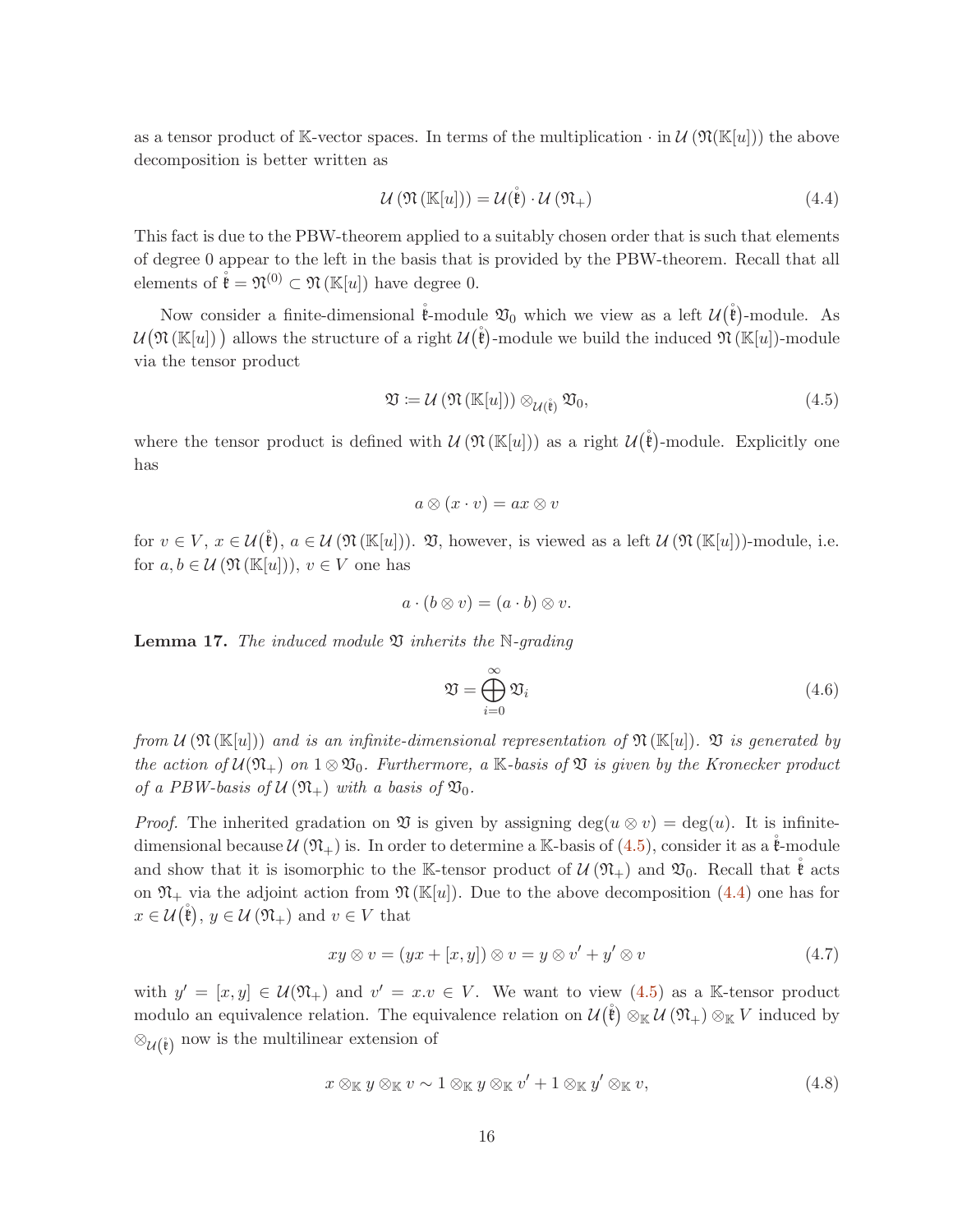as a tensor product of $\mathbb{K}$-vector spaces. In terms of the multiplication $\cdot$ in $\mathcal{U}(\mathfrak{N}(\mathbb{K}[u]))$ the above decomposition is better written as

$$\mathcal{U}(\mathfrak{N}(\mathbb{K}[u])) = \mathcal{U}(\mathring{\mathfrak{k}}) \cdot \mathcal{U}(\mathfrak{N}_+) \tag{4.4}$$

This fact is due to the PBW-theorem applied to a suitably chosen order that is such that elements of degree 0 appear to the left in the basis that is provided by the PBW-theorem. Recall that all elements of $\mathring{\mathfrak{k}} = \mathfrak{N}^{(0)} \subset \mathfrak{N}(\mathbb{K}[u])$ have degree 0.

Now consider a finite-dimensional $\mathring{\mathfrak{k}}$-module $\mathfrak{V}_0$ which we view as a left $\mathcal{U}(\mathring{\mathfrak{k}})$-module. As $\mathcal{U}(\mathfrak{N}(\mathbb{K}[u]))$ allows the structure of a right $\mathcal{U}(\mathring{\mathfrak{k}})$-module we build the induced $\mathfrak{N}(\mathbb{K}[u])$-module via the tensor product

$$\mathfrak{V} := \mathcal{U}(\mathfrak{N}(\mathbb{K}[u])) \otimes_{\mathcal{U}(\mathring{\mathfrak{k}})} \mathfrak{V}_0, \tag{4.5}$$

where the tensor product is defined with $\mathcal{U}(\mathfrak{N}(\mathbb{K}[u]))$ as a right $\mathcal{U}(\mathring{\mathfrak{k}})$-module. Explicitly one has

$$a \otimes (x \cdot v) = ax \otimes v$$

for $v \in V$, $x \in \mathcal{U}(\mathring{\mathfrak{k}})$, $a \in \mathcal{U}(\mathfrak{N}(\mathbb{K}[u]))$. $\mathfrak{V}$, however, is viewed as a left $\mathcal{U}(\mathfrak{N}(\mathbb{K}[u]))$-module, i.e. for $a, b \in \mathcal{U}(\mathfrak{N}(\mathbb{K}[u]))$, $v \in V$ one has

$$a \cdot (b \otimes v) = (a \cdot b) \otimes v.$$

**Lemma 17.** *The induced module $\mathfrak{V}$ inherits the $\mathbb{N}$-grading*

$$\mathfrak{V} = \bigoplus_{i=0}^{\infty} \mathfrak{V}_i \tag{4.6}$$

*from $\mathcal{U}(\mathfrak{N}(\mathbb{K}[u]))$ and is an infinite-dimensional representation of $\mathfrak{N}(\mathbb{K}[u])$. $\mathfrak{V}$ is generated by the action of $\mathcal{U}(\mathfrak{N}_+)$ on $1 \otimes \mathfrak{V}_0$. Furthermore, a $\mathbb{K}$-basis of $\mathfrak{V}$ is given by the Kronecker product of a PBW-basis of $\mathcal{U}(\mathfrak{N}_+)$ with a basis of $\mathfrak{V}_0$.*

*Proof.* The inherited gradation on $\mathfrak{V}$ is given by assigning $\deg(u \otimes v) = \deg(u)$. It is infinite-dimensional because $\mathcal{U}(\mathfrak{N}_+)$ is. In order to determine a $\mathbb{K}$-basis of (4.5), consider it as a $\mathring{\mathfrak{k}}$-module and show that it is isomorphic to the $\mathbb{K}$-tensor product of $\mathcal{U}(\mathfrak{N}_+)$ and $\mathfrak{V}_0$. Recall that $\mathring{\mathfrak{k}}$ acts on $\mathfrak{N}_+$ via the adjoint action from $\mathfrak{N}(\mathbb{K}[u])$. Due to the above decomposition (4.4) one has for $x \in \mathcal{U}(\mathring{\mathfrak{k}})$, $y \in \mathcal{U}(\mathfrak{N}_+)$ and $v \in V$ that

$$xy \otimes v = (yx + [x, y]) \otimes v = y \otimes v' + y' \otimes v \tag{4.7}$$

with $y' = [x, y] \in \mathcal{U}(\mathfrak{N}_+)$ and $v' = x.v \in V$. We want to view (4.5) as a $\mathbb{K}$-tensor product modulo an equivalence relation. The equivalence relation on $\mathcal{U}(\mathring{\mathfrak{k}}) \otimes_{\mathbb{K}} \mathcal{U}(\mathfrak{N}_+) \otimes_{\mathbb{K}} V$ induced by $\otimes_{\mathcal{U}(\mathring{\mathfrak{k}})}$ now is the multilinear extension of

$$x \otimes_{\mathbb{K}} y \otimes_{\mathbb{K}} v \sim 1 \otimes_{\mathbb{K}} y \otimes_{\mathbb{K}} v' + 1 \otimes_{\mathbb{K}} y' \otimes_{\mathbb{K}} v, \tag{4.8}$$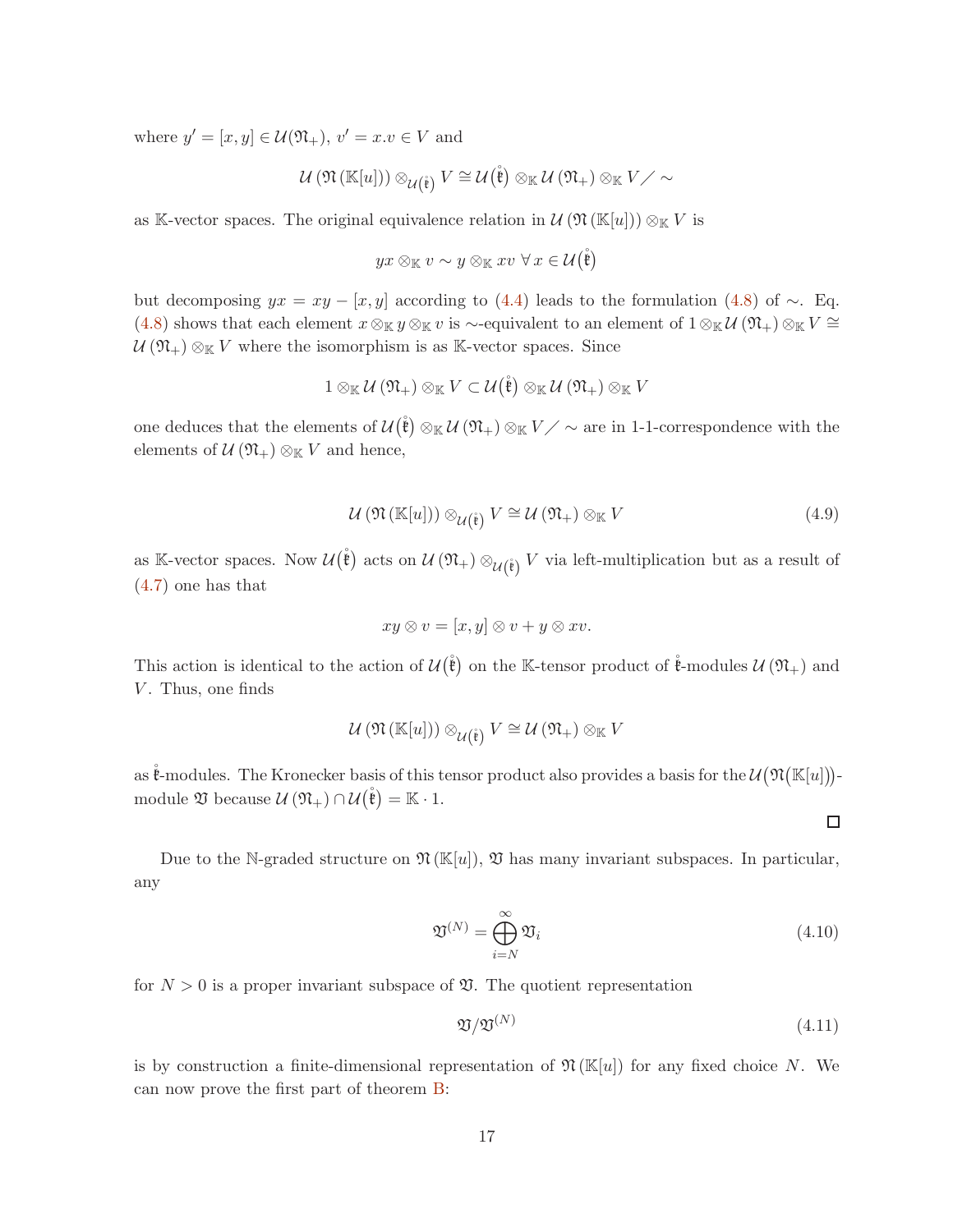where $y' = [x, y] \in \mathcal{U}(\mathfrak{N}_+)$, $v' = x.v \in V$ and

$$\mathcal{U}\left(\mathfrak{N}\left(\mathbb{K}[u]\right)\right) \otimes_{\mathcal{U}(\mathring{\mathfrak{k}})} V \cong \mathcal{U}\big(\mathring{\mathfrak{k}}\big) \otimes_{\mathbb{K}} \mathcal{U}\left(\mathfrak{N}_+\right) \otimes_{\mathbb{K}} V \diagup \sim$$

as $\mathbb{K}$-vector spaces. The original equivalence relation in $\mathcal{U}\left(\mathfrak{N}\left(\mathbb{K}[u]\right)\right) \otimes_{\mathbb{K}} V$ is

$$yx \otimes_{\mathbb{K}} v \sim y \otimes_{\mathbb{K}} xv \;\forall\, x \in \mathcal{U}\big(\mathring{\mathfrak{k}}\big)$$

but decomposing $yx = xy - [x, y]$ according to (4.4) leads to the formulation (4.8) of $\sim$. Eq. (4.8) shows that each element $x \otimes_{\mathbb{K}} y \otimes_{\mathbb{K}} v$ is $\sim$-equivalent to an element of $1 \otimes_{\mathbb{K}} \mathcal{U}\left(\mathfrak{N}_+\right) \otimes_{\mathbb{K}} V \cong \mathcal{U}\left(\mathfrak{N}_+\right) \otimes_{\mathbb{K}} V$ where the isomorphism is as $\mathbb{K}$-vector spaces. Since

$$1 \otimes_{\mathbb{K}} \mathcal{U}\left(\mathfrak{N}_+\right) \otimes_{\mathbb{K}} V \subset \mathcal{U}\big(\mathring{\mathfrak{k}}\big) \otimes_{\mathbb{K}} \mathcal{U}\left(\mathfrak{N}_+\right) \otimes_{\mathbb{K}} V$$

one deduces that the elements of $\mathcal{U}\big(\mathring{\mathfrak{k}}\big) \otimes_{\mathbb{K}} \mathcal{U}\left(\mathfrak{N}_+\right) \otimes_{\mathbb{K}} V \diagup \sim$ are in 1-1-correspondence with the elements of $\mathcal{U}\left(\mathfrak{N}_+\right) \otimes_{\mathbb{K}} V$ and hence,

$$\mathcal{U}\left(\mathfrak{N}\left(\mathbb{K}[u]\right)\right) \otimes_{\mathcal{U}(\mathring{\mathfrak{k}})} V \cong \mathcal{U}\left(\mathfrak{N}_+\right) \otimes_{\mathbb{K}} V \tag{4.9}$$

as $\mathbb{K}$-vector spaces. Now $\mathcal{U}\big(\mathring{\mathfrak{k}}\big)$ acts on $\mathcal{U}\left(\mathfrak{N}_+\right) \otimes_{\mathcal{U}(\mathring{\mathfrak{k}})} V$ via left-multiplication but as a result of (4.7) one has that

$$xy \otimes v = [x, y] \otimes v + y \otimes xv.$$

This action is identical to the action of $\mathcal{U}\big(\mathring{\mathfrak{k}}\big)$ on the $\mathbb{K}$-tensor product of $\mathring{\mathfrak{k}}$-modules $\mathcal{U}\left(\mathfrak{N}_+\right)$ and $V$. Thus, one finds

$$\mathcal{U}\left(\mathfrak{N}\left(\mathbb{K}[u]\right)\right) \otimes_{\mathcal{U}(\mathring{\mathfrak{k}})} V \cong \mathcal{U}\left(\mathfrak{N}_+\right) \otimes_{\mathbb{K}} V$$

as $\mathring{\mathfrak{k}}$-modules. The Kronecker basis of this tensor product also provides a basis for the $\mathcal{U}\big(\mathfrak{N}\big(\mathbb{K}[u]\big)\big)$-module $\mathfrak{V}$ because $\mathcal{U}\left(\mathfrak{N}_+\right) \cap \mathcal{U}\big(\mathring{\mathfrak{k}}\big) = \mathbb{K} \cdot 1$.

□

Due to the $\mathbb{N}$-graded structure on $\mathfrak{N}\left(\mathbb{K}[u]\right)$, $\mathfrak{V}$ has many invariant subspaces. In particular, any

$$\mathfrak{V}^{(N)} = \bigoplus_{i=N}^{\infty} \mathfrak{V}_i \tag{4.10}$$

for $N > 0$ is a proper invariant subspace of $\mathfrak{V}$. The quotient representation

$$\mathfrak{V}/\mathfrak{V}^{(N)} \tag{4.11}$$

is by construction a finite-dimensional representation of $\mathfrak{N}\left(\mathbb{K}[u]\right)$ for any fixed choice $N$. We can now prove the first part of theorem B: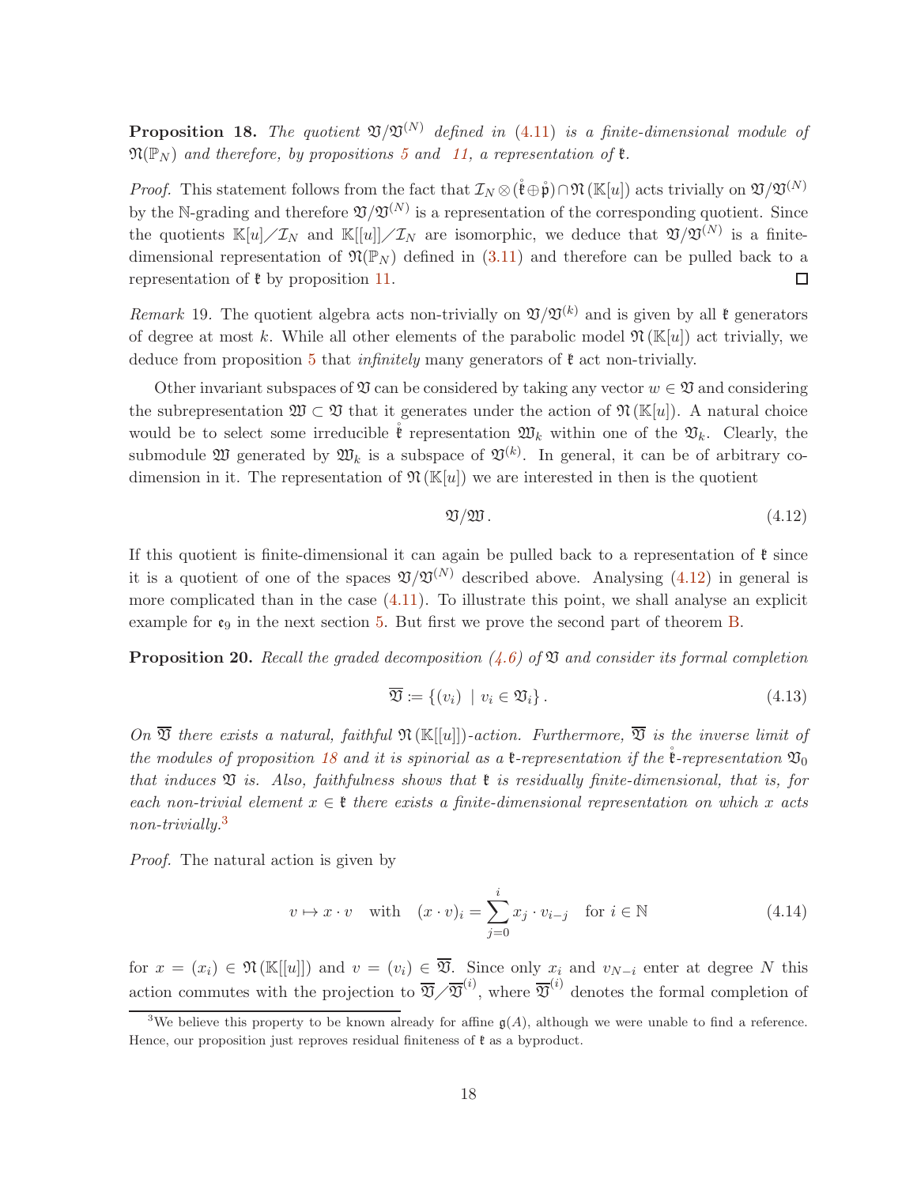**Proposition 18.** *The quotient $\mathfrak{V}/\mathfrak{V}^{(N)}$ defined in (4.11) is a finite-dimensional module of $\mathfrak{N}(\mathbb{P}_N)$ and therefore, by propositions 5 and 11, a representation of $\mathfrak{k}$.*

*Proof.* This statement follows from the fact that $\mathcal{I}_N \otimes (\mathring{\mathfrak{k}} \oplus \mathring{\mathfrak{p}}) \cap \mathfrak{N}(\mathbb{K}[u])$ acts trivially on $\mathfrak{V}/\mathfrak{V}^{(N)}$ by the $\mathbb{N}$-grading and therefore $\mathfrak{V}/\mathfrak{V}^{(N)}$ is a representation of the corresponding quotient. Since the quotients $\mathbb{K}[u]\big/\mathcal{I}_N$ and $\mathbb{K}[[u]]\big/\mathcal{I}_N$ are isomorphic, we deduce that $\mathfrak{V}/\mathfrak{V}^{(N)}$ is a finite-dimensional representation of $\mathfrak{N}(\mathbb{P}_N)$ defined in (3.11) and therefore can be pulled back to a representation of $\mathfrak{k}$ by proposition 11. $\square$

*Remark* 19. The quotient algebra acts non-trivially on $\mathfrak{V}/\mathfrak{V}^{(k)}$ and is given by all $\mathfrak{k}$ generators of degree at most $k$. While all other elements of the parabolic model $\mathfrak{N}(\mathbb{K}[u])$ act trivially, we deduce from proposition 5 that *infinitely* many generators of $\mathfrak{k}$ act non-trivially.

Other invariant subspaces of $\mathfrak{V}$ can be considered by taking any vector $w \in \mathfrak{V}$ and considering the subrepresentation $\mathfrak{W} \subset \mathfrak{V}$ that it generates under the action of $\mathfrak{N}(\mathbb{K}[u])$. A natural choice would be to select some irreducible $\mathring{\mathfrak{k}}$ representation $\mathfrak{W}_k$ within one of the $\mathfrak{V}_k$. Clearly, the submodule $\mathfrak{W}$ generated by $\mathfrak{W}_k$ is a subspace of $\mathfrak{V}^{(k)}$. In general, it can be of arbitrary co-dimension in it. The representation of $\mathfrak{N}(\mathbb{K}[u])$ we are interested in then is the quotient

$$\mathfrak{V}/\mathfrak{W}. \tag{4.12}$$

If this quotient is finite-dimensional it can again be pulled back to a representation of $\mathfrak{k}$ since it is a quotient of one of the spaces $\mathfrak{V}/\mathfrak{V}^{(N)}$ described above. Analysing (4.12) in general is more complicated than in the case (4.11). To illustrate this point, we shall analyse an explicit example for $\mathfrak{e}_9$ in the next section 5. But first we prove the second part of theorem B.

**Proposition 20.** *Recall the graded decomposition (4.6) of $\mathfrak{V}$ and consider its formal completion*

$$\overline{\mathfrak{V}} := \{(v_i) \mid v_i \in \mathfrak{V}_i\}. \tag{4.13}$$

*On $\overline{\mathfrak{V}}$ there exists a natural, faithful $\mathfrak{N}(\mathbb{K}[[u]])$-action. Furthermore, $\overline{\mathfrak{V}}$ is the inverse limit of the modules of proposition 18 and it is spinorial as a $\mathfrak{k}$-representation if the $\mathring{\mathfrak{k}}$-representation $\mathfrak{V}_0$ that induces $\mathfrak{V}$ is. Also, faithfulness shows that $\mathfrak{k}$ is residually finite-dimensional, that is, for each non-trivial element $x \in \mathfrak{k}$ there exists a finite-dimensional representation on which $x$ acts non-trivially.*[3]

*Proof.* The natural action is given by

$$v \mapsto x \cdot v \quad \text{with} \quad (x \cdot v)_i = \sum_{j=0}^{i} x_j \cdot v_{i-j} \quad \text{for } i \in \mathbb{N} \tag{4.14}$$

for $x = (x_i) \in \mathfrak{N}(\mathbb{K}[[u]])$ and $v = (v_i) \in \overline{\mathfrak{V}}$. Since only $x_i$ and $v_{N-i}$ enter at degree $N$ this action commutes with the projection to $\overline{\mathfrak{V}}\big/\overline{\mathfrak{V}}^{(i)}$, where $\overline{\mathfrak{V}}^{(i)}$ denotes the formal completion of

[3] We believe this property to be known already for affine $\mathfrak{g}(A)$, although we were unable to find a reference. Hence, our proposition just reproves residual finiteness of $\mathfrak{k}$ as a byproduct.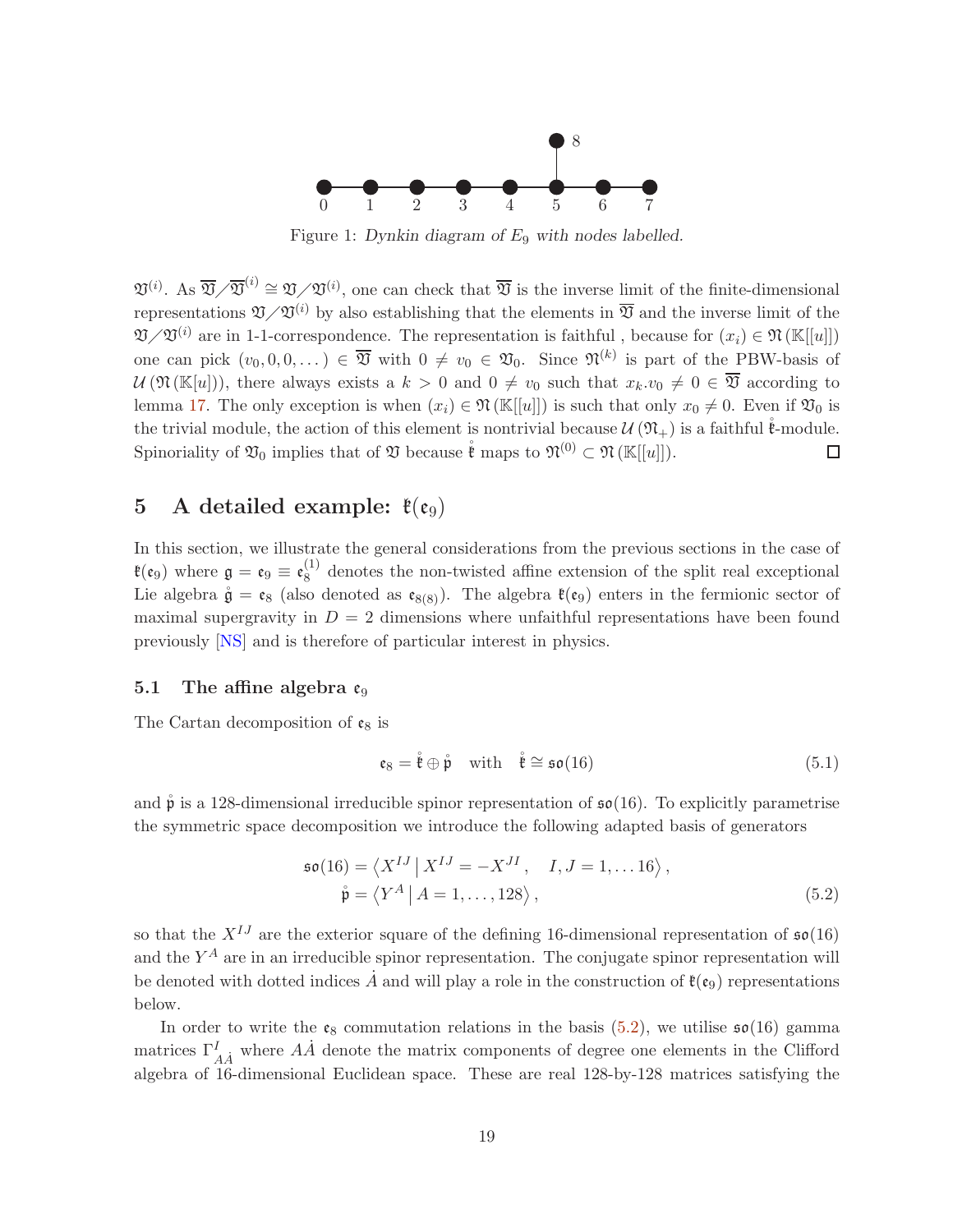Figure 1: *Dynkin diagram of $E_9$ with nodes labelled.*

$\mathfrak{V}^{(i)}$. As $\overline{\mathfrak{V}}/\overline{\mathfrak{V}}^{(i)} \cong \mathfrak{V}/\mathfrak{V}^{(i)}$, one can check that $\overline{\mathfrak{V}}$ is the inverse limit of the finite-dimensional representations $\mathfrak{V}/\mathfrak{V}^{(i)}$ by also establishing that the elements in $\overline{\mathfrak{V}}$ and the inverse limit of the $\mathfrak{V}/\mathfrak{V}^{(i)}$ are in 1-1-correspondence. The representation is faithful , because for $(x_i) \in \mathfrak{N}(\mathbb{K}[[u]])$ one can pick $(v_0, 0, 0, \dots) \in \overline{\mathfrak{V}}$ with $0 \neq v_0 \in \mathfrak{V}_0$. Since $\mathfrak{N}^{(k)}$ is part of the PBW-basis of $\mathcal{U}(\mathfrak{N}(\mathbb{K}[u]))$, there always exists a $k > 0$ and $0 \neq v_0$ such that $x_k.v_0 \neq 0 \in \overline{\mathfrak{V}}$ according to lemma 17. The only exception is when $(x_i) \in \mathfrak{N}(\mathbb{K}[[u]])$ is such that only $x_0 \neq 0$. Even if $\mathfrak{V}_0$ is the trivial module, the action of this element is nontrivial because $\mathcal{U}(\mathfrak{N}_+)$ is a faithful $\mathring{\mathfrak{k}}$-module. Spinoriality of $\mathfrak{V}_0$ implies that of $\mathfrak{V}$ because $\mathring{\mathfrak{k}}$ maps to $\mathfrak{N}^{(0)} \subset \mathfrak{N}(\mathbb{K}[[u]])$. □

## 5 A detailed example: $\mathfrak{k}(\mathfrak{e}_9)$

In this section, we illustrate the general considerations from the previous sections in the case of $\mathfrak{k}(\mathfrak{e}_9)$ where $\mathfrak{g} = \mathfrak{e}_9 \equiv \mathfrak{e}_8^{(1)}$ denotes the non-twisted affine extension of the split real exceptional Lie algebra $\mathring{\mathfrak{g}} = \mathfrak{e}_8$ (also denoted as $\mathfrak{e}_{8(8)}$). The algebra $\mathfrak{k}(\mathfrak{e}_9)$ enters in the fermionic sector of maximal supergravity in $D = 2$ dimensions where unfaithful representations have been found previously [NS] and is therefore of particular interest in physics.

### 5.1 The affine algebra $\mathfrak{e}_9$

The Cartan decomposition of $\mathfrak{e}_8$ is

$$\mathfrak{e}_8 = \mathring{\mathfrak{k}} \oplus \mathring{\mathfrak{p}} \quad \text{with} \quad \mathring{\mathfrak{k}} \cong \mathfrak{so}(16) \tag{5.1}$$

and $\mathring{\mathfrak{p}}$ is a 128-dimensional irreducible spinor representation of $\mathfrak{so}(16)$. To explicitly parametrise the symmetric space decomposition we introduce the following adapted basis of generators

$$\begin{aligned} \mathfrak{so}(16) &= \left\langle X^{IJ} \,\middle|\, X^{IJ} = -X^{JI}, \quad I, J = 1, \dots 16 \right\rangle, \\ \mathring{\mathfrak{p}} &= \left\langle Y^A \,\middle|\, A = 1, \dots, 128 \right\rangle, \end{aligned} \tag{5.2}$$

so that the $X^{IJ}$ are the exterior square of the defining 16-dimensional representation of $\mathfrak{so}(16)$ and the $Y^A$ are in an irreducible spinor representation. The conjugate spinor representation will be denoted with dotted indices $\dot{A}$ and will play a role in the construction of $\mathfrak{k}(\mathfrak{e}_9)$ representations below.

In order to write the $\mathfrak{e}_8$ commutation relations in the basis (5.2), we utilise $\mathfrak{so}(16)$ gamma matrices $\Gamma^I_{A\dot{A}}$ where $A\dot{A}$ denote the matrix components of degree one elements in the Clifford algebra of 16-dimensional Euclidean space. These are real 128-by-128 matrices satisfying the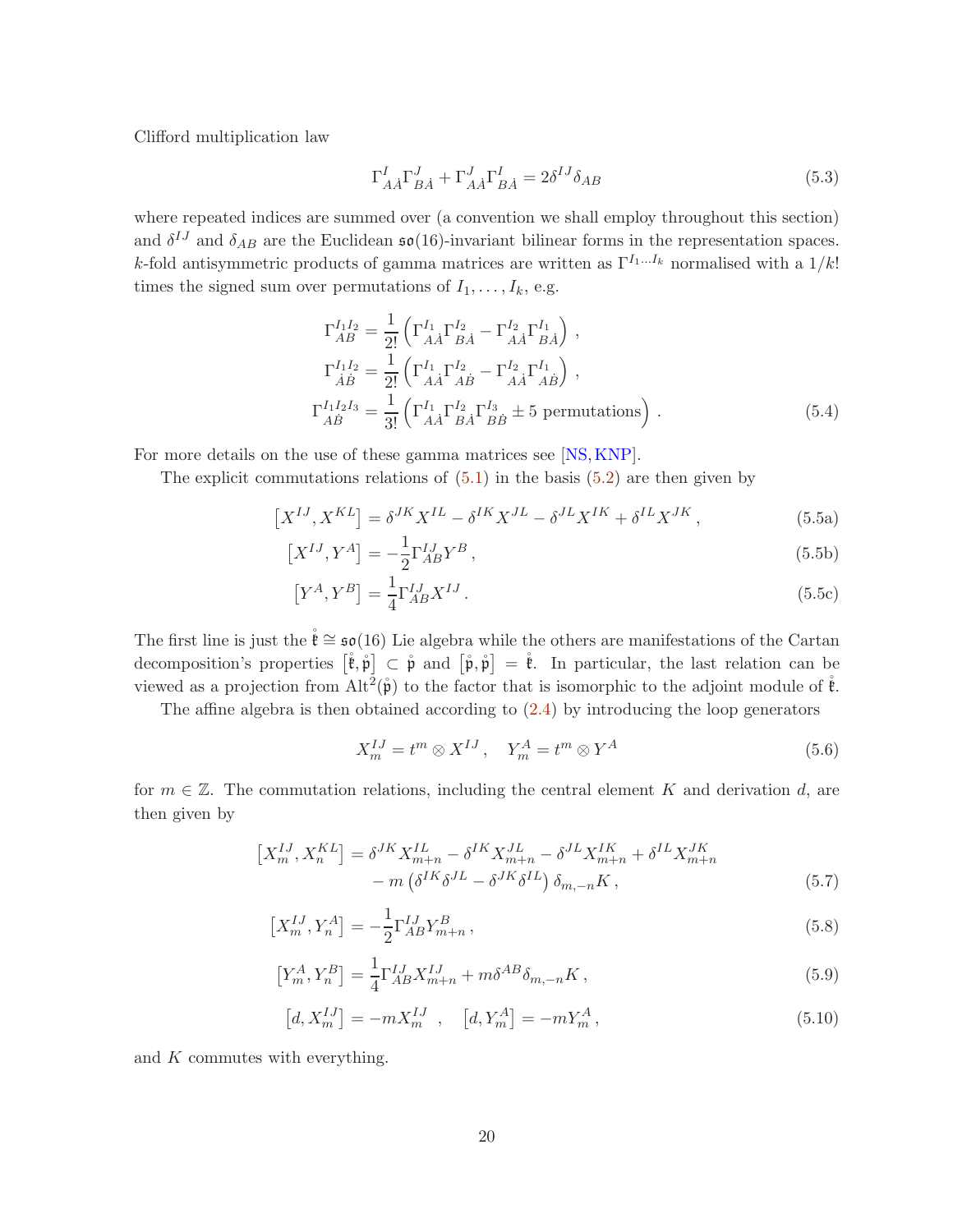Clifford multiplication law

$$\Gamma^I_{A\dot{A}}\Gamma^J_{B\dot{A}} + \Gamma^J_{A\dot{A}}\Gamma^I_{B\dot{A}} = 2\delta^{IJ}\delta_{AB} \tag{5.3}$$

where repeated indices are summed over (a convention we shall employ throughout this section) and $\delta^{IJ}$ and $\delta_{AB}$ are the Euclidean $\mathfrak{so}(16)$-invariant bilinear forms in the representation spaces. $k$-fold antisymmetric products of gamma matrices are written as $\Gamma^{I_1\ldots I_k}$ normalised with a $1/k!$ times the signed sum over permutations of $I_1,\ldots,I_k$, e.g.

$$\begin{aligned}
\Gamma^{I_1I_2}_{AB} &= \frac{1}{2!}\left(\Gamma^{I_1}_{A\dot{A}}\Gamma^{I_2}_{B\dot{A}} - \Gamma^{I_2}_{A\dot{A}}\Gamma^{I_1}_{B\dot{A}}\right)\,,\\
\Gamma^{I_1I_2}_{\dot{A}\dot{B}} &= \frac{1}{2!}\left(\Gamma^{I_1}_{A\dot{A}}\Gamma^{I_2}_{A\dot{B}} - \Gamma^{I_2}_{A\dot{A}}\Gamma^{I_1}_{A\dot{B}}\right)\,,\\
\Gamma^{I_1I_2I_3}_{A\dot{B}} &= \frac{1}{3!}\left(\Gamma^{I_1}_{A\dot{A}}\Gamma^{I_2}_{B\dot{A}}\Gamma^{I_3}_{B\dot{B}} \pm 5 \text{ permutations}\right)\,.
\end{aligned} \tag{5.4}$$

For more details on the use of these gamma matrices see [NS, KNP].

The explicit commutations relations of (5.1) in the basis (5.2) are then given by

$$\left[X^{IJ}, X^{KL}\right] = \delta^{JK}X^{IL} - \delta^{IK}X^{JL} - \delta^{JL}X^{IK} + \delta^{IL}X^{JK}\,, \tag{5.5a}$$

$$\left[X^{IJ}, Y^{A}\right] = -\frac{1}{2}\Gamma^{IJ}_{AB}Y^{B}\,, \tag{5.5b}$$

$$\left[Y^{A}, Y^{B}\right] = \frac{1}{4}\Gamma^{IJ}_{AB}X^{IJ}\,. \tag{5.5c}$$

The first line is just the $\mathring{\mathfrak{k}} \cong \mathfrak{so}(16)$ Lie algebra while the others are manifestations of the Cartan decomposition's properties $\left[\mathring{\mathfrak{k}}, \mathring{\mathfrak{p}}\right] \subset \mathring{\mathfrak{p}}$ and $\left[\mathring{\mathfrak{p}}, \mathring{\mathfrak{p}}\right] = \mathring{\mathfrak{k}}$. In particular, the last relation can be viewed as a projection from $\mathrm{Alt}^2(\mathring{\mathfrak{p}})$ to the factor that is isomorphic to the adjoint module of $\mathring{\mathfrak{k}}$.

The affine algebra is then obtained according to (2.4) by introducing the loop generators

$$X^{IJ}_m = t^m \otimes X^{IJ}\,, \quad Y^A_m = t^m \otimes Y^A \tag{5.6}$$

for $m \in \mathbb{Z}$. The commutation relations, including the central element $K$ and derivation $d$, are then given by

$$\begin{aligned}
\left[X^{IJ}_m, X^{KL}_n\right] &= \delta^{JK}X^{IL}_{m+n} - \delta^{IK}X^{JL}_{m+n} - \delta^{JL}X^{IK}_{m+n} + \delta^{IL}X^{JK}_{m+n}\\
&\quad - m\left(\delta^{IK}\delta^{JL} - \delta^{JK}\delta^{IL}\right)\delta_{m,-n}K\,,
\end{aligned} \tag{5.7}$$

$$\left[X^{IJ}_m, Y^A_n\right] = -\frac{1}{2}\Gamma^{IJ}_{AB}Y^B_{m+n}\,, \tag{5.8}$$

$$\left[Y^A_m, Y^B_n\right] = \frac{1}{4}\Gamma^{IJ}_{AB}X^{IJ}_{m+n} + m\delta^{AB}\delta_{m,-n}K\,, \tag{5.9}$$

$$\left[d, X^{IJ}_m\right] = -mX^{IJ}_m \quad , \quad \left[d, Y^A_m\right] = -mY^A_m\,, \tag{5.10}$$

and $K$ commutes with everything.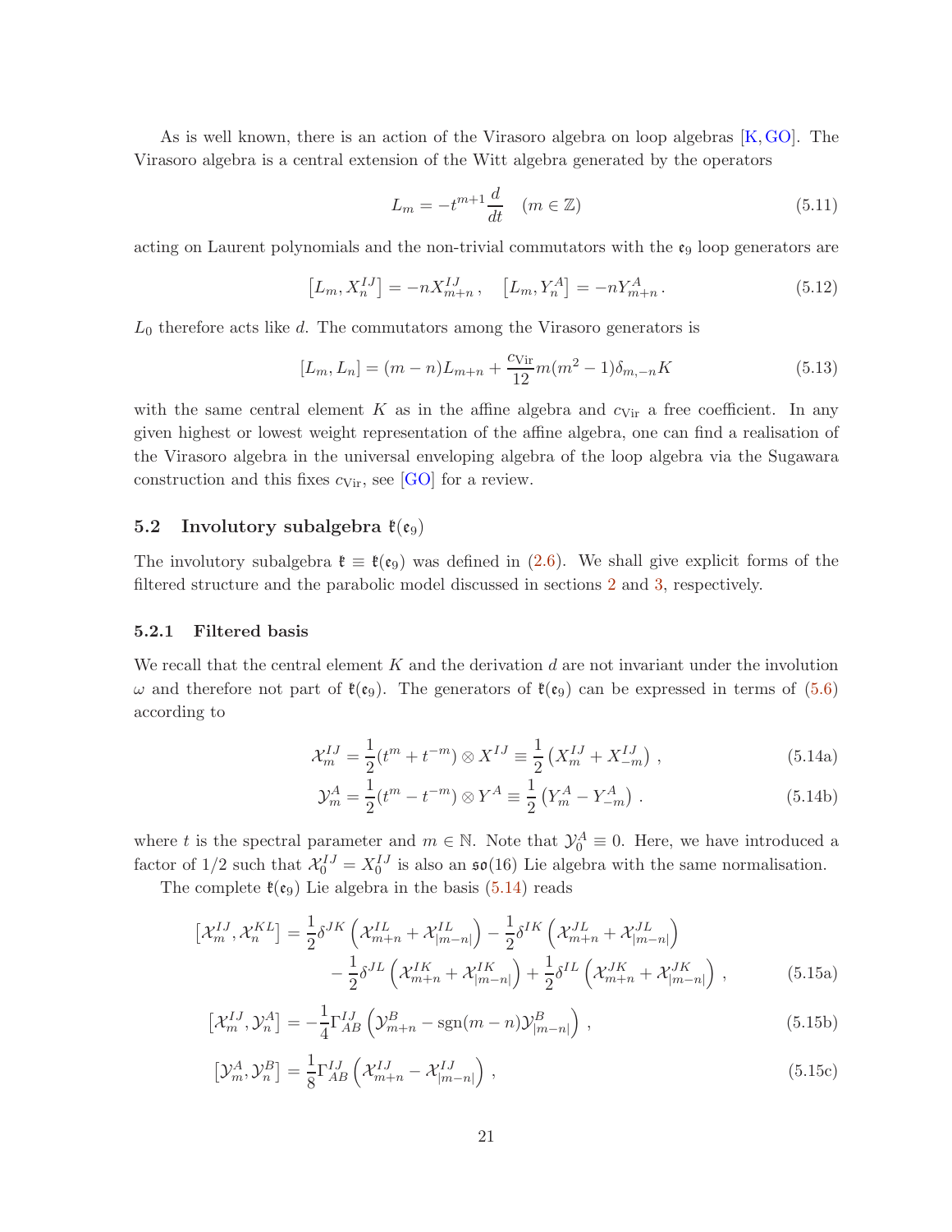As is well known, there is an action of the Virasoro algebra on loop algebras [K, GO]. The Virasoro algebra is a central extension of the Witt algebra generated by the operators

$$L_m = -t^{m+1}\frac{d}{dt} \quad (m \in \mathbb{Z}) \tag{5.11}$$

acting on Laurent polynomials and the non-trivial commutators with the $\mathfrak{e}_9$ loop generators are

$$\left[L_m, X_n^{IJ}\right] = -nX_{m+n}^{IJ}\,, \quad \left[L_m, Y_n^{A}\right] = -nY_{m+n}^{A}\,. \tag{5.12}$$

$L_0$ therefore acts like $d$. The commutators among the Virasoro generators is

$$[L_m, L_n] = (m-n)L_{m+n} + \frac{c_{\text{Vir}}}{12}m(m^2-1)\delta_{m,-n}K \tag{5.13}$$

with the same central element $K$ as in the affine algebra and $c_{\text{Vir}}$ a free coefficient. In any given highest or lowest weight representation of the affine algebra, one can find a realisation of the Virasoro algebra in the universal enveloping algebra of the loop algebra via the Sugawara construction and this fixes $c_{\text{Vir}}$, see [GO] for a review.

## 5.2 Involutory subalgebra $\mathfrak{k}(\mathfrak{e}_9)$

The involutory subalgebra $\mathfrak{k} \equiv \mathfrak{k}(\mathfrak{e}_9)$ was defined in (2.6). We shall give explicit forms of the filtered structure and the parabolic model discussed in sections 2 and 3, respectively.

### 5.2.1 Filtered basis

We recall that the central element $K$ and the derivation $d$ are not invariant under the involution $\omega$ and therefore not part of $\mathfrak{k}(\mathfrak{e}_9)$. The generators of $\mathfrak{k}(\mathfrak{e}_9)$ can be expressed in terms of (5.6) according to

$$\mathcal{X}_m^{IJ} = \frac{1}{2}(t^m + t^{-m}) \otimes X^{IJ} \equiv \frac{1}{2}\left(X_m^{IJ} + X_{-m}^{IJ}\right)\,, \tag{5.14a}$$

$$\mathcal{Y}_m^{A} = \frac{1}{2}(t^m - t^{-m}) \otimes Y^{A} \equiv \frac{1}{2}\left(Y_m^{A} - Y_{-m}^{A}\right)\,. \tag{5.14b}$$

where $t$ is the spectral parameter and $m \in \mathbb{N}$. Note that $\mathcal{Y}_0^A \equiv 0$. Here, we have introduced a factor of 1/2 such that $\mathcal{X}_0^{IJ} = X_0^{IJ}$ is also an $\mathfrak{so}(16)$ Lie algebra with the same normalisation.

The complete $\mathfrak{k}(\mathfrak{e}_9)$ Lie algebra in the basis (5.14) reads

$$\begin{aligned}\left[\mathcal{X}_m^{IJ}, \mathcal{X}_n^{KL}\right] = {}& \frac{1}{2}\delta^{JK}\left(\mathcal{X}_{m+n}^{IL} + \mathcal{X}_{|m-n|}^{IL}\right) - \frac{1}{2}\delta^{IK}\left(\mathcal{X}_{m+n}^{JL} + \mathcal{X}_{|m-n|}^{JL}\right) \\ & - \frac{1}{2}\delta^{JL}\left(\mathcal{X}_{m+n}^{IK} + \mathcal{X}_{|m-n|}^{IK}\right) + \frac{1}{2}\delta^{IL}\left(\mathcal{X}_{m+n}^{JK} + \mathcal{X}_{|m-n|}^{JK}\right)\,,\end{aligned} \tag{5.15a}$$

$$\left[\mathcal{X}_m^{IJ}, \mathcal{Y}_n^{A}\right] = -\frac{1}{4}\Gamma_{AB}^{IJ}\left(\mathcal{Y}_{m+n}^{B} - \text{sgn}(m-n)\mathcal{Y}_{|m-n|}^{B}\right)\,, \tag{5.15b}$$

$$\left[\mathcal{Y}_m^{A}, \mathcal{Y}_n^{B}\right] = \frac{1}{8}\Gamma_{AB}^{IJ}\left(\mathcal{X}_{m+n}^{IJ} - \mathcal{X}_{|m-n|}^{IJ}\right)\,, \tag{5.15c}$$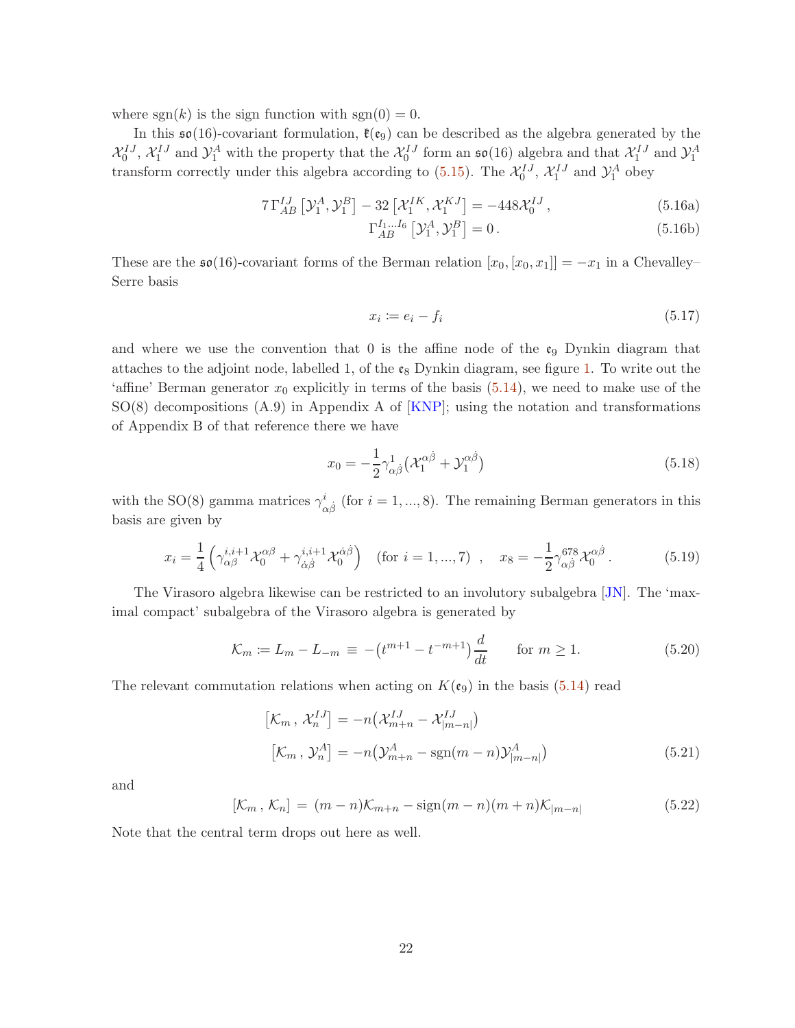where sgn($k$) is the sign function with sgn(0) = 0.

In this $\mathfrak{so}(16)$-covariant formulation, $\mathfrak{k}(\mathfrak{e}_9)$ can be described as the algebra generated by the $\mathcal{X}_0^{IJ}$, $\mathcal{X}_1^{IJ}$ and $\mathcal{Y}_1^A$ with the property that the $\mathcal{X}_0^{IJ}$ form an $\mathfrak{so}(16)$ algebra and that $\mathcal{X}_1^{IJ}$ and $\mathcal{Y}_1^A$ transform correctly under this algebra according to (5.15). The $\mathcal{X}_0^{IJ}$, $\mathcal{X}_1^{IJ}$ and $\mathcal{Y}_1^A$ obey

$$
7\,\Gamma^{IJ}_{AB}\left[\mathcal{Y}_1^A,\mathcal{Y}_1^B\right]-32\left[\mathcal{X}_1^{IK},\mathcal{X}_1^{KJ}\right]=-448\mathcal{X}_0^{IJ}\,, \tag{5.16a}
$$

$$
\Gamma^{I_1\ldots I_6}_{AB}\left[\mathcal{Y}_1^A,\mathcal{Y}_1^B\right]=0\,. \tag{5.16b}
$$

These are the $\mathfrak{so}(16)$-covariant forms of the Berman relation $[x_0,[x_0,x_1]]=-x_1$ in a Chevalley–Serre basis

$$
x_i \coloneqq e_i - f_i \tag{5.17}
$$

and where we use the convention that 0 is the affine node of the $\mathfrak{e}_9$ Dynkin diagram that attaches to the adjoint node, labelled 1, of the $\mathfrak{e}_8$ Dynkin diagram, see figure 1. To write out the 'affine' Berman generator $x_0$ explicitly in terms of the basis (5.14), we need to make use of the SO(8) decompositions (A.9) in Appendix A of [KNP]; using the notation and transformations of Appendix B of that reference there we have

$$
x_0 = -\frac{1}{2}\gamma^1_{\alpha\dot{\beta}}\big(\mathcal{X}_1^{\alpha\dot{\beta}}+\mathcal{Y}_1^{\alpha\dot{\beta}}\big) \tag{5.18}
$$

with the SO(8) gamma matrices $\gamma^i_{\alpha\dot{\beta}}$ (for $i=1,...,8$). The remaining Berman generators in this basis are given by

$$
x_i=\frac{1}{4}\left(\gamma^{i,i+1}_{\alpha\beta}\mathcal{X}_0^{\alpha\beta}+\gamma^{i,i+1}_{\dot{\alpha}\dot{\beta}}\mathcal{X}_0^{\dot{\alpha}\dot{\beta}}\right)\quad(\text{for } i=1,...,7)\quad,\quad x_8=-\frac{1}{2}\gamma^{678}_{\alpha\dot{\beta}}\mathcal{X}_0^{\alpha\dot{\beta}}\,. \tag{5.19}
$$

The Virasoro algebra likewise can be restricted to an involutory subalgebra [JN]. The 'maximal compact' subalgebra of the Virasoro algebra is generated by

$$
\mathcal{K}_m \coloneqq L_m - L_{-m} \,\equiv\, -\big(t^{m+1}-t^{-m+1}\big)\frac{d}{dt} \qquad \text{for } m\geq 1. \tag{5.20}
$$

The relevant commutation relations when acting on $K(\mathfrak{e}_9)$ in the basis (5.14) read

$$
\begin{aligned}
\big[\mathcal{K}_m\,,\,\mathcal{X}_n^{IJ}\big] &= -n\big(\mathcal{X}^{IJ}_{m+n}-\mathcal{X}^{IJ}_{|m-n|}\big)\\
\big[\mathcal{K}_m\,,\,\mathcal{Y}_n^{A}\big] &= -n\big(\mathcal{Y}^{A}_{m+n}-\mathrm{sgn}(m-n)\mathcal{Y}^{A}_{|m-n|}\big)
\end{aligned} \tag{5.21}
$$

and

$$
[\mathcal{K}_m\,,\,\mathcal{K}_n] \,=\, (m-n)\mathcal{K}_{m+n}-\mathrm{sign}(m-n)(m+n)\mathcal{K}_{|m-n|} \tag{5.22}
$$

Note that the central term drops out here as well.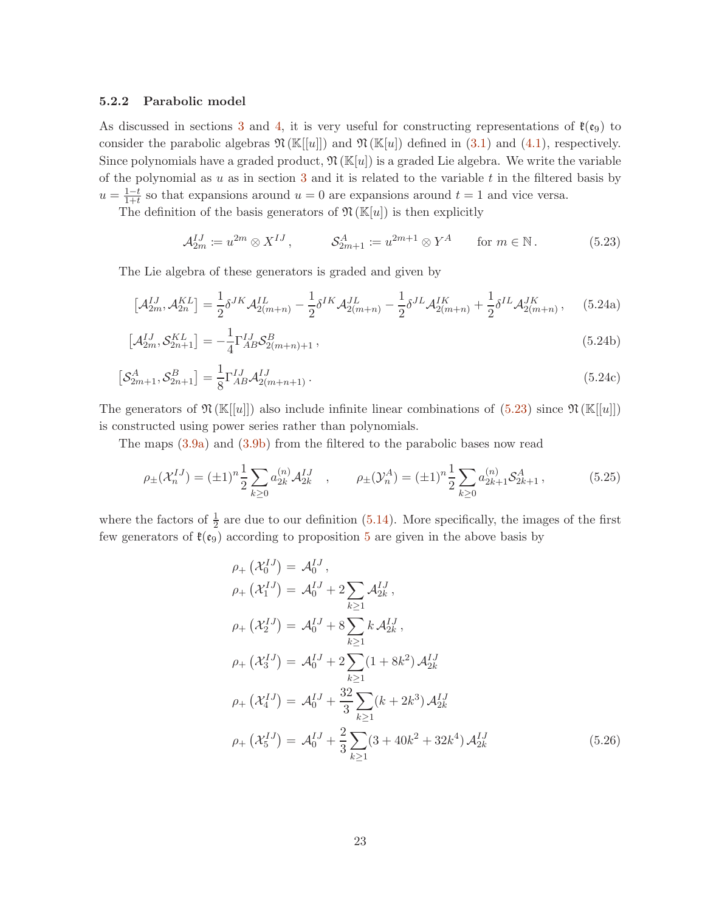### 5.2.2 Parabolic model

As discussed in sections 3 and 4, it is very useful for constructing representations of $\mathfrak{k}(\mathfrak{e}_9)$ to consider the parabolic algebras $\mathfrak{N}(\mathbb{K}[[u]])$ and $\mathfrak{N}(\mathbb{K}[u])$ defined in (3.1) and (4.1), respectively. Since polynomials have a graded product, $\mathfrak{N}(\mathbb{K}[u])$ is a graded Lie algebra. We write the variable of the polynomial as $u$ as in section 3 and it is related to the variable $t$ in the filtered basis by $u = \frac{1-t}{1+t}$ so that expansions around $u = 0$ are expansions around $t = 1$ and vice versa.

The definition of the basis generators of $\mathfrak{N}(\mathbb{K}[u])$ is then explicitly

$$\mathcal{A}^{IJ}_{2m} \coloneqq u^{2m} \otimes X^{IJ}\,, \qquad \mathcal{S}^{A}_{2m+1} \coloneqq u^{2m+1} \otimes Y^{A} \qquad \text{for } m \in \mathbb{N}\,. \tag{5.23}$$

The Lie algebra of these generators is graded and given by

$$\left[\mathcal{A}^{IJ}_{2m}, \mathcal{A}^{KL}_{2n}\right] = \frac{1}{2}\delta^{JK}\mathcal{A}^{IL}_{2(m+n)} - \frac{1}{2}\delta^{IK}\mathcal{A}^{JL}_{2(m+n)} - \frac{1}{2}\delta^{JL}\mathcal{A}^{IK}_{2(m+n)} + \frac{1}{2}\delta^{IL}\mathcal{A}^{JK}_{2(m+n)}\,, \tag{5.24a}$$

$$\left[\mathcal{A}^{IJ}_{2m}, \mathcal{S}^{KL}_{2n+1}\right] = -\frac{1}{4}\Gamma^{IJ}_{AB}\mathcal{S}^{B}_{2(m+n)+1}\,, \tag{5.24b}$$

$$\left[\mathcal{S}^{A}_{2m+1}, \mathcal{S}^{B}_{2n+1}\right] = \frac{1}{8}\Gamma^{IJ}_{AB}\mathcal{A}^{IJ}_{2(m+n+1)}\,. \tag{5.24c}$$

The generators of $\mathfrak{N}(\mathbb{K}[[u]])$ also include infinite linear combinations of (5.23) since $\mathfrak{N}(\mathbb{K}[[u]])$ is constructed using power series rather than polynomials.

The maps (3.9a) and (3.9b) from the filtered to the parabolic bases now read

$$\rho_{\pm}(\mathcal{X}^{IJ}_{n}) = (\pm 1)^n \frac{1}{2}\sum_{k\geq 0} a^{(n)}_{2k}\mathcal{A}^{IJ}_{2k} \quad , \qquad \rho_{\pm}(\mathcal{Y}^{A}_{n}) = (\pm 1)^n \frac{1}{2}\sum_{k\geq 0} a^{(n)}_{2k+1}\mathcal{S}^{A}_{2k+1}\,, \tag{5.25}$$

where the factors of $\frac{1}{2}$ are due to our definition (5.14). More specifically, the images of the first few generators of $\mathfrak{k}(\mathfrak{e}_9)$ according to proposition 5 are given in the above basis by

$$
\begin{aligned}
\rho_{+}\left(\mathcal{X}^{IJ}_{0}\right) &= \mathcal{A}^{IJ}_{0}\,,\\
\rho_{+}\left(\mathcal{X}^{IJ}_{1}\right) &= \mathcal{A}^{IJ}_{0} + 2\sum_{k\geq 1}\mathcal{A}^{IJ}_{2k}\,,\\
\rho_{+}\left(\mathcal{X}^{IJ}_{2}\right) &= \mathcal{A}^{IJ}_{0} + 8\sum_{k\geq 1}k\,\mathcal{A}^{IJ}_{2k}\,,\\
\rho_{+}\left(\mathcal{X}^{IJ}_{3}\right) &= \mathcal{A}^{IJ}_{0} + 2\sum_{k\geq 1}(1+8k^2)\,\mathcal{A}^{IJ}_{2k}\\
\rho_{+}\left(\mathcal{X}^{IJ}_{4}\right) &= \mathcal{A}^{IJ}_{0} + \frac{32}{3}\sum_{k\geq 1}(k+2k^3)\,\mathcal{A}^{IJ}_{2k}\\
\rho_{+}\left(\mathcal{X}^{IJ}_{5}\right) &= \mathcal{A}^{IJ}_{0} + \frac{2}{3}\sum_{k\geq 1}(3+40k^2+32k^4)\,\mathcal{A}^{IJ}_{2k}
\end{aligned}
\tag{5.26}
$$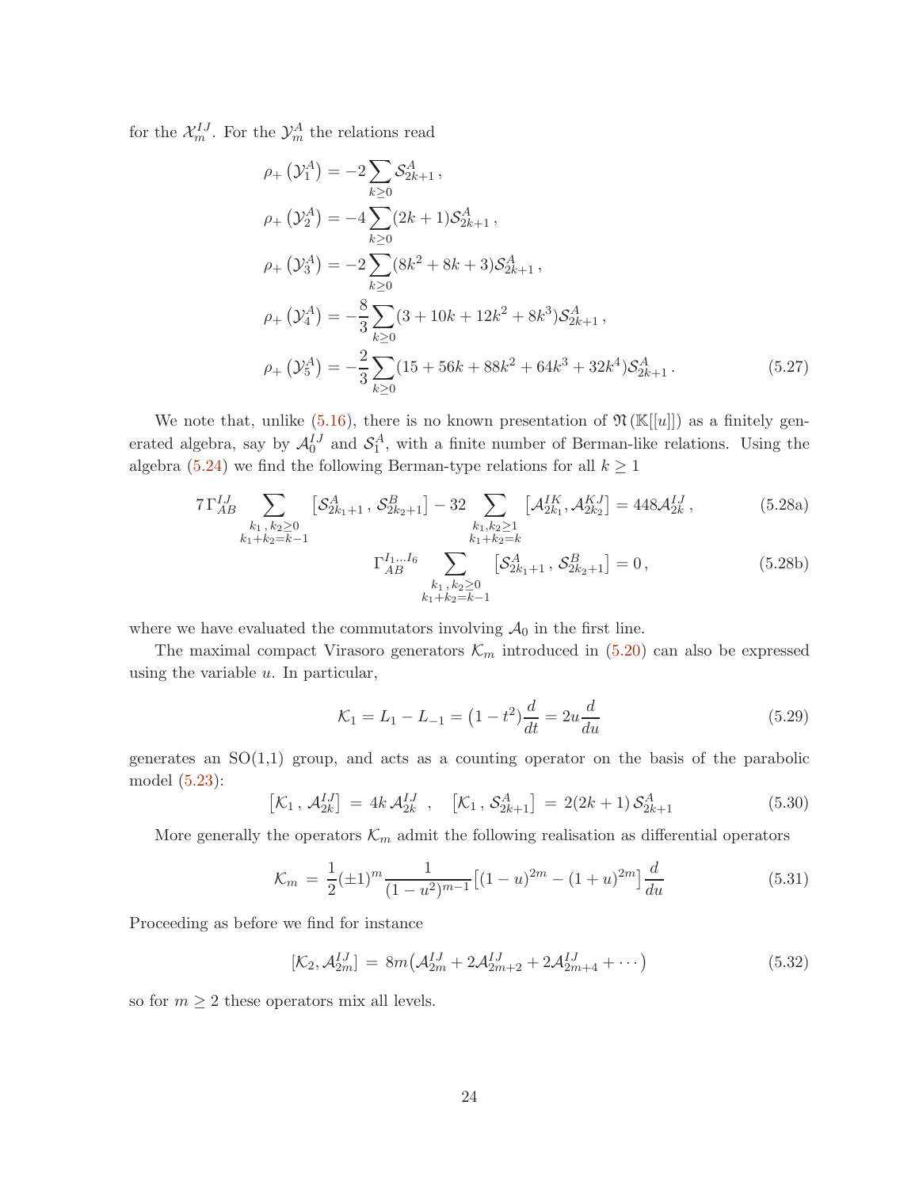for the $\mathcal{X}_m^{IJ}$. For the $\mathcal{Y}_m^A$ the relations read

$$
\begin{aligned}
\rho_+\left(\mathcal{Y}_1^A\right) &= -2\sum_{k\geq 0}\mathcal{S}_{2k+1}^A\,,\\
\rho_+\left(\mathcal{Y}_2^A\right) &= -4\sum_{k\geq 0}(2k+1)\mathcal{S}_{2k+1}^A\,,\\
\rho_+\left(\mathcal{Y}_3^A\right) &= -2\sum_{k\geq 0}(8k^2+8k+3)\mathcal{S}_{2k+1}^A\,,\\
\rho_+\left(\mathcal{Y}_4^A\right) &= -\frac{8}{3}\sum_{k\geq 0}(3+10k+12k^2+8k^3)\mathcal{S}_{2k+1}^A\,,\\
\rho_+\left(\mathcal{Y}_5^A\right) &= -\frac{2}{3}\sum_{k\geq 0}(15+56k+88k^2+64k^3+32k^4)\mathcal{S}_{2k+1}^A\,.
\end{aligned}
\tag{5.27}
$$

We note that, unlike (5.16), there is no known presentation of $\mathfrak{N}\left(\mathbb{K}[[u]]\right)$ as a finitely generated algebra, say by $\mathcal{A}_0^{IJ}$ and $\mathcal{S}_1^A$, with a finite number of Berman-like relations. Using the algebra (5.24) we find the following Berman-type relations for all $k \geq 1$

$$
7\,\Gamma_{AB}^{IJ}\sum_{\substack{k_1\,,\,k_2\geq 0\\ k_1+k_2=k-1}}\left[\mathcal{S}_{2k_1+1}^A\,,\,\mathcal{S}_{2k_2+1}^B\right] - 32\sum_{\substack{k_1,k_2\geq 1\\ k_1+k_2=k}}\left[\mathcal{A}_{2k_1}^{IK},\mathcal{A}_{2k_2}^{KJ}\right] = 448\mathcal{A}_{2k}^{IJ}\,,
\tag{5.28a}
$$

$$
\Gamma_{AB}^{I_1\ldots I_6}\sum_{\substack{k_1\,,\,k_2\geq 0\\ k_1+k_2=k-1}}\left[\mathcal{S}_{2k_1+1}^A\,,\,\mathcal{S}_{2k_2+1}^B\right] = 0\,,
\tag{5.28b}
$$

where we have evaluated the commutators involving $\mathcal{A}_0$ in the first line.

The maximal compact Virasoro generators $\mathcal{K}_m$ introduced in (5.20) can also be expressed using the variable $u$. In particular,

$$
\mathcal{K}_1 = L_1 - L_{-1} = \left(1-t^2\right)\frac{d}{dt} = 2u\frac{d}{du}
\tag{5.29}
$$

generates an SO(1,1) group, and acts as a counting operator on the basis of the parabolic model (5.23):

$$
\left[\mathcal{K}_1\,,\,\mathcal{A}_{2k}^{IJ}\right] \;=\; 4k\,\mathcal{A}_{2k}^{IJ} \quad,\quad \left[\mathcal{K}_1\,,\,\mathcal{S}_{2k+1}^A\right] \;=\; 2(2k+1)\,\mathcal{S}_{2k+1}^A
\tag{5.30}
$$

More generally the operators $\mathcal{K}_m$ admit the following realisation as differential operators

$$
\mathcal{K}_m \;=\; \frac{1}{2}(\pm 1)^m\frac{1}{(1-u^2)^{m-1}}\left[(1-u)^{2m}-(1+u)^{2m}\right]\frac{d}{du}
\tag{5.31}
$$

Proceeding as before we find for instance

$$
[\mathcal{K}_2,\mathcal{A}_{2m}^{IJ}] \;=\; 8m\left(\mathcal{A}_{2m}^{IJ}+2\mathcal{A}_{2m+2}^{IJ}+2\mathcal{A}_{2m+4}^{IJ}+\cdots\right)
\tag{5.32}
$$

so for $m\geq 2$ these operators mix all levels.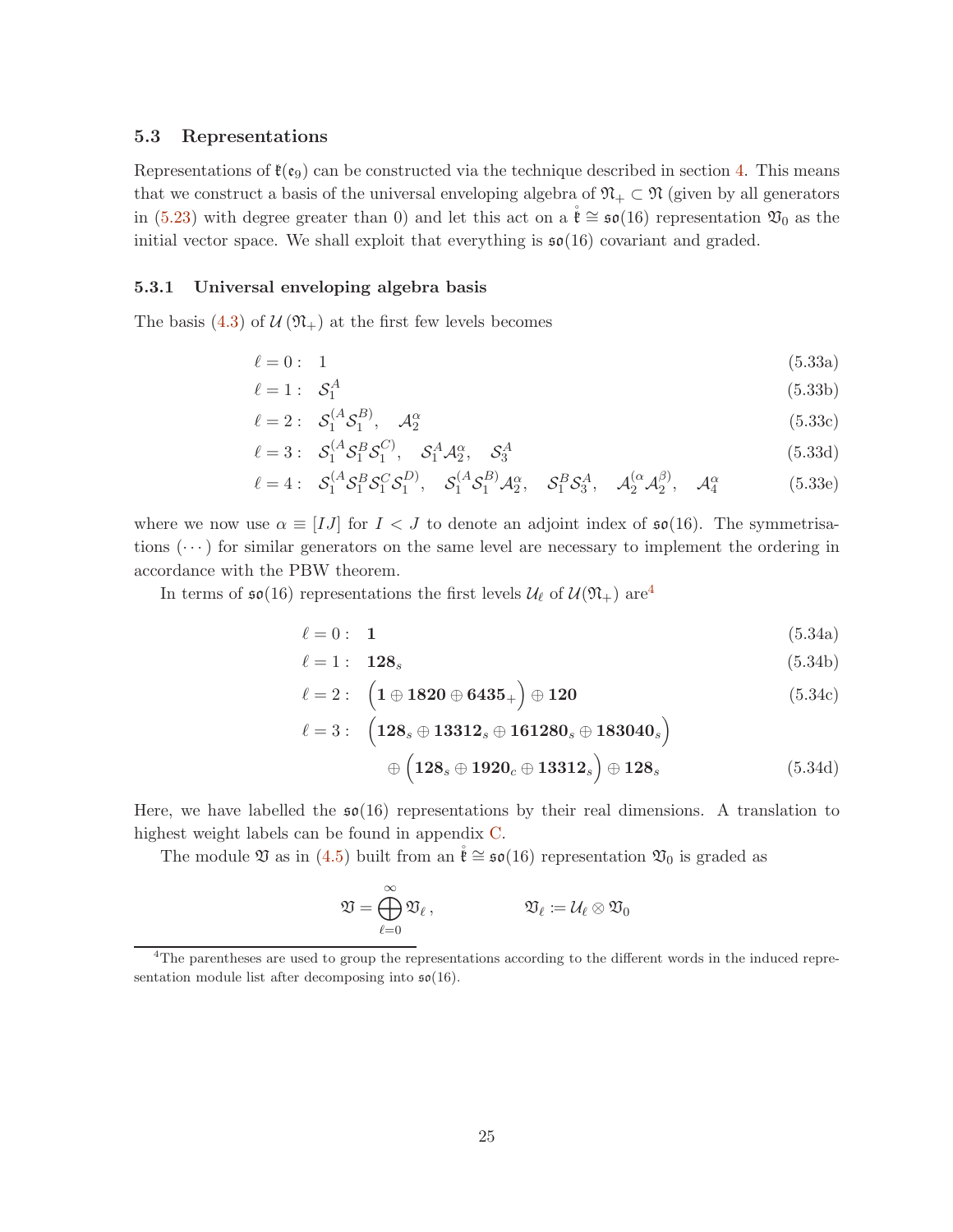### 5.3 Representations

Representations of $\mathfrak{k}(\mathfrak{e}_9)$ can be constructed via the technique described in section 4. This means that we construct a basis of the universal enveloping algebra of $\mathfrak{N}_+ \subset \mathfrak{N}$ (given by all generators in (5.23) with degree greater than 0) and let this act on a $\mathring{\mathfrak{k}} \cong \mathfrak{so}(16)$ representation $\mathfrak{V}_0$ as the initial vector space. We shall exploit that everything is $\mathfrak{so}(16)$ covariant and graded.

#### 5.3.1 Universal enveloping algebra basis

The basis (4.3) of $\mathcal{U}(\mathfrak{N}_+)$ at the first few levels becomes

$$\ell = 0: \quad 1 \tag{5.33a}$$

$$\ell = 1: \quad \mathcal{S}_1^A \tag{5.33b}$$

$$\ell = 2: \quad \mathcal{S}_1^{(A}\mathcal{S}_1^{B)}, \quad \mathcal{A}_2^\alpha \tag{5.33c}$$

$$\ell = 3: \quad \mathcal{S}_1^{(A}\mathcal{S}_1^{B}\mathcal{S}_1^{C)}, \quad \mathcal{S}_1^A\mathcal{A}_2^\alpha, \quad \mathcal{S}_3^A \tag{5.33d}$$

$$\ell = 4: \quad \mathcal{S}_1^{(A}\mathcal{S}_1^{B}\mathcal{S}_1^{C}\mathcal{S}_1^{D)}, \quad \mathcal{S}_1^{(A}\mathcal{S}_1^{B)}\mathcal{A}_2^\alpha, \quad \mathcal{S}_1^B\mathcal{S}_3^A, \quad \mathcal{A}_2^{(\alpha}\mathcal{A}_2^{\beta)}, \quad \mathcal{A}_4^\alpha \tag{5.33e}$$

where we now use $\alpha \equiv [IJ]$ for $I < J$ to denote an adjoint index of $\mathfrak{so}(16)$. The symmetrisations $(\cdots)$ for similar generators on the same level are necessary to implement the ordering in accordance with the PBW theorem.

In terms of $\mathfrak{so}(16)$ representations the first levels $\mathcal{U}_\ell$ of $\mathcal{U}(\mathfrak{N}_+)$ are[4]

$$\ell = 0: \quad \mathbf{1} \tag{5.34a}$$

$$\ell = 1: \quad \mathbf{128}_s \tag{5.34b}$$

$$\ell = 2: \quad \Big(\mathbf{1} \oplus \mathbf{1820} \oplus \mathbf{6435}_+\Big) \oplus \mathbf{120} \tag{5.34c}$$

$$\begin{aligned}\ell = 3: \quad &\Big(\mathbf{128}_s \oplus \mathbf{13312}_s \oplus \mathbf{161280}_s \oplus \mathbf{183040}_s\Big) \\ &\oplus \Big(\mathbf{128}_s \oplus \mathbf{1920}_c \oplus \mathbf{13312}_s\Big) \oplus \mathbf{128}_s\end{aligned} \tag{5.34d}$$

Here, we have labelled the $\mathfrak{so}(16)$ representations by their real dimensions. A translation to highest weight labels can be found in appendix C.

The module $\mathfrak{V}$ as in (4.5) built from an $\mathring{\mathfrak{k}} \cong \mathfrak{so}(16)$ representation $\mathfrak{V}_0$ is graded as

$$\mathfrak{V} = \bigoplus_{\ell=0}^{\infty} \mathfrak{V}_\ell\,, \qquad\qquad \mathfrak{V}_\ell \coloneqq \mathcal{U}_\ell \otimes \mathfrak{V}_0$$

[4] The parentheses are used to group the representations according to the different words in the induced representation module list after decomposing into $\mathfrak{so}(16)$.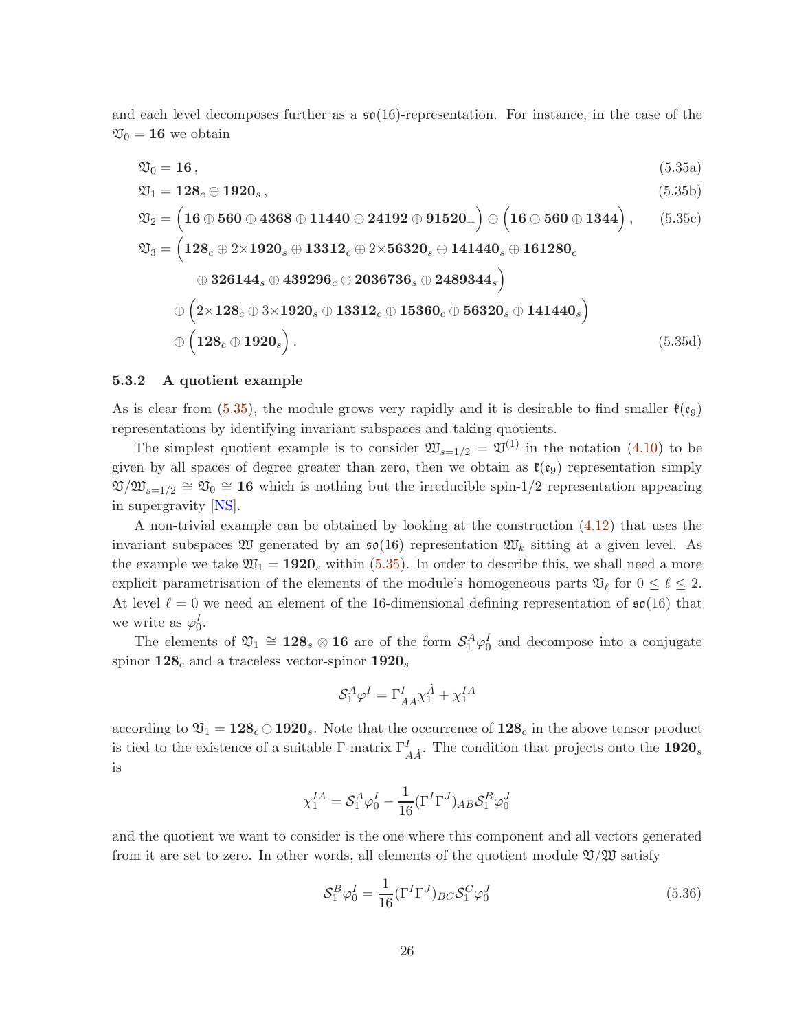and each level decomposes further as a $\mathfrak{so}(16)$-representation. For instance, in the case of the $\mathfrak{V}_0 = \mathbf{16}$ we obtain

$$
\begin{aligned}
\mathfrak{V}_0 &= \mathbf{16}\,, &\text{(5.35a)}\\
\mathfrak{V}_1 &= \mathbf{128}_c \oplus \mathbf{1920}_s\,, &\text{(5.35b)}\\
\mathfrak{V}_2 &= \Big(\mathbf{16} \oplus \mathbf{560} \oplus \mathbf{4368} \oplus \mathbf{11440} \oplus \mathbf{24192} \oplus \mathbf{91520}_+\Big) \oplus \Big(\mathbf{16} \oplus \mathbf{560} \oplus \mathbf{1344}\Big)\,, &\text{(5.35c)}\\
\mathfrak{V}_3 &= \Big(\mathbf{128}_c \oplus 2{\times}\mathbf{1920}_s \oplus \mathbf{13312}_c \oplus 2{\times}\mathbf{56320}_s \oplus \mathbf{141440}_s \oplus \mathbf{161280}_c \\
&\qquad \oplus \mathbf{326144}_s \oplus \mathbf{439296}_c \oplus \mathbf{2036736}_s \oplus \mathbf{2489344}_s\Big) \\
&\quad \oplus \Big(2{\times}\mathbf{128}_c \oplus 3{\times}\mathbf{1920}_s \oplus \mathbf{13312}_c \oplus \mathbf{15360}_c \oplus \mathbf{56320}_s \oplus \mathbf{141440}_s\Big) \\
&\quad \oplus \Big(\mathbf{128}_c \oplus \mathbf{1920}_s\Big)\,. &\text{(5.35d)}
\end{aligned}
$$

### 5.3.2 A quotient example

As is clear from (5.35), the module grows very rapidly and it is desirable to find smaller $\mathfrak{k}(\mathfrak{e}_9)$ representations by identifying invariant subspaces and taking quotients.

The simplest quotient example is to consider $\mathfrak{W}_{s=1/2} = \mathfrak{V}^{(1)}$ in the notation (4.10) to be given by all spaces of degree greater than zero, then we obtain as $\mathfrak{k}(\mathfrak{e}_9)$ representation simply $\mathfrak{V}/\mathfrak{W}_{s=1/2} \cong \mathfrak{V}_0 \cong \mathbf{16}$ which is nothing but the irreducible spin-1/2 representation appearing in supergravity [NS].

A non-trivial example can be obtained by looking at the construction (4.12) that uses the invariant subspaces $\mathfrak{W}$ generated by an $\mathfrak{so}(16)$ representation $\mathfrak{W}_k$ sitting at a given level. As the example we take $\mathfrak{W}_1 = \mathbf{1920}_s$ within (5.35). In order to describe this, we shall need a more explicit parametrisation of the elements of the module's homogeneous parts $\mathfrak{V}_\ell$ for $0 \le \ell \le 2$. At level $\ell = 0$ we need an element of the 16-dimensional defining representation of $\mathfrak{so}(16)$ that we write as $\varphi_0^I$.

The elements of $\mathfrak{V}_1 \cong \mathbf{128}_s \otimes \mathbf{16}$ are of the form $\mathcal{S}_1^A \varphi_0^I$ and decompose into a conjugate spinor $\mathbf{128}_c$ and a traceless vector-spinor $\mathbf{1920}_s$

$$
\mathcal{S}_1^A \varphi^I = \Gamma^I_{A\dot{A}} \chi_1^{\dot{A}} + \chi_1^{IA}
$$

according to $\mathfrak{V}_1 = \mathbf{128}_c \oplus \mathbf{1920}_s$. Note that the occurrence of $\mathbf{128}_c$ in the above tensor product is tied to the existence of a suitable $\Gamma$-matrix $\Gamma^I_{A\dot{A}}$. The condition that projects onto the $\mathbf{1920}_s$ is

$$
\chi_1^{IA} = \mathcal{S}_1^A \varphi_0^I - \frac{1}{16}(\Gamma^I\Gamma^J)_{AB}\mathcal{S}_1^B \varphi_0^J
$$

and the quotient we want to consider is the one where this component and all vectors generated from it are set to zero. In other words, all elements of the quotient module $\mathfrak{V}/\mathfrak{W}$ satisfy

$$
\mathcal{S}_1^B \varphi_0^I = \frac{1}{16}(\Gamma^I\Gamma^J)_{BC}\mathcal{S}_1^C \varphi_0^J \tag{5.36}
$$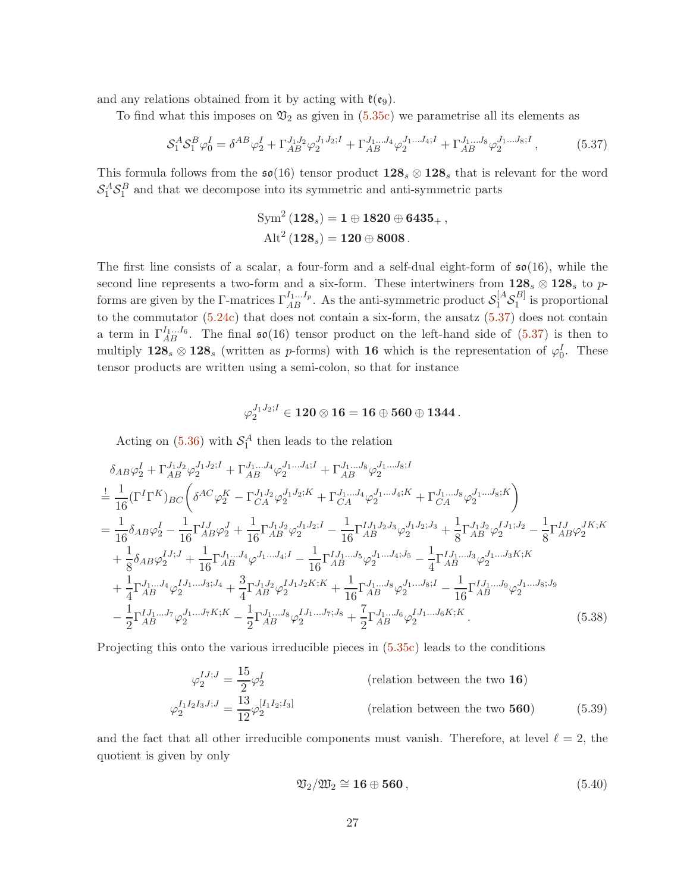and any relations obtained from it by acting with $\mathfrak{k}(\mathfrak{e}_9)$.

To find what this imposes on $\mathfrak{V}_2$ as given in (5.35c) we parametrise all its elements as

$$\mathcal{S}_1^A \mathcal{S}_1^B \varphi_0^I = \delta^{AB} \varphi_2^I + \Gamma_{AB}^{J_1 J_2} \varphi_2^{J_1 J_2;I} + \Gamma_{AB}^{J_1 \dots J_4} \varphi_2^{J_1 \dots J_4;I} + \Gamma_{AB}^{J_1 \dots J_8} \varphi_2^{J_1 \dots J_8;I} \,, \tag{5.37}$$

This formula follows from the $\mathfrak{so}(16)$ tensor product $\mathbf{128}_s \otimes \mathbf{128}_s$ that is relevant for the word $\mathcal{S}_1^A \mathcal{S}_1^B$ and that we decompose into its symmetric and anti-symmetric parts

$$\begin{aligned} \mathrm{Sym}^2\left(\mathbf{128}_s\right) &= \mathbf{1} \oplus \mathbf{1820} \oplus \mathbf{6435}_+ \,, \\ \mathrm{Alt}^2\left(\mathbf{128}_s\right) &= \mathbf{120} \oplus \mathbf{8008} \,. \end{aligned}$$

The first line consists of a scalar, a four-form and a self-dual eight-form of $\mathfrak{so}(16)$, while the second line represents a two-form and a six-form. These intertwiners from $\mathbf{128}_s \otimes \mathbf{128}_s$ to $p$-forms are given by the $\Gamma$-matrices $\Gamma_{AB}^{I_1 \dots I_p}$. As the anti-symmetric product $\mathcal{S}_1^{[A} \mathcal{S}_1^{B]}$ is proportional to the commutator (5.24c) that does not contain a six-form, the ansatz (5.37) does not contain a term in $\Gamma_{AB}^{I_1 \dots I_6}$. The final $\mathfrak{so}(16)$ tensor product on the left-hand side of (5.37) is then to multiply $\mathbf{128}_s \otimes \mathbf{128}_s$ (written as $p$-forms) with $\mathbf{16}$ which is the representation of $\varphi_0^I$. These tensor products are written using a semi-colon, so that for instance

$$\varphi_2^{J_1 J_2;I} \in \mathbf{120} \otimes \mathbf{16} = \mathbf{16} \oplus \mathbf{560} \oplus \mathbf{1344} \,.$$

Acting on (5.36) with $\mathcal{S}_1^A$ then leads to the relation

$$\begin{aligned} &\delta_{AB} \varphi_2^I + \Gamma_{AB}^{J_1 J_2} \varphi_2^{J_1 J_2;I} + \Gamma_{AB}^{J_1 \dots J_4} \varphi_2^{J_1 \dots J_4;I} + \Gamma_{AB}^{J_1 \dots J_8} \varphi_2^{J_1 \dots J_8;I} \\ &\overset{!}{=} \frac{1}{16} (\Gamma^I \Gamma^K)_{BC} \left( \delta^{AC} \varphi_2^K - \Gamma_{CA}^{J_1 J_2} \varphi_2^{J_1 J_2;K} + \Gamma_{CA}^{J_1 \dots J_4} \varphi_2^{J_1 \dots J_4;K} + \Gamma_{CA}^{J_1 \dots J_8} \varphi_2^{J_1 \dots J_8;K} \right) \\ &= \frac{1}{16} \delta_{AB} \varphi_2^I - \frac{1}{16} \Gamma_{AB}^{IJ} \varphi_2^J + \frac{1}{16} \Gamma_{AB}^{J_1 J_2} \varphi_2^{J_1 J_2;I} - \frac{1}{16} \Gamma_{AB}^{I J_1 J_2 J_3} \varphi_2^{J_1 J_2;J_3} + \frac{1}{8} \Gamma_{AB}^{J_1 J_2} \varphi_2^{I J_1;J_2} - \frac{1}{8} \Gamma_{AB}^{IJ} \varphi_2^{JK;K} \\ &\quad + \frac{1}{8} \delta_{AB} \varphi_2^{IJ;J} + \frac{1}{16} \Gamma_{AB}^{J_1 \dots J_4} \varphi^{J_1 \dots J_4;I} - \frac{1}{16} \Gamma_{AB}^{I J_1 \dots J_5} \varphi_2^{J_1 \dots J_4;J_5} - \frac{1}{4} \Gamma_{AB}^{I J_1 \dots J_3} \varphi_2^{J_1 \dots J_3 K;K} \\ &\quad + \frac{1}{4} \Gamma_{AB}^{J_1 \dots J_4} \varphi_2^{I J_1 \dots J_3;J_4} + \frac{3}{4} \Gamma_{AB}^{J_1 J_2} \varphi_2^{I J_1 J_2 K;K} + \frac{1}{16} \Gamma_{AB}^{J_1 \dots J_8} \varphi_2^{J_1 \dots J_8;I} - \frac{1}{16} \Gamma_{AB}^{I J_1 \dots J_9} \varphi_2^{J_1 \dots J_8;J_9} \\ &\quad - \frac{1}{2} \Gamma_{AB}^{I J_1 \dots J_7} \varphi_2^{J_1 \dots J_7 K;K} - \frac{1}{2} \Gamma_{AB}^{J_1 \dots J_8} \varphi_2^{I J_1 \dots J_7;J_8} + \frac{7}{2} \Gamma_{AB}^{J_1 \dots J_6} \varphi_2^{I J_1 \dots J_6 K;K} \,. \end{aligned} \tag{5.38}$$

Projecting this onto the various irreducible pieces in (5.35c) leads to the conditions

$$\begin{aligned} \varphi_2^{IJ;J} &= \frac{15}{2} \varphi_2^I && \text{(relation between the two } \mathbf{16}\text{)} \\ \varphi_2^{I_1 I_2 I_3 J;J} &= \frac{13}{12} \varphi_2^{[I_1 I_2;I_3]} && \text{(relation between the two } \mathbf{560}\text{)} \end{aligned} \tag{5.39}$$

and the fact that all other irreducible components must vanish. Therefore, at level $\ell = 2$, the quotient is given by only

$$\mathfrak{V}_2 / \mathfrak{W}_2 \cong \mathbf{16} \oplus \mathbf{560} \,, \tag{5.40}$$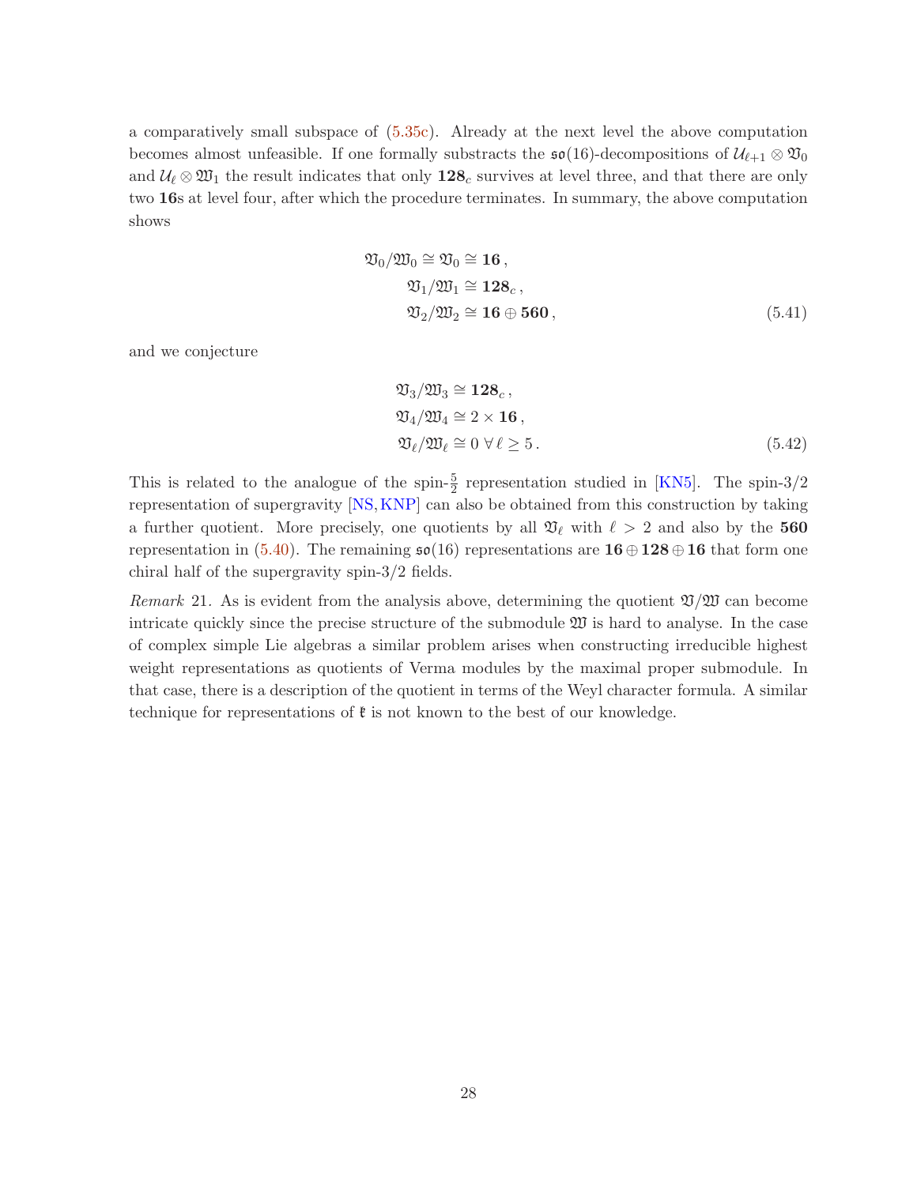a comparatively small subspace of (5.35c). Already at the next level the above computation becomes almost unfeasible. If one formally substracts the $\mathfrak{so}(16)$-decompositions of $\mathcal{U}_{\ell+1} \otimes \mathfrak{V}_0$ and $\mathcal{U}_\ell \otimes \mathfrak{W}_1$ the result indicates that only $\mathbf{128}_c$ survives at level three, and that there are only two $\mathbf{16}$s at level four, after which the procedure terminates. In summary, the above computation shows

$$
\begin{aligned}
\mathfrak{V}_0/\mathfrak{W}_0 &\cong \mathfrak{V}_0 \cong \mathbf{16}\,, \\
\mathfrak{V}_1/\mathfrak{W}_1 &\cong \mathbf{128}_c\,, \\
\mathfrak{V}_2/\mathfrak{W}_2 &\cong \mathbf{16} \oplus \mathbf{560}\,,
\end{aligned}
\tag{5.41}
$$

and we conjecture

$$
\begin{aligned}
\mathfrak{V}_3/\mathfrak{W}_3 &\cong \mathbf{128}_c\,, \\
\mathfrak{V}_4/\mathfrak{W}_4 &\cong 2 \times \mathbf{16}\,, \\
\mathfrak{V}_\ell/\mathfrak{W}_\ell &\cong 0 \;\forall\, \ell \geq 5\,.
\end{aligned}
\tag{5.42}
$$

This is related to the analogue of the spin-$\frac{5}{2}$ representation studied in [KN5]. The spin-3/2 representation of supergravity [NS, KNP] can also be obtained from this construction by taking a further quotient. More precisely, one quotients by all $\mathfrak{V}_\ell$ with $\ell > 2$ and also by the $\mathbf{560}$ representation in (5.40). The remaining $\mathfrak{so}(16)$ representations are $\mathbf{16} \oplus \mathbf{128} \oplus \mathbf{16}$ that form one chiral half of the supergravity spin-3/2 fields.

*Remark* 21. As is evident from the analysis above, determining the quotient $\mathfrak{V}/\mathfrak{W}$ can become intricate quickly since the precise structure of the submodule $\mathfrak{W}$ is hard to analyse. In the case of complex simple Lie algebras a similar problem arises when constructing irreducible highest weight representations as quotients of Verma modules by the maximal proper submodule. In that case, there is a description of the quotient in terms of the Weyl character formula. A similar technique for representations of $\mathfrak{k}$ is not known to the best of our knowledge.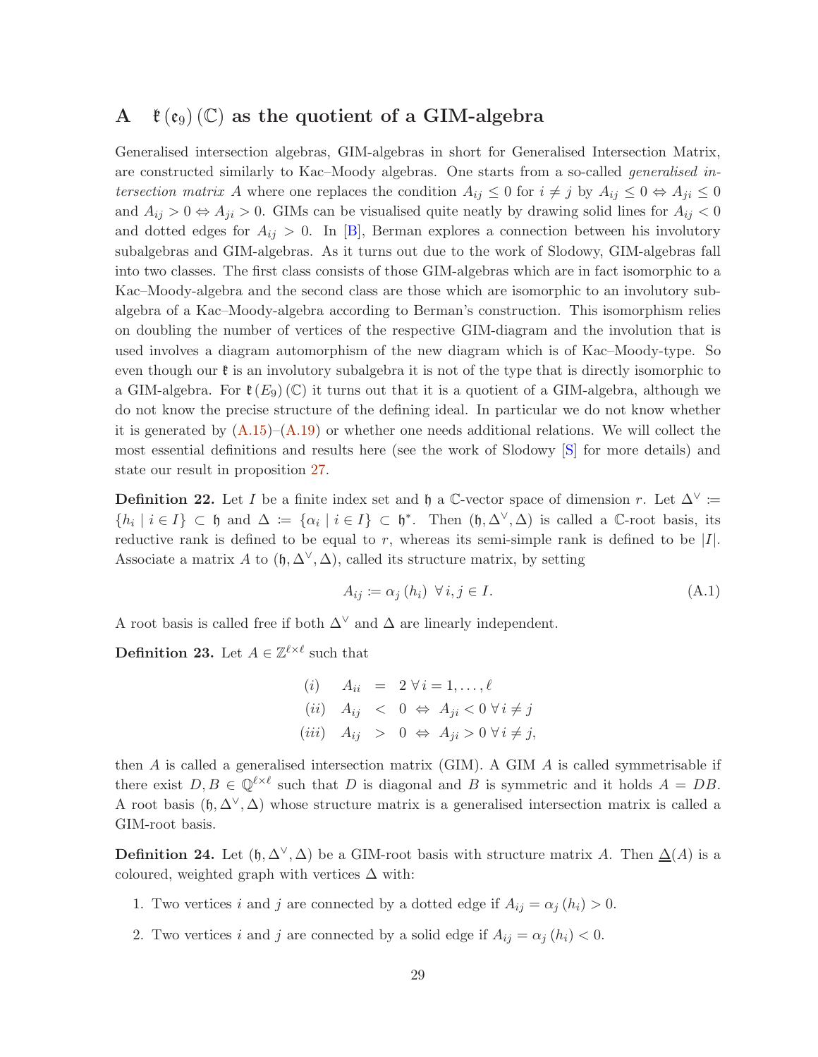# A $\mathfrak{k}(\mathfrak{e}_9)(\mathbb{C})$ as the quotient of a GIM-algebra

Generalised intersection algebras, GIM-algebras in short for Generalised Intersection Matrix, are constructed similarly to Kac–Moody algebras. One starts from a so-called *generalised intersection matrix* $A$ where one replaces the condition $A_{ij} \leq 0$ for $i \neq j$ by $A_{ij} \leq 0 \Leftrightarrow A_{ji} \leq 0$ and $A_{ij} > 0 \Leftrightarrow A_{ji} > 0$. GIMs can be visualised quite neatly by drawing solid lines for $A_{ij} < 0$ and dotted edges for $A_{ij} > 0$. In [B], Berman explores a connection between his involutory subalgebras and GIM-algebras. As it turns out due to the work of Slodowy, GIM-algebras fall into two classes. The first class consists of those GIM-algebras which are in fact isomorphic to a Kac–Moody-algebra and the second class are those which are isomorphic to an involutory subalgebra of a Kac–Moody-algebra according to Berman's construction. This isomorphism relies on doubling the number of vertices of the respective GIM-diagram and the involution that is used involves a diagram automorphism of the new diagram which is of Kac–Moody-type. So even though our $\mathfrak{k}$ is an involutory subalgebra it is not of the type that is directly isomorphic to a GIM-algebra. For $\mathfrak{k}(E_9)(\mathbb{C})$ it turns out that it is a quotient of a GIM-algebra, although we do not know the precise structure of the defining ideal. In particular we do not know whether it is generated by (A.15)–(A.19) or whether one needs additional relations. We will collect the most essential definitions and results here (see the work of Slodowy [S] for more details) and state our result in proposition 27.

**Definition 22.** Let $I$ be a finite index set and $\mathfrak{h}$ a $\mathbb{C}$-vector space of dimension $r$. Let $\Delta^\vee := \{h_i \mid i \in I\} \subset \mathfrak{h}$ and $\Delta := \{\alpha_i \mid i \in I\} \subset \mathfrak{h}^*$. Then $(\mathfrak{h}, \Delta^\vee, \Delta)$ is called a $\mathbb{C}$-root basis, its reductive rank is defined to be equal to $r$, whereas its semi-simple rank is defined to be $|I|$. Associate a matrix $A$ to $(\mathfrak{h}, \Delta^\vee, \Delta)$, called its structure matrix, by setting

$$A_{ij} := \alpha_j(h_i) \;\; \forall\, i, j \in I. \tag{A.1}$$

A root basis is called free if both $\Delta^\vee$ and $\Delta$ are linearly independent.

**Definition 23.** Let $A \in \mathbb{Z}^{\ell \times \ell}$ such that

$$\begin{array}{rrcl} (i) & A_{ii} & = & 2 \;\forall\, i = 1, \ldots, \ell \\ (ii) & A_{ij} & < & 0 \;\Leftrightarrow\; A_{ji} < 0 \;\forall\, i \neq j \\ (iii) & A_{ij} & > & 0 \;\Leftrightarrow\; A_{ji} > 0 \;\forall\, i \neq j, \end{array}$$

then $A$ is called a generalised intersection matrix (GIM). A GIM $A$ is called symmetrisable if there exist $D, B \in \mathbb{Q}^{\ell \times \ell}$ such that $D$ is diagonal and $B$ is symmetric and it holds $A = DB$. A root basis $(\mathfrak{h}, \Delta^\vee, \Delta)$ whose structure matrix is a generalised intersection matrix is called a GIM-root basis.

**Definition 24.** Let $(\mathfrak{h}, \Delta^\vee, \Delta)$ be a GIM-root basis with structure matrix $A$. Then $\underline{\Delta}(A)$ is a coloured, weighted graph with vertices $\Delta$ with:

1. Two vertices $i$ and $j$ are connected by a dotted edge if $A_{ij} = \alpha_j(h_i) > 0$.
2. Two vertices $i$ and $j$ are connected by a solid edge if $A_{ij} = \alpha_j(h_i) < 0$.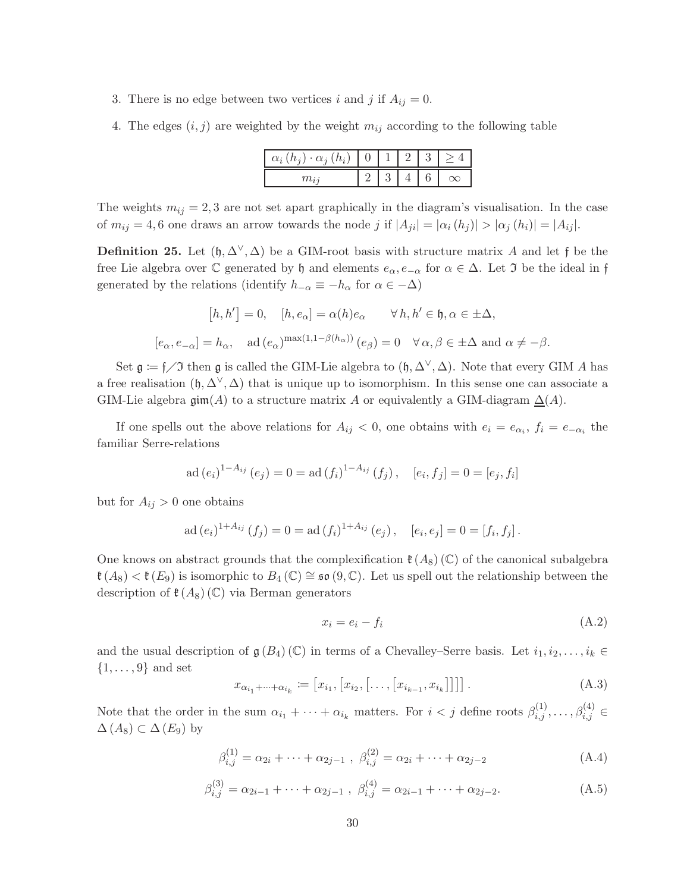3. There is no edge between two vertices $i$ and $j$ if $A_{ij} = 0$.

4. The edges $(i, j)$ are weighted by the weight $m_{ij}$ according to the following table

| $\alpha_i(h_j) \cdot \alpha_j(h_i)$ | 0 | 1 | 2 | 3 | $\geq 4$ |
|---|---|---|---|---|---|
| $m_{ij}$ | 2 | 3 | 4 | 6 | $\infty$ |

The weights $m_{ij} = 2, 3$ are not set apart graphically in the diagram's visualisation. In the case of $m_{ij} = 4, 6$ one draws an arrow towards the node $j$ if $|A_{ji}| = |\alpha_i(h_j)| > |\alpha_j(h_i)| = |A_{ij}|$.

**Definition 25.** Let $(\mathfrak{h}, \Delta^\vee, \Delta)$ be a GIM-root basis with structure matrix $A$ and let $\mathfrak{f}$ be the free Lie algebra over $\mathbb{C}$ generated by $\mathfrak{h}$ and elements $e_\alpha, e_{-\alpha}$ for $\alpha \in \Delta$. Let $\mathfrak{I}$ be the ideal in $\mathfrak{f}$ generated by the relations (identify $h_{-\alpha} \equiv -h_\alpha$ for $\alpha \in -\Delta$)

$$[h, h'] = 0, \quad [h, e_\alpha] = \alpha(h)e_\alpha \qquad \forall\, h, h' \in \mathfrak{h}, \alpha \in \pm\Delta,$$

$$[e_\alpha, e_{-\alpha}] = h_\alpha, \quad \mathrm{ad}\,(e_\alpha)^{\max(1, 1-\beta(h_\alpha))}\,(e_\beta) = 0 \quad \forall\, \alpha, \beta \in \pm\Delta \text{ and } \alpha \neq -\beta.$$

Set $\mathfrak{g} \coloneqq \mathfrak{f} \diagup \mathfrak{I}$ then $\mathfrak{g}$ is called the GIM-Lie algebra to $(\mathfrak{h}, \Delta^\vee, \Delta)$. Note that every GIM $A$ has a free realisation $(\mathfrak{h}, \Delta^\vee, \Delta)$ that is unique up to isomorphism. In this sense one can associate a GIM-Lie algebra $\mathfrak{gim}(A)$ to a structure matrix $A$ or equivalently a GIM-diagram $\underline{\Delta}(A)$.

If one spells out the above relations for $A_{ij} < 0$, one obtains with $e_i = e_{\alpha_i}$, $f_i = e_{-\alpha_i}$ the familiar Serre-relations

$$\mathrm{ad}\,(e_i)^{1-A_{ij}}\,(e_j) = 0 = \mathrm{ad}\,(f_i)^{1-A_{ij}}\,(f_j)\,, \quad [e_i, f_j] = 0 = [e_j, f_i]$$

but for $A_{ij} > 0$ one obtains

$$\mathrm{ad}\,(e_i)^{1+A_{ij}}\,(f_j) = 0 = \mathrm{ad}\,(f_i)^{1+A_{ij}}\,(e_j)\,, \quad [e_i, e_j] = 0 = [f_i, f_j]\,.$$

One knows on abstract grounds that the complexification $\mathfrak{k}(A_8)(\mathbb{C})$ of the canonical subalgebra $\mathfrak{k}(A_8) < \mathfrak{k}(E_9)$ is isomorphic to $B_4(\mathbb{C}) \cong \mathfrak{so}(9, \mathbb{C})$. Let us spell out the relationship between the description of $\mathfrak{k}(A_8)(\mathbb{C})$ via Berman generators

$$x_i = e_i - f_i \tag{A.2}$$

and the usual description of $\mathfrak{g}(B_4)(\mathbb{C})$ in terms of a Chevalley–Serre basis. Let $i_1, i_2, \ldots, i_k \in \{1, \ldots, 9\}$ and set

$$x_{\alpha_{i_1}+\cdots+\alpha_{i_k}} \coloneqq \left[x_{i_1}, \left[x_{i_2}, \left[\ldots, \left[x_{i_{k-1}}, x_{i_k}\right]\right]\right]\right]. \tag{A.3}$$

Note that the order in the sum $\alpha_{i_1} + \cdots + \alpha_{i_k}$ matters. For $i < j$ define roots $\beta^{(1)}_{i,j}, \ldots, \beta^{(4)}_{i,j} \in \Delta(A_8) \subset \Delta(E_9)$ by

$$\beta^{(1)}_{i,j} = \alpha_{2i} + \cdots + \alpha_{2j-1}\ ,\ \beta^{(2)}_{i,j} = \alpha_{2i} + \cdots + \alpha_{2j-2} \tag{A.4}$$

$$\beta^{(3)}_{i,j} = \alpha_{2i-1} + \cdots + \alpha_{2j-1}\ ,\ \beta^{(4)}_{i,j} = \alpha_{2i-1} + \cdots + \alpha_{2j-2}. \tag{A.5}$$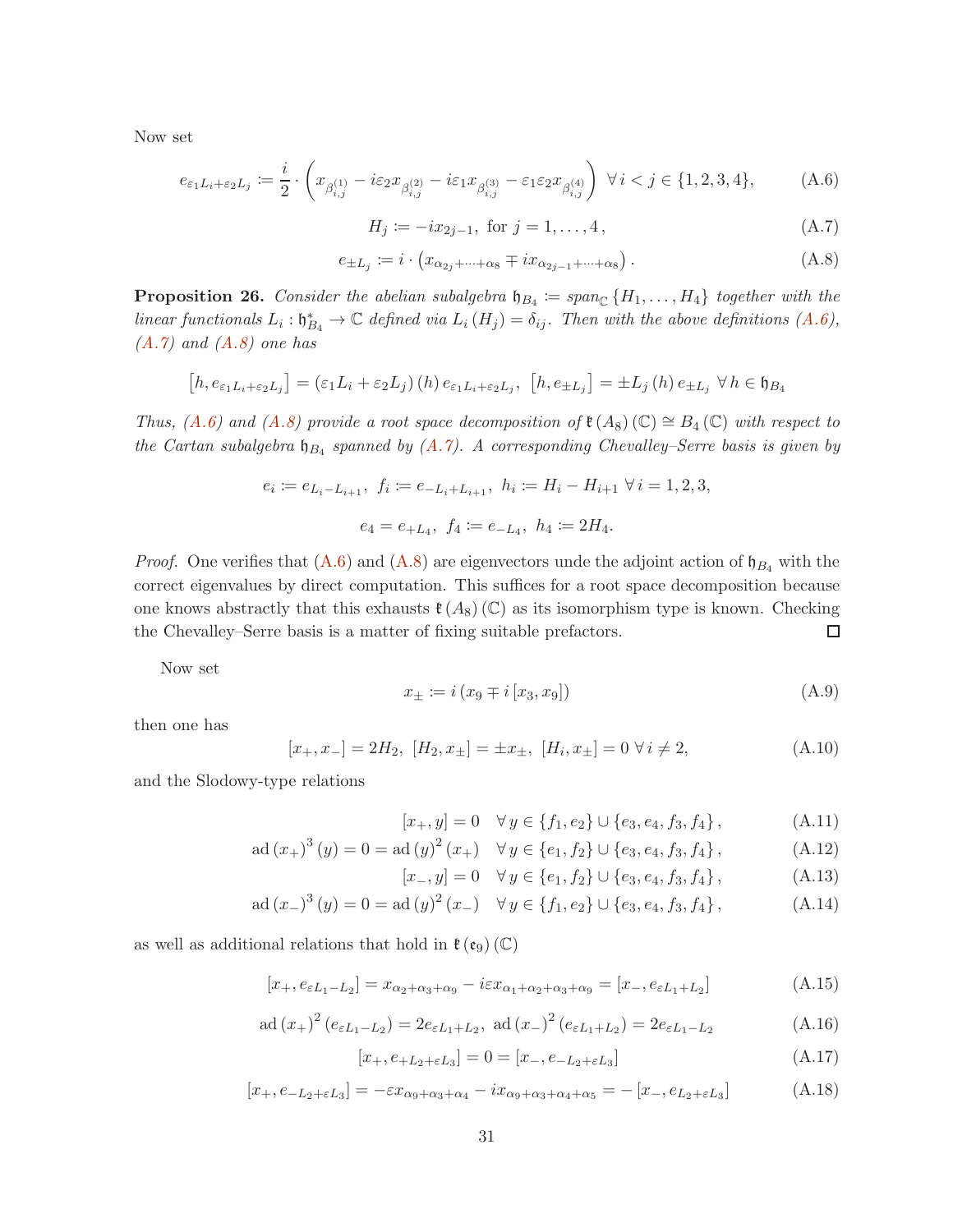Now set

$$e_{\varepsilon_1 L_i + \varepsilon_2 L_j} := \frac{i}{2} \cdot \left( x_{\beta^{(1)}_{i,j}} - i\varepsilon_2 x_{\beta^{(2)}_{i,j}} - i\varepsilon_1 x_{\beta^{(3)}_{i,j}} - \varepsilon_1\varepsilon_2 x_{\beta^{(4)}_{i,j}} \right) \;\; \forall\, i < j \in \{1,2,3,4\}, \tag{A.6}$$

$$H_j := -i x_{2j-1}, \text{ for } j = 1, \ldots, 4\,, \tag{A.7}$$

$$e_{\pm L_j} := i \cdot \left( x_{\alpha_{2j}+\cdots+\alpha_8} \mp i x_{\alpha_{2j-1}+\cdots+\alpha_8} \right). \tag{A.8}$$

**Proposition 26.** *Consider the abelian subalgebra $\mathfrak{h}_{B_4} := span_{\mathbb{C}}\{H_1, \ldots, H_4\}$ together with the linear functionals $L_i : \mathfrak{h}^*_{B_4} \to \mathbb{C}$ defined via $L_i(H_j) = \delta_{ij}$. Then with the above definitions (A.6), (A.7) and (A.8) one has*

$$\left[h, e_{\varepsilon_1 L_i + \varepsilon_2 L_j}\right] = (\varepsilon_1 L_i + \varepsilon_2 L_j)(h)\, e_{\varepsilon_1 L_i + \varepsilon_2 L_j},\;\; \left[h, e_{\pm L_j}\right] = \pm L_j(h)\, e_{\pm L_j} \;\; \forall\, h \in \mathfrak{h}_{B_4}$$

*Thus, (A.6) and (A.8) provide a root space decomposition of $\mathfrak{k}(A_8)(\mathbb{C}) \cong B_4(\mathbb{C})$ with respect to the Cartan subalgebra $\mathfrak{h}_{B_4}$ spanned by (A.7). A corresponding Chevalley–Serre basis is given by*

$$e_i := e_{L_i - L_{i+1}},\;\; f_i := e_{-L_i + L_{i+1}},\;\; h_i := H_i - H_{i+1} \;\; \forall\, i = 1, 2, 3,$$

$$e_4 = e_{+L_4},\;\; f_4 := e_{-L_4},\;\; h_4 := 2H_4.$$

*Proof.* One verifies that (A.6) and (A.8) are eigenvectors unde the adjoint action of $\mathfrak{h}_{B_4}$ with the correct eigenvalues by direct computation. This suffices for a root space decomposition because one knows abstractly that this exhausts $\mathfrak{k}(A_8)(\mathbb{C})$ as its isomorphism type is known. Checking the Chevalley–Serre basis is a matter of fixing suitable prefactors. □

Now set

$$x_{\pm} := i\,(x_9 \mp i\,[x_3, x_9]) \tag{A.9}$$

then one has

$$[x_+, x_-] = 2H_2,\;\; [H_2, x_{\pm}] = \pm x_{\pm},\;\; [H_i, x_{\pm}] = 0 \;\; \forall\, i \neq 2, \tag{A.10}$$

and the Slodowy-type relations

$$[x_+, y] = 0 \quad \forall\, y \in \{f_1, e_2\} \cup \{e_3, e_4, f_3, f_4\}\,, \tag{A.11}$$

$$\mathrm{ad}\,(x_+)^3\,(y) = 0 = \mathrm{ad}\,(y)^2\,(x_+) \quad \forall\, y \in \{e_1, f_2\} \cup \{e_3, e_4, f_3, f_4\}\,, \tag{A.12}$$

$$[x_-, y] = 0 \quad \forall\, y \in \{e_1, f_2\} \cup \{e_3, e_4, f_3, f_4\}\,, \tag{A.13}$$

$$\mathrm{ad}\,(x_-)^3\,(y) = 0 = \mathrm{ad}\,(y)^2\,(x_-) \quad \forall\, y \in \{f_1, e_2\} \cup \{e_3, e_4, f_3, f_4\}\,, \tag{A.14}$$

as well as additional relations that hold in $\mathfrak{k}(\mathfrak{e}_9)(\mathbb{C})$

$$[x_+, e_{\varepsilon L_1 - L_2}] = x_{\alpha_2+\alpha_3+\alpha_9} - i\varepsilon x_{\alpha_1+\alpha_2+\alpha_3+\alpha_9} = [x_-, e_{\varepsilon L_1 + L_2}] \tag{A.15}$$

$$\mathrm{ad}\,(x_+)^2\,(e_{\varepsilon L_1 - L_2}) = 2e_{\varepsilon L_1 + L_2},\;\; \mathrm{ad}\,(x_-)^2\,(e_{\varepsilon L_1 + L_2}) = 2e_{\varepsilon L_1 - L_2} \tag{A.16}$$

$$[x_+, e_{+L_2 + \varepsilon L_3}] = 0 = [x_-, e_{-L_2 + \varepsilon L_3}] \tag{A.17}$$

$$[x_+, e_{-L_2 + \varepsilon L_3}] = -\varepsilon x_{\alpha_9+\alpha_3+\alpha_4} - i x_{\alpha_9+\alpha_3+\alpha_4+\alpha_5} = -[x_-, e_{L_2 + \varepsilon L_3}] \tag{A.18}$$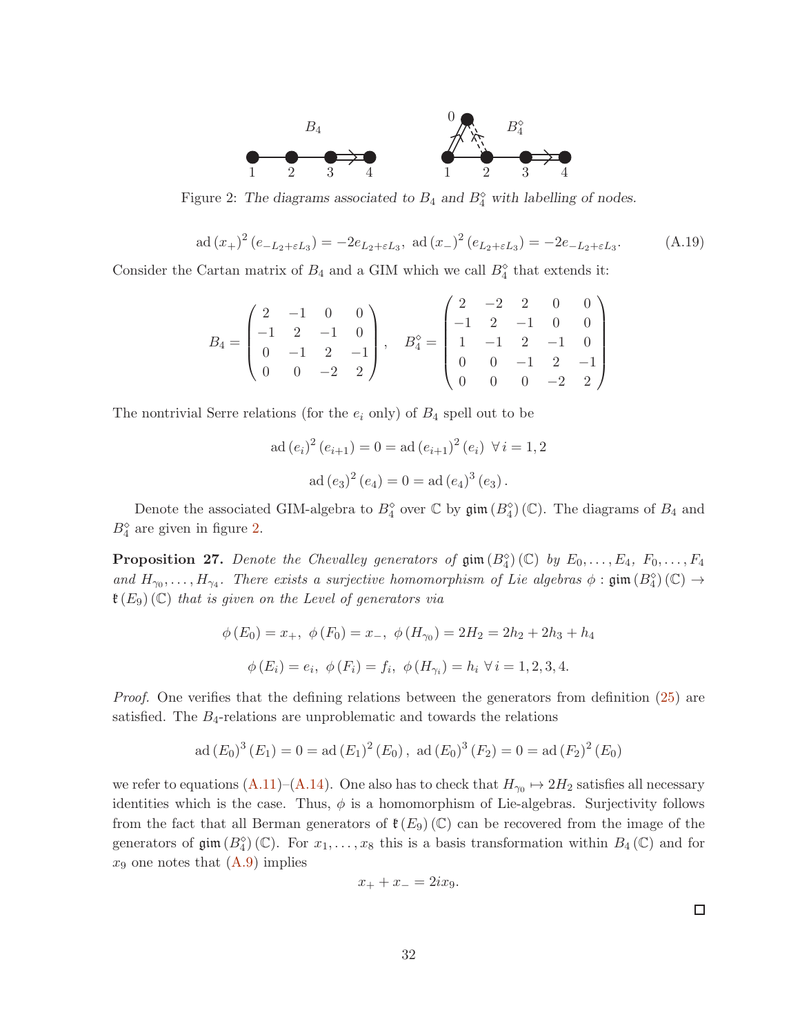Figure 2: *The diagrams associated to $B_4$ and $B_4^\diamond$ with labelling of nodes.*

$$\mathrm{ad}\,(x_+)^2\,(e_{-L_2+\varepsilon L_3}) = -2e_{L_2+\varepsilon L_3},\ \mathrm{ad}\,(x_-)^2\,(e_{L_2+\varepsilon L_3}) = -2e_{-L_2+\varepsilon L_3}. \tag{A.19}$$

Consider the Cartan matrix of $B_4$ and a GIM which we call $B_4^\diamond$ that extends it:

$$B_4 = \begin{pmatrix} 2 & -1 & 0 & 0 \\ -1 & 2 & -1 & 0 \\ 0 & -1 & 2 & -1 \\ 0 & 0 & -2 & 2 \end{pmatrix}, \quad B_4^\diamond = \begin{pmatrix} 2 & -2 & 2 & 0 & 0 \\ -1 & 2 & -1 & 0 & 0 \\ 1 & -1 & 2 & -1 & 0 \\ 0 & 0 & -1 & 2 & -1 \\ 0 & 0 & 0 & -2 & 2 \end{pmatrix}$$

The nontrivial Serre relations (for the $e_i$ only) of $B_4$ spell out to be

$$\mathrm{ad}\,(e_i)^2\,(e_{i+1}) = 0 = \mathrm{ad}\,(e_{i+1})^2\,(e_i)\ \ \forall\, i = 1, 2$$

$$\mathrm{ad}\,(e_3)^2\,(e_4) = 0 = \mathrm{ad}\,(e_4)^3\,(e_3)\,.$$

Denote the associated GIM-algebra to $B_4^\diamond$ over $\mathbb{C}$ by $\mathfrak{gim}\,(B_4^\diamond)\,(\mathbb{C})$. The diagrams of $B_4$ and $B_4^\diamond$ are given in figure 2.

**Proposition 27.** *Denote the Chevalley generators of $\mathfrak{gim}\,(B_4^\diamond)\,(\mathbb{C})$ by $E_0, \ldots, E_4,\ F_0, \ldots, F_4$ and $H_{\gamma_0}, \ldots, H_{\gamma_4}$. There exists a surjective homomorphism of Lie algebras $\phi : \mathfrak{gim}\,(B_4^\diamond)\,(\mathbb{C}) \to \mathfrak{k}\,(E_9)\,(\mathbb{C})$ that is given on the Level of generators via*

$$\phi\,(E_0) = x_+,\ \phi\,(F_0) = x_-,\ \phi\,(H_{\gamma_0}) = 2H_2 = 2h_2 + 2h_3 + h_4$$

$$\phi\,(E_i) = e_i,\ \phi\,(F_i) = f_i,\ \phi\,(H_{\gamma_i}) = h_i\ \forall\, i = 1, 2, 3, 4.$$

*Proof.* One verifies that the defining relations between the generators from definition (25) are satisfied. The $B_4$-relations are unproblematic and towards the relations

$$\mathrm{ad}\,(E_0)^3\,(E_1) = 0 = \mathrm{ad}\,(E_1)^2\,(E_0)\,,\ \mathrm{ad}\,(E_0)^3\,(F_2) = 0 = \mathrm{ad}\,(F_2)^2\,(E_0)$$

we refer to equations (A.11)–(A.14). One also has to check that $H_{\gamma_0} \mapsto 2H_2$ satisfies all necessary identities which is the case. Thus, $\phi$ is a homomorphism of Lie-algebras. Surjectivity follows from the fact that all Berman generators of $\mathfrak{k}\,(E_9)\,(\mathbb{C})$ can be recovered from the image of the generators of $\mathfrak{gim}\,(B_4^\diamond)\,(\mathbb{C})$. For $x_1, \ldots, x_8$ this is a basis transformation within $B_4\,(\mathbb{C})$ and for $x_9$ one notes that (A.9) implies

$$x_+ + x_- = 2ix_9.$$

□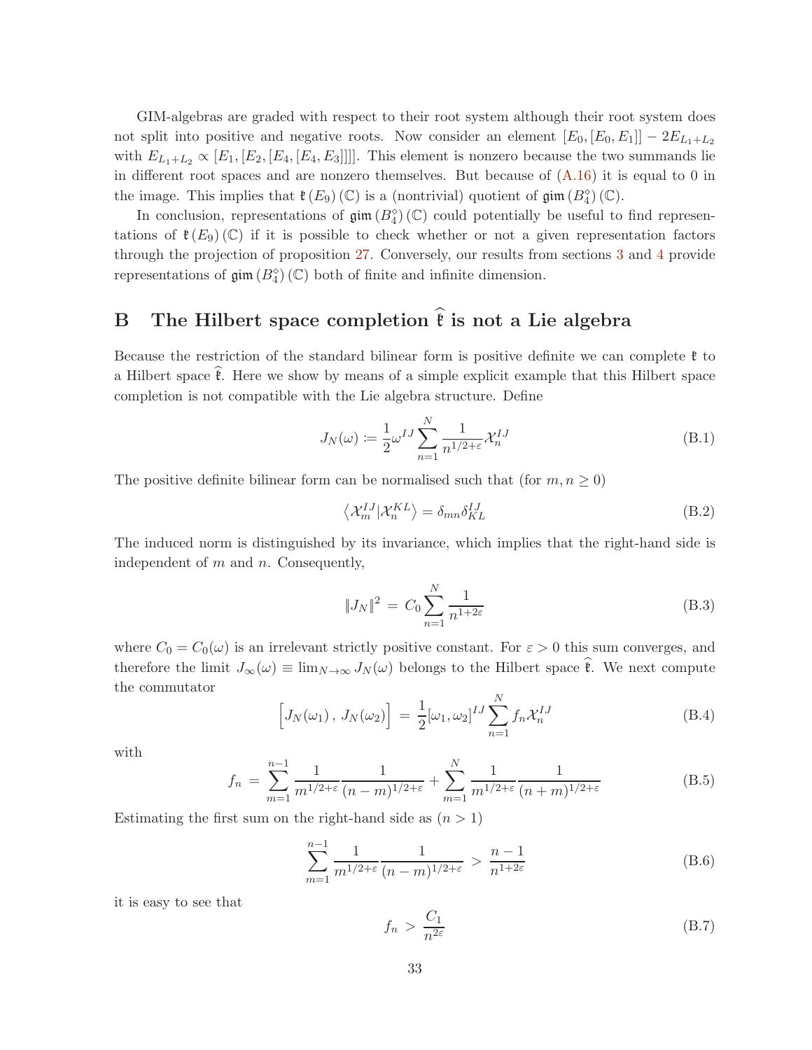GIM-algebras are graded with respect to their root system although their root system does not split into positive and negative roots. Now consider an element $[E_0, [E_0, E_1]] - 2E_{L_1+L_2}$ with $E_{L_1+L_2} \propto [E_1, [E_2, [E_4, [E_4, E_3]]]]$. This element is nonzero because the two summands lie in different root spaces and are nonzero themselves. But because of (A.16) it is equal to 0 in the image. This implies that $\mathfrak{k}(E_9)(\mathbb{C})$ is a (nontrivial) quotient of $\mathfrak{gim}(B_4^\diamond)(\mathbb{C})$.

In conclusion, representations of $\mathfrak{gim}(B_4^\diamond)(\mathbb{C})$ could potentially be useful to find representations of $\mathfrak{k}(E_9)(\mathbb{C})$ if it is possible to check whether or not a given representation factors through the projection of proposition 27. Conversely, our results from sections 3 and 4 provide representations of $\mathfrak{gim}(B_4^\diamond)(\mathbb{C})$ both of finite and infinite dimension.

# B The Hilbert space completion $\widehat{\mathfrak{k}}$ is not a Lie algebra

Because the restriction of the standard bilinear form is positive definite we can complete $\mathfrak{k}$ to a Hilbert space $\widehat{\mathfrak{k}}$. Here we show by means of a simple explicit example that this Hilbert space completion is not compatible with the Lie algebra structure. Define

$$J_N(\omega) := \frac{1}{2}\omega^{IJ} \sum_{n=1}^{N} \frac{1}{n^{1/2+\varepsilon}} \mathcal{X}_n^{IJ} \tag{B.1}$$

The positive definite bilinear form can be normalised such that (for $m, n \geq 0$)

$$\left\langle \mathcal{X}_m^{IJ} | \mathcal{X}_n^{KL} \right\rangle = \delta_{mn} \delta_{KL}^{IJ} \tag{B.2}$$

The induced norm is distinguished by its invariance, which implies that the right-hand side is independent of $m$ and $n$. Consequently,

$$\|J_N\|^2 = C_0 \sum_{n=1}^{N} \frac{1}{n^{1+2\varepsilon}} \tag{B.3}$$

where $C_0 = C_0(\omega)$ is an irrelevant strictly positive constant. For $\varepsilon > 0$ this sum converges, and therefore the limit $J_\infty(\omega) \equiv \lim_{N\to\infty} J_N(\omega)$ belongs to the Hilbert space $\widehat{\mathfrak{k}}$. We next compute the commutator

$$\Big[J_N(\omega_1)\,,\, J_N(\omega_2)\Big] = \frac{1}{2}[\omega_1, \omega_2]^{IJ} \sum_{n=1}^{N} f_n \mathcal{X}_n^{IJ} \tag{B.4}$$

with

$$f_n = \sum_{m=1}^{n-1} \frac{1}{m^{1/2+\varepsilon}} \frac{1}{(n-m)^{1/2+\varepsilon}} + \sum_{m=1}^{N} \frac{1}{m^{1/2+\varepsilon}} \frac{1}{(n+m)^{1/2+\varepsilon}} \tag{B.5}$$

Estimating the first sum on the right-hand side as ($n > 1$)

$$\sum_{m=1}^{n-1} \frac{1}{m^{1/2+\varepsilon}} \frac{1}{(n-m)^{1/2+\varepsilon}} > \frac{n-1}{n^{1+2\varepsilon}} \tag{B.6}$$

it is easy to see that

$$f_n > \frac{C_1}{n^{2\varepsilon}} \tag{B.7}$$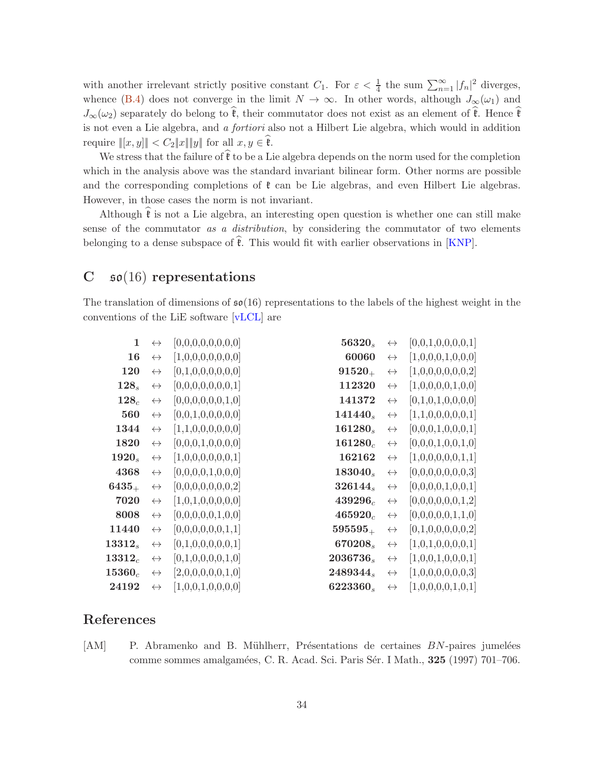with another irrelevant strictly positive constant $C_1$. For $\varepsilon < \frac{1}{4}$ the sum $\sum_{n=1}^{\infty} |f_n|^2$ diverges, whence (B.4) does not converge in the limit $N \to \infty$. In other words, although $J_\infty(\omega_1)$ and $J_\infty(\omega_2)$ separately do belong to $\widehat{\mathfrak{k}}$, their commutator does not exist as an element of $\widehat{\mathfrak{k}}$. Hence $\widehat{\mathfrak{k}}$ is not even a Lie algebra, and *a fortiori* also not a Hilbert Lie algebra, which would in addition require $\|[x,y]\| < C_2\|x\|\|y\|$ for all $x, y \in \widehat{\mathfrak{k}}$.

We stress that the failure of $\widehat{\mathfrak{k}}$ to be a Lie algebra depends on the norm used for the completion which in the analysis above was the standard invariant bilinear form. Other norms are possible and the corresponding completions of $\mathfrak{k}$ can be Lie algebras, and even Hilbert Lie algebras. However, in those cases the norm is not invariant.

Although $\widehat{\mathfrak{k}}$ is not a Lie algebra, an interesting open question is whether one can still make sense of the commutator *as a distribution*, by considering the commutator of two elements belonging to a dense subspace of $\widehat{\mathfrak{k}}$. This would fit with earlier observations in [KNP].

# C $\mathfrak{so}(16)$ representations

The translation of dimensions of $\mathfrak{so}(16)$ representations to the labels of the highest weight in the conventions of the LiE software [vLCL] are

| Dimension | | Label | Dimension | | Label |
|---|---|---|---|---|---|
| $\mathbf{1}$ | $\leftrightarrow$ | [0,0,0,0,0,0,0,0] | $\mathbf{56320}_s$ | $\leftrightarrow$ | [0,0,1,0,0,0,0,1] |
| $\mathbf{16}$ | $\leftrightarrow$ | [1,0,0,0,0,0,0,0] | $\mathbf{60060}$ | $\leftrightarrow$ | [1,0,0,0,1,0,0,0] |
| $\mathbf{120}$ | $\leftrightarrow$ | [0,1,0,0,0,0,0,0] | $\mathbf{91520}_+$ | $\leftrightarrow$ | [1,0,0,0,0,0,0,2] |
| $\mathbf{128}_s$ | $\leftrightarrow$ | [0,0,0,0,0,0,0,1] | $\mathbf{112320}$ | $\leftrightarrow$ | [1,0,0,0,0,1,0,0] |
| $\mathbf{128}_c$ | $\leftrightarrow$ | [0,0,0,0,0,0,1,0] | $\mathbf{141372}$ | $\leftrightarrow$ | [0,1,0,1,0,0,0,0] |
| $\mathbf{560}$ | $\leftrightarrow$ | [0,0,1,0,0,0,0,0] | $\mathbf{141440}_s$ | $\leftrightarrow$ | [1,1,0,0,0,0,0,1] |
| $\mathbf{1344}$ | $\leftrightarrow$ | [1,1,0,0,0,0,0,0] | $\mathbf{161280}_s$ | $\leftrightarrow$ | [0,0,0,1,0,0,0,1] |
| $\mathbf{1820}$ | $\leftrightarrow$ | [0,0,0,1,0,0,0,0] | $\mathbf{161280}_c$ | $\leftrightarrow$ | [0,0,0,1,0,0,1,0] |
| $\mathbf{1920}_s$ | $\leftrightarrow$ | [1,0,0,0,0,0,0,1] | $\mathbf{162162}$ | $\leftrightarrow$ | [1,0,0,0,0,0,1,1] |
| $\mathbf{4368}$ | $\leftrightarrow$ | [0,0,0,0,1,0,0,0] | $\mathbf{183040}_s$ | $\leftrightarrow$ | [0,0,0,0,0,0,0,3] |
| $\mathbf{6435}_+$ | $\leftrightarrow$ | [0,0,0,0,0,0,0,2] | $\mathbf{326144}_s$ | $\leftrightarrow$ | [0,0,0,0,1,0,0,1] |
| $\mathbf{7020}$ | $\leftrightarrow$ | [1,0,1,0,0,0,0,0] | $\mathbf{439296}_c$ | $\leftrightarrow$ | [0,0,0,0,0,0,1,2] |
| $\mathbf{8008}$ | $\leftrightarrow$ | [0,0,0,0,0,1,0,0] | $\mathbf{465920}_c$ | $\leftrightarrow$ | [0,0,0,0,0,1,1,0] |
| $\mathbf{11440}$ | $\leftrightarrow$ | [0,0,0,0,0,0,1,1] | $\mathbf{595595}_+$ | $\leftrightarrow$ | [0,1,0,0,0,0,0,2] |
| $\mathbf{13312}_s$ | $\leftrightarrow$ | [0,1,0,0,0,0,0,1] | $\mathbf{670208}_s$ | $\leftrightarrow$ | [1,0,1,0,0,0,0,1] |
| $\mathbf{13312}_c$ | $\leftrightarrow$ | [0,1,0,0,0,0,1,0] | $\mathbf{2036736}_s$ | $\leftrightarrow$ | [1,0,0,1,0,0,0,1] |
| $\mathbf{15360}_c$ | $\leftrightarrow$ | [2,0,0,0,0,0,1,0] | $\mathbf{2489344}_s$ | $\leftrightarrow$ | [1,0,0,0,0,0,0,3] |
| $\mathbf{24192}$ | $\leftrightarrow$ | [1,0,0,1,0,0,0,0] | $\mathbf{6223360}_s$ | $\leftrightarrow$ | [1,0,0,0,0,1,0,1] |

# References

[AM] P. Abramenko and B. Mühlherr, Présentations de certaines $BN$-paires jumelées comme sommes amalgamées, C. R. Acad. Sci. Paris Sér. I Math., **325** (1997) 701–706.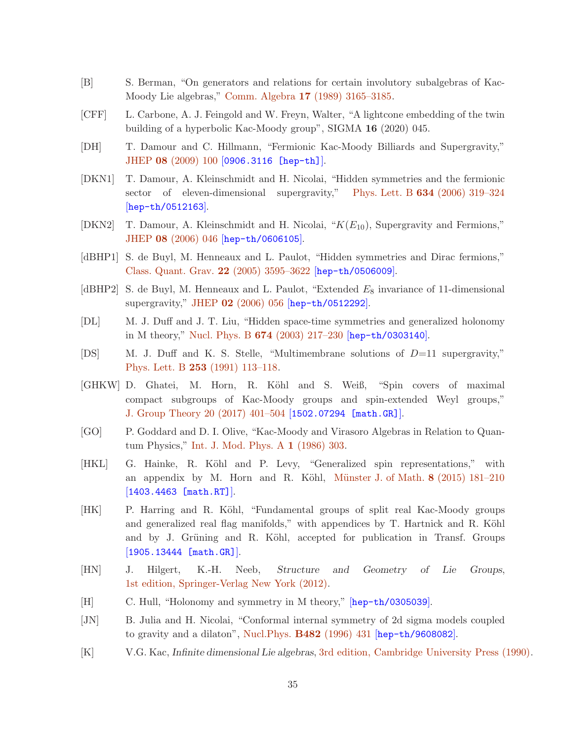[B] S. Berman, "On generators and relations for certain involutory subalgebras of Kac-Moody Lie algebras," Comm. Algebra **17** (1989) 3165–3185.

[CFF] L. Carbone, A. J. Feingold and W. Freyn, Walter, "A lightcone embedding of the twin building of a hyperbolic Kac-Moody group", SIGMA **16** (2020) 045.

[DH] T. Damour and C. Hillmann, "Fermionic Kac-Moody Billiards and Supergravity," JHEP **08** (2009) 100 [0906.3116 [hep-th]].

[DKN1] T. Damour, A. Kleinschmidt and H. Nicolai, "Hidden symmetries and the fermionic sector of eleven-dimensional supergravity," Phys. Lett. B **634** (2006) 319–324 [hep-th/0512163].

[DKN2] T. Damour, A. Kleinschmidt and H. Nicolai, "$K(E_{10})$, Supergravity and Fermions," JHEP **08** (2006) 046 [hep-th/0606105].

[dBHP1] S. de Buyl, M. Henneaux and L. Paulot, "Hidden symmetries and Dirac fermions," Class. Quant. Grav. **22** (2005) 3595–3622 [hep-th/0506009].

[dBHP2] S. de Buyl, M. Henneaux and L. Paulot, "Extended $E_8$ invariance of 11-dimensional supergravity," JHEP **02** (2006) 056 [hep-th/0512292].

[DL] M. J. Duff and J. T. Liu, "Hidden space-time symmetries and generalized holonomy in M theory," Nucl. Phys. B **674** (2003) 217–230 [hep-th/0303140].

[DS] M. J. Duff and K. S. Stelle, "Multimembrane solutions of $D$=11 supergravity," Phys. Lett. B **253** (1991) 113–118.

[GHKW] D. Ghatei, M. Horn, R. Köhl and S. Weiß, "Spin covers of maximal compact subgroups of Kac-Moody groups and spin-extended Weyl groups," J. Group Theory 20 (2017) 401–504 [1502.07294 [math.GR]].

[GO] P. Goddard and D. I. Olive, "Kac-Moody and Virasoro Algebras in Relation to Quantum Physics," Int. J. Mod. Phys. A **1** (1986) 303.

[HKL] G. Hainke, R. Köhl and P. Levy, "Generalized spin representations," with an appendix by M. Horn and R. Köhl, Münster J. of Math. **8** (2015) 181–210 [1403.4463 [math.RT]].

[HK] P. Harring and R. Köhl, "Fundamental groups of split real Kac-Moody groups and generalized real flag manifolds," with appendices by T. Hartnick and R. Köhl and by J. Grüning and R. Köhl, accepted for publication in Transf. Groups [1905.13444 [math.GR]].

[HN] J. Hilgert, K.-H. Neeb, *Structure and Geometry of Lie Groups*, 1st edition, Springer-Verlag New York (2012).

[H] C. Hull, "Holonomy and symmetry in M theory," [hep-th/0305039].

[JN] B. Julia and H. Nicolai, "Conformal internal symmetry of 2d sigma models coupled to gravity and a dilaton", Nucl.Phys. **B482** (1996) 431 [hep-th/9608082].

[K] V.G. Kac, *Infinite dimensional Lie algebras*, 3rd edition, Cambridge University Press (1990).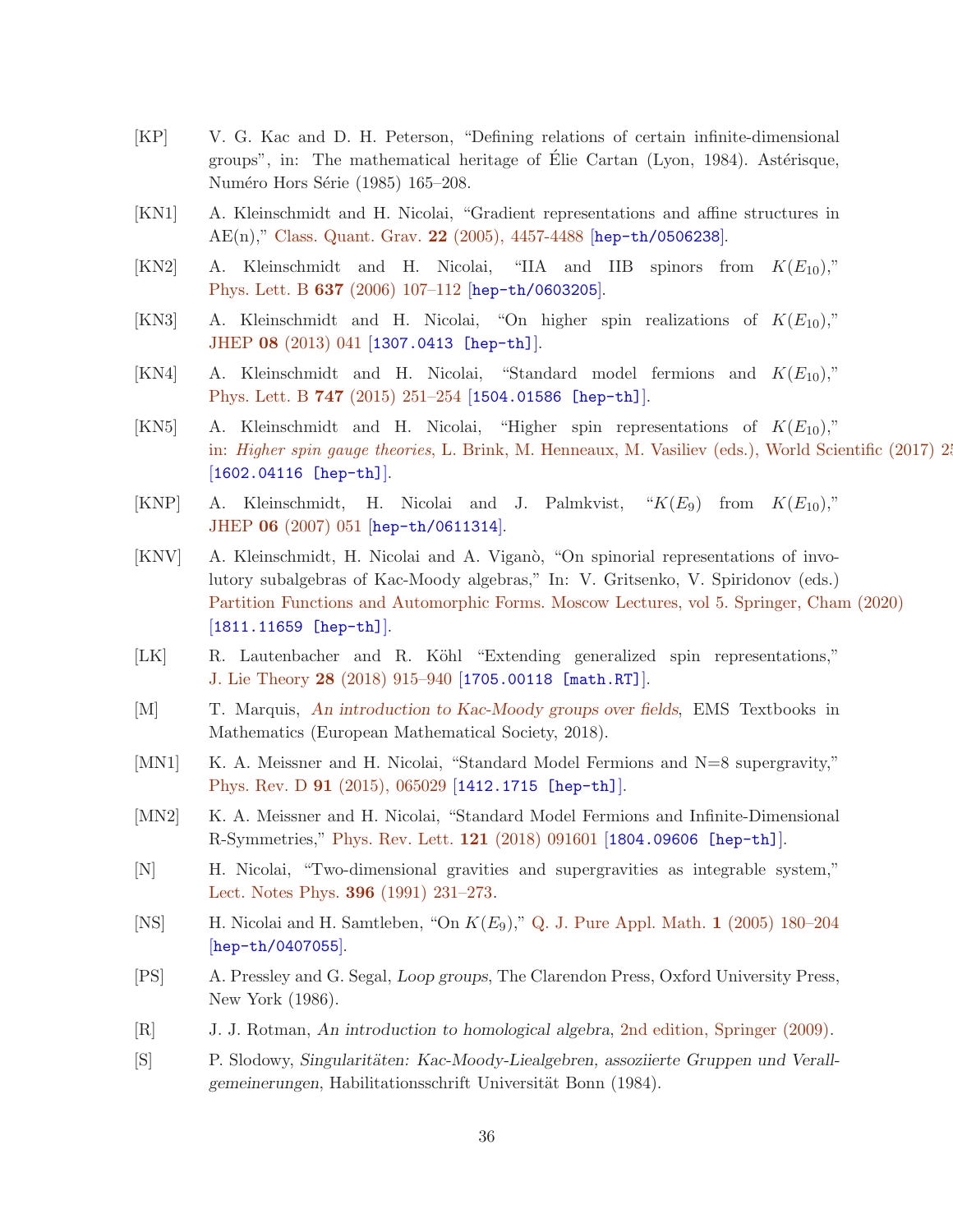[KP] V. G. Kac and D. H. Peterson, "Defining relations of certain infinite-dimensional groups", in: The mathematical heritage of Élie Cartan (Lyon, 1984). Astérisque, Numéro Hors Série (1985) 165–208.

[KN1] A. Kleinschmidt and H. Nicolai, "Gradient representations and affine structures in AE(n)," Class. Quant. Grav. **22** (2005), 4457-4488 [hep-th/0506238].

[KN2] A. Kleinschmidt and H. Nicolai, "IIA and IIB spinors from $K(E_{10})$," Phys. Lett. B **637** (2006) 107–112 [hep-th/0603205].

[KN3] A. Kleinschmidt and H. Nicolai, "On higher spin realizations of $K(E_{10})$," JHEP **08** (2013) 041 [1307.0413 [hep-th]].

[KN4] A. Kleinschmidt and H. Nicolai, "Standard model fermions and $K(E_{10})$," Phys. Lett. B **747** (2015) 251–254 [1504.01586 [hep-th]].

[KN5] A. Kleinschmidt and H. Nicolai, "Higher spin representations of $K(E_{10})$," in: *Higher spin gauge theories*, L. Brink, M. Henneaux, M. Vasiliev (eds.), World Scientific (2017) 2 [1602.04116 [hep-th]].

[KNP] A. Kleinschmidt, H. Nicolai and J. Palmkvist, "$K(E_9)$ from $K(E_{10})$," JHEP **06** (2007) 051 [hep-th/0611314].

[KNV] A. Kleinschmidt, H. Nicolai and A. Viganò, "On spinorial representations of involutory subalgebras of Kac-Moody algebras," In: V. Gritsenko, V. Spiridonov (eds.) Partition Functions and Automorphic Forms. Moscow Lectures, vol 5. Springer, Cham (2020) [1811.11659 [hep-th]].

[LK] R. Lautenbacher and R. Köhl "Extending generalized spin representations," J. Lie Theory **28** (2018) 915–940 [1705.00118 [math.RT]].

[M] T. Marquis, *An introduction to Kac-Moody groups over fields*, EMS Textbooks in Mathematics (European Mathematical Society, 2018).

[MN1] K. A. Meissner and H. Nicolai, "Standard Model Fermions and N=8 supergravity," Phys. Rev. D **91** (2015), 065029 [1412.1715 [hep-th]].

[MN2] K. A. Meissner and H. Nicolai, "Standard Model Fermions and Infinite-Dimensional R-Symmetries," Phys. Rev. Lett. **121** (2018) 091601 [1804.09606 [hep-th]].

[N] H. Nicolai, "Two-dimensional gravities and supergravities as integrable system," Lect. Notes Phys. **396** (1991) 231–273.

[NS] H. Nicolai and H. Samtleben, "On $K(E_9)$," Q. J. Pure Appl. Math. **1** (2005) 180–204 [hep-th/0407055].

[PS] A. Pressley and G. Segal, *Loop groups*, The Clarendon Press, Oxford University Press, New York (1986).

[R] J. J. Rotman, *An introduction to homological algebra*, 2nd edition, Springer (2009).

[S] P. Slodowy, *Singularitäten: Kac-Moody-Liealgebren, assoziierte Gruppen und Verallgemeinerungen*, Habilitationsschrift Universität Bonn (1984).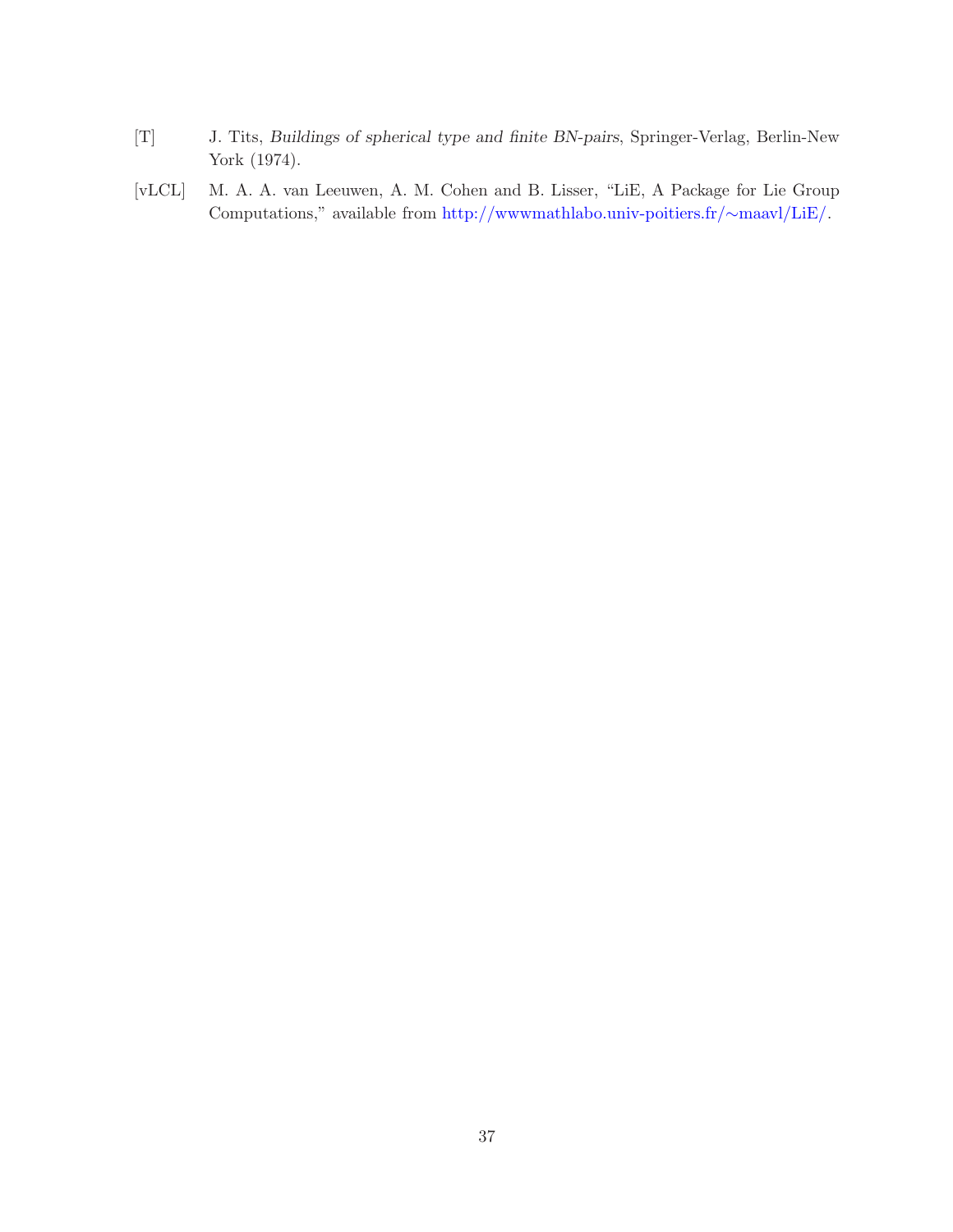[T] J. Tits, *Buildings of spherical type and finite BN-pairs*, Springer-Verlag, Berlin-New York (1974).

[vLCL] M. A. A. van Leeuwen, A. M. Cohen and B. Lisser, "LiE, A Package for Lie Group Computations," available from http://wwwmathlabo.univ-poitiers.fr/∼maavl/LiE/.